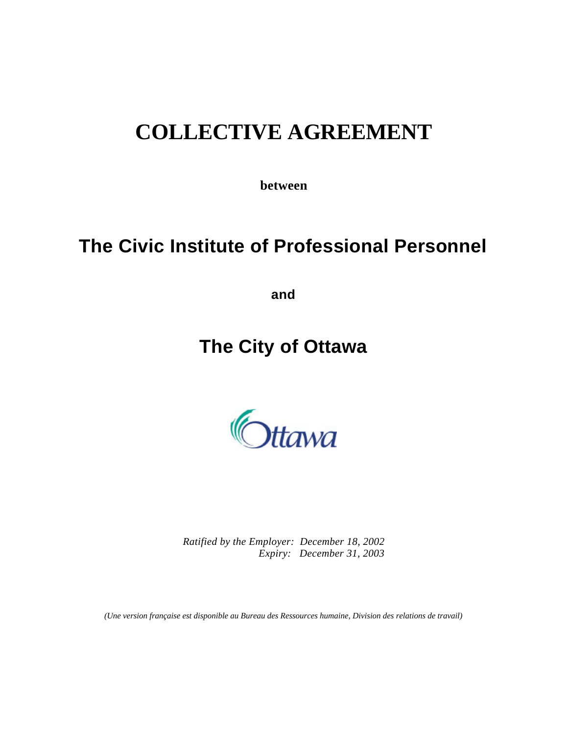# COLLECTIVE AGREEMENT

**between**

## The Civic Institute of Professional Personnel

**and**

## The City of Ottawa

Ottawa

*Ratified by the Employer: December 18, 2002*
*Expiry: December 31, 2003*

*(Une version française est disponible au Bureau des Ressources humaine, Division des relations de travail)*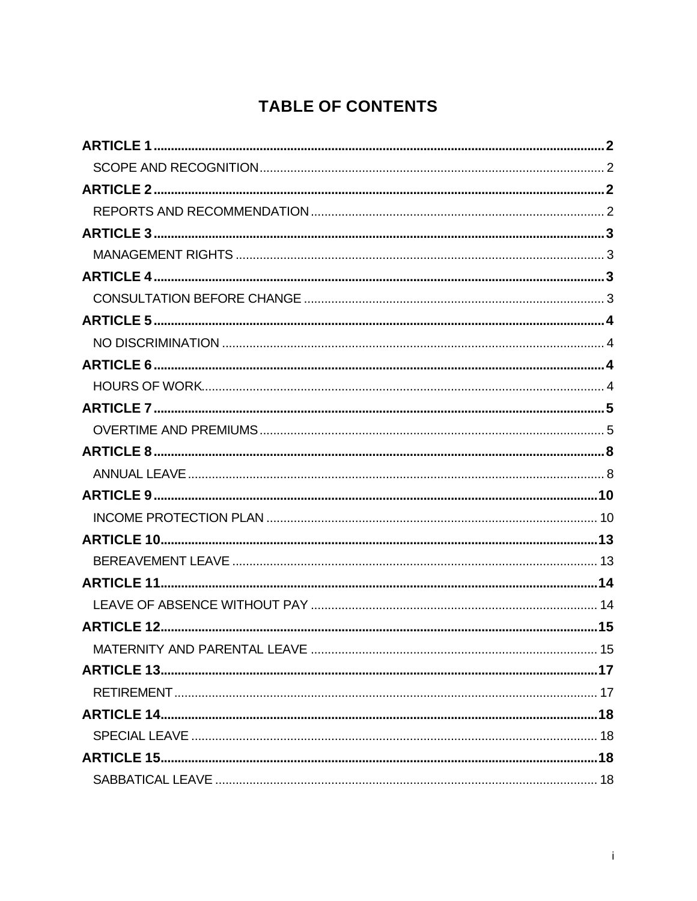# TABLE OF CONTENTS

**ARTICLE 1** .......... **2**
- SCOPE AND RECOGNITION .......... 2

**ARTICLE 2** .......... **2**
- REPORTS AND RECOMMENDATION .......... 2

**ARTICLE 3** .......... **3**
- MANAGEMENT RIGHTS .......... 3

**ARTICLE 4** .......... **3**
- CONSULTATION BEFORE CHANGE .......... 3

**ARTICLE 5** .......... **4**
- NO DISCRIMINATION .......... 4

**ARTICLE 6** .......... **4**
- HOURS OF WORK .......... 4

**ARTICLE 7** .......... **5**
- OVERTIME AND PREMIUMS .......... 5

**ARTICLE 8** .......... **8**
- ANNUAL LEAVE .......... 8

**ARTICLE 9** .......... **10**
- INCOME PROTECTION PLAN .......... 10

**ARTICLE 10** .......... **13**
- BEREAVEMENT LEAVE .......... 13

**ARTICLE 11** .......... **14**
- LEAVE OF ABSENCE WITHOUT PAY .......... 14

**ARTICLE 12** .......... **15**
- MATERNITY AND PARENTAL LEAVE .......... 15

**ARTICLE 13** .......... **17**
- RETIREMENT .......... 17

**ARTICLE 14** .......... **18**
- SPECIAL LEAVE .......... 18

**ARTICLE 15** .......... **18**
- SABBATICAL LEAVE .......... 18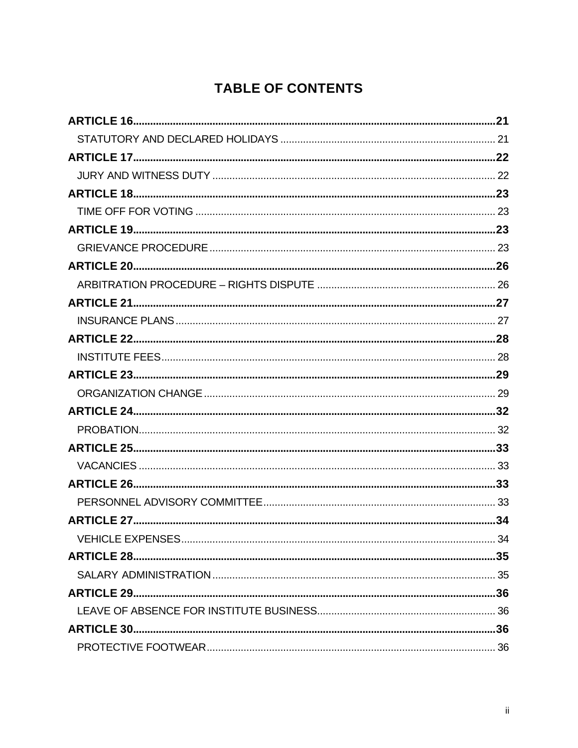# TABLE OF CONTENTS

**ARTICLE 16**......................................................................................................................**21**

STATUTORY AND DECLARED HOLIDAYS ........................................................................ 21

**ARTICLE 17**......................................................................................................................**22**

JURY AND WITNESS DUTY ............................................................................................... 22

**ARTICLE 18**......................................................................................................................**23**

TIME OFF FOR VOTING ..................................................................................................... 23

**ARTICLE 19**......................................................................................................................**23**

GRIEVANCE PROCEDURE ................................................................................................. 23

**ARTICLE 20**......................................................................................................................**26**

ARBITRATION PROCEDURE – RIGHTS DISPUTE ............................................................ 26

**ARTICLE 21**......................................................................................................................**27**

INSURANCE PLANS ............................................................................................................ 27

**ARTICLE 22**......................................................................................................................**28**

INSTITUTE FEES................................................................................................................. 28

**ARTICLE 23**......................................................................................................................**29**

ORGANIZATION CHANGE .................................................................................................. 29

**ARTICLE 24**......................................................................................................................**32**

PROBATION......................................................................................................................... 32

**ARTICLE 25**......................................................................................................................**33**

VACANCIES ......................................................................................................................... 33

**ARTICLE 26**......................................................................................................................**33**

PERSONNEL ADVISORY COMMITTEE.............................................................................. 33

**ARTICLE 27**......................................................................................................................**34**

VEHICLE EXPENSES.......................................................................................................... 34

**ARTICLE 28**......................................................................................................................**35**

SALARY ADMINISTRATION ................................................................................................ 35

**ARTICLE 29**......................................................................................................................**36**

LEAVE OF ABSENCE FOR INSTITUTE BUSINESS............................................................ 36

**ARTICLE 30**......................................................................................................................**36**

PROTECTIVE FOOTWEAR.................................................................................................. 36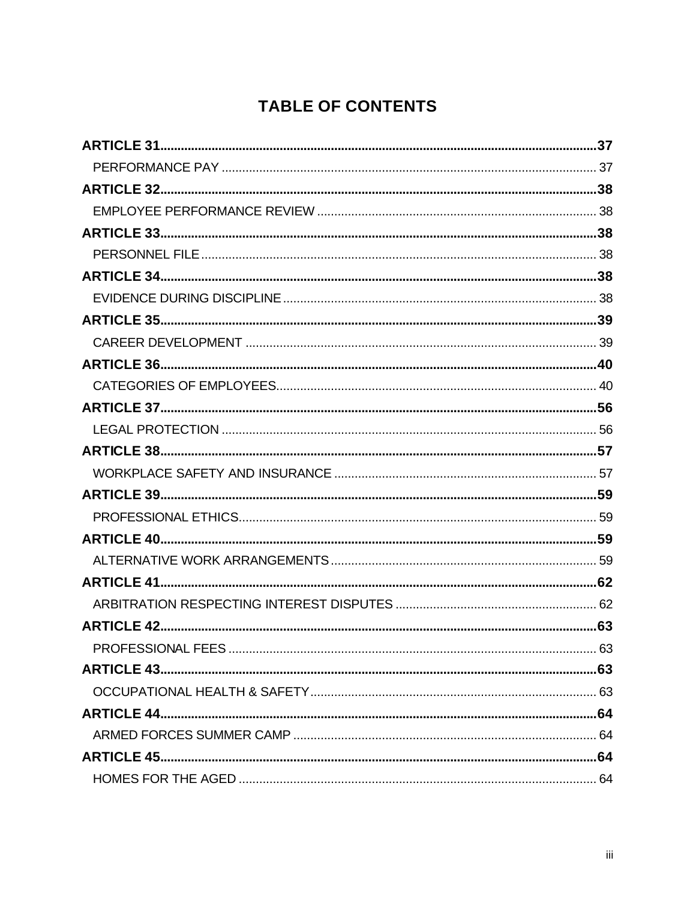# TABLE OF CONTENTS

**ARTICLE 31..........37**

PERFORMANCE PAY .......... 37

**ARTICLE 32..........38**

EMPLOYEE PERFORMANCE REVIEW .......... 38

**ARTICLE 33..........38**

PERSONNEL FILE .......... 38

**ARTICLE 34..........38**

EVIDENCE DURING DISCIPLINE .......... 38

**ARTICLE 35..........39**

CAREER DEVELOPMENT .......... 39

**ARTICLE 36..........40**

CATEGORIES OF EMPLOYEES.......... 40

**ARTICLE 37..........56**

LEGAL PROTECTION .......... 56

**ARTICLE 38..........57**

WORKPLACE SAFETY AND INSURANCE .......... 57

**ARTICLE 39..........59**

PROFESSIONAL ETHICS.......... 59

**ARTICLE 40..........59**

ALTERNATIVE WORK ARRANGEMENTS .......... 59

**ARTICLE 41..........62**

ARBITRATION RESPECTING INTEREST DISPUTES .......... 62

**ARTICLE 42..........63**

PROFESSIONAL FEES .......... 63

**ARTICLE 43..........63**

OCCUPATIONAL HEALTH & SAFETY.......... 63

**ARTICLE 44..........64**

ARMED FORCES SUMMER CAMP .......... 64

**ARTICLE 45..........64**

HOMES FOR THE AGED .......... 64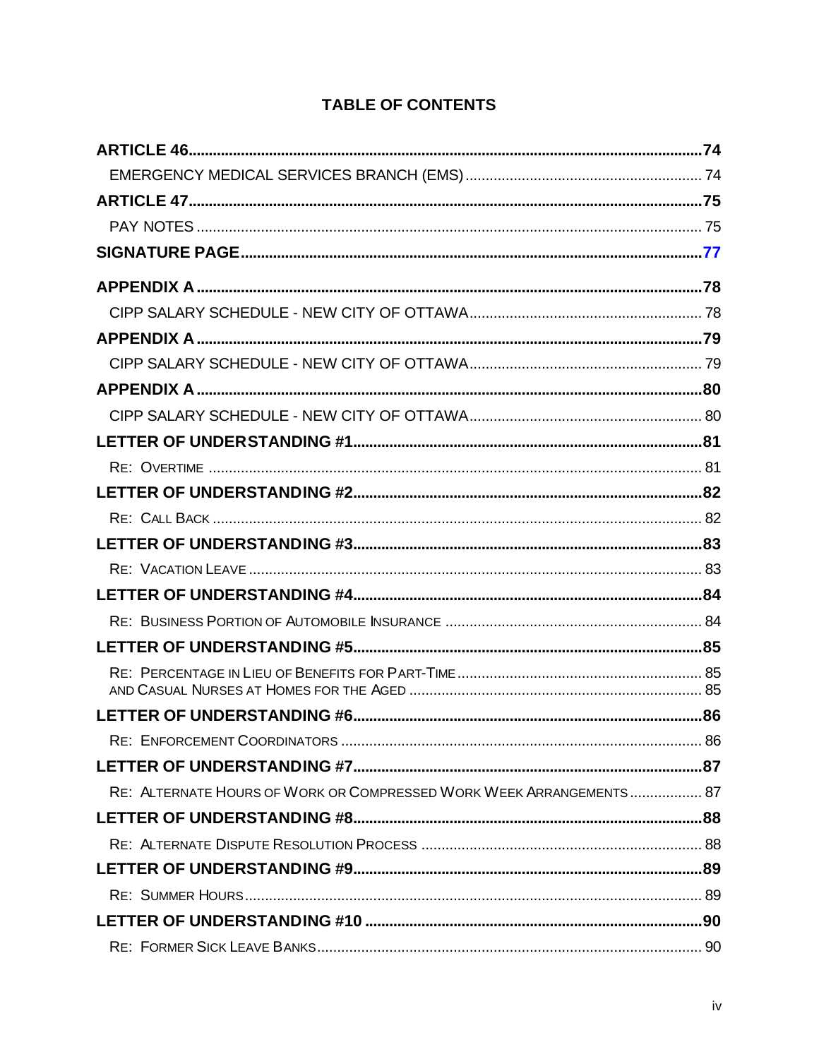## TABLE OF CONTENTS

**ARTICLE 46** .......... **74**
- EMERGENCY MEDICAL SERVICES BRANCH (EMS) .......... 74

**ARTICLE 47** .......... **75**
- PAY NOTES .......... 75

**SIGNATURE PAGE** .......... **77**

**APPENDIX A** .......... **78**
- CIPP SALARY SCHEDULE - NEW CITY OF OTTAWA .......... 78

**APPENDIX A** .......... **79**
- CIPP SALARY SCHEDULE - NEW CITY OF OTTAWA .......... 79

**APPENDIX A** .......... **80**
- CIPP SALARY SCHEDULE - NEW CITY OF OTTAWA .......... 80

**LETTER OF UNDERSTANDING #1** .......... **81**
- RE: OVERTIME .......... 81

**LETTER OF UNDERSTANDING #2** .......... **82**
- RE: CALL BACK .......... 82

**LETTER OF UNDERSTANDING #3** .......... **83**
- RE: VACATION LEAVE .......... 83

**LETTER OF UNDERSTANDING #4** .......... **84**
- RE: BUSINESS PORTION OF AUTOMOBILE INSURANCE .......... 84

**LETTER OF UNDERSTANDING #5** .......... **85**
- RE: PERCENTAGE IN LIEU OF BENEFITS FOR PART-TIME .......... 85
  AND CASUAL NURSES AT HOMES FOR THE AGED .......... 85

**LETTER OF UNDERSTANDING #6** .......... **86**
- RE: ENFORCEMENT COORDINATORS .......... 86

**LETTER OF UNDERSTANDING #7** .......... **87**
- RE: ALTERNATE HOURS OF WORK OR COMPRESSED WORK WEEK ARRANGEMENTS .......... 87

**LETTER OF UNDERSTANDING #8** .......... **88**
- RE: ALTERNATE DISPUTE RESOLUTION PROCESS .......... 88

**LETTER OF UNDERSTANDING #9** .......... **89**
- RE: SUMMER HOURS .......... 89

**LETTER OF UNDERSTANDING #10** .......... **90**
- RE: FORMER SICK LEAVE BANKS .......... 90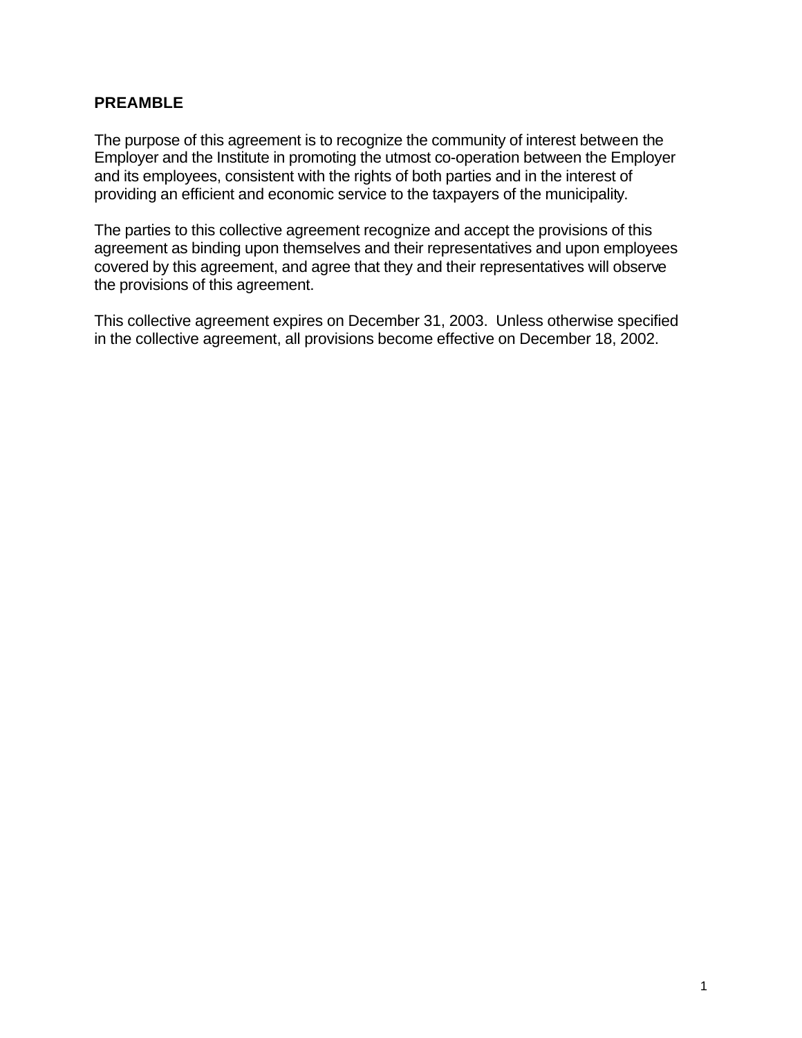## PREAMBLE

The purpose of this agreement is to recognize the community of interest between the Employer and the Institute in promoting the utmost co-operation between the Employer and its employees, consistent with the rights of both parties and in the interest of providing an efficient and economic service to the taxpayers of the municipality.

The parties to this collective agreement recognize and accept the provisions of this agreement as binding upon themselves and their representatives and upon employees covered by this agreement, and agree that they and their representatives will observe the provisions of this agreement.

This collective agreement expires on December 31, 2003. Unless otherwise specified in the collective agreement, all provisions become effective on December 18, 2002.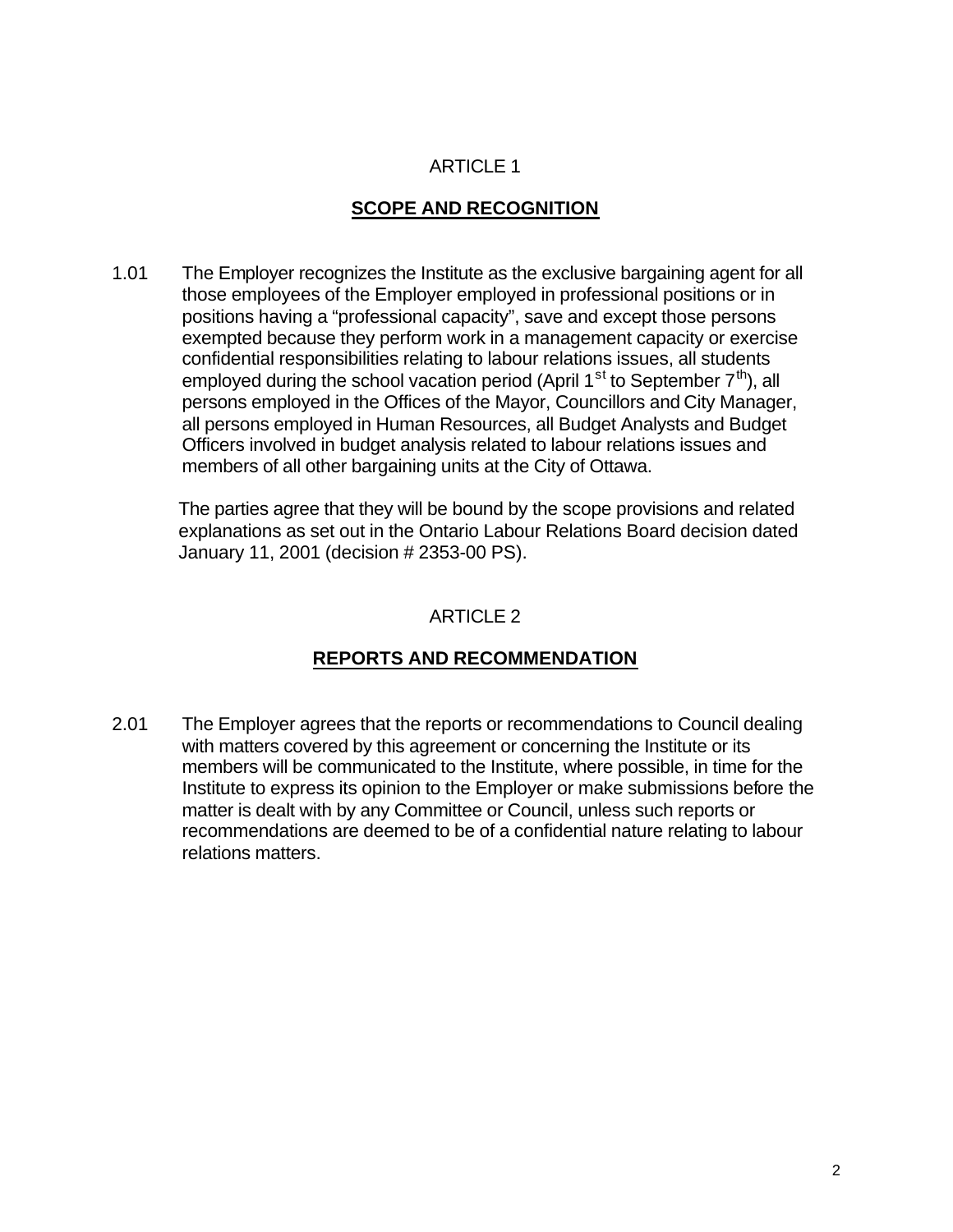# ARTICLE 1

## SCOPE AND RECOGNITION

1.01 The Employer recognizes the Institute as the exclusive bargaining agent for all those employees of the Employer employed in professional positions or in positions having a "professional capacity", save and except those persons exempted because they perform work in a management capacity or exercise confidential responsibilities relating to labour relations issues, all students employed during the school vacation period (April 1st to September 7th), all persons employed in the Offices of the Mayor, Councillors and City Manager, all persons employed in Human Resources, all Budget Analysts and Budget Officers involved in budget analysis related to labour relations issues and members of all other bargaining units at the City of Ottawa.

The parties agree that they will be bound by the scope provisions and related explanations as set out in the Ontario Labour Relations Board decision dated January 11, 2001 (decision # 2353-00 PS).

# ARTICLE 2

## REPORTS AND RECOMMENDATION

2.01 The Employer agrees that the reports or recommendations to Council dealing with matters covered by this agreement or concerning the Institute or its members will be communicated to the Institute, where possible, in time for the Institute to express its opinion to the Employer or make submissions before the matter is dealt with by any Committee or Council, unless such reports or recommendations are deemed to be of a confidential nature relating to labour relations matters.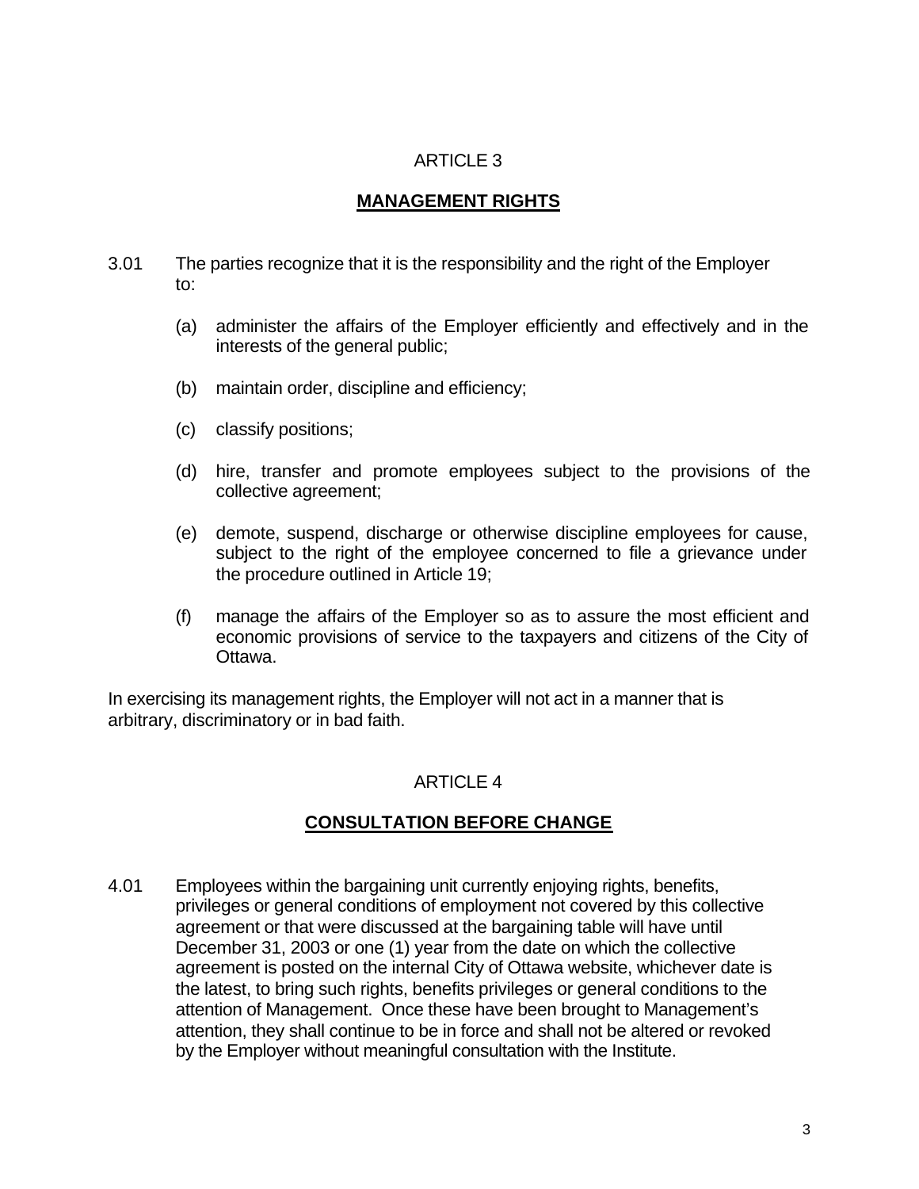## ARTICLE 3

## MANAGEMENT RIGHTS

3.01 The parties recognize that it is the responsibility and the right of the Employer to:

(a) administer the affairs of the Employer efficiently and effectively and in the interests of the general public;

(b) maintain order, discipline and efficiency;

(c) classify positions;

(d) hire, transfer and promote employees subject to the provisions of the collective agreement;

(e) demote, suspend, discharge or otherwise discipline employees for cause, subject to the right of the employee concerned to file a grievance under the procedure outlined in Article 19;

(f) manage the affairs of the Employer so as to assure the most efficient and economic provisions of service to the taxpayers and citizens of the City of Ottawa.

In exercising its management rights, the Employer will not act in a manner that is arbitrary, discriminatory or in bad faith.

## ARTICLE 4

## CONSULTATION BEFORE CHANGE

4.01 Employees within the bargaining unit currently enjoying rights, benefits, privileges or general conditions of employment not covered by this collective agreement or that were discussed at the bargaining table will have until December 31, 2003 or one (1) year from the date on which the collective agreement is posted on the internal City of Ottawa website, whichever date is the latest, to bring such rights, benefits privileges or general conditions to the attention of Management. Once these have been brought to Management's attention, they shall continue to be in force and shall not be altered or revoked by the Employer without meaningful consultation with the Institute.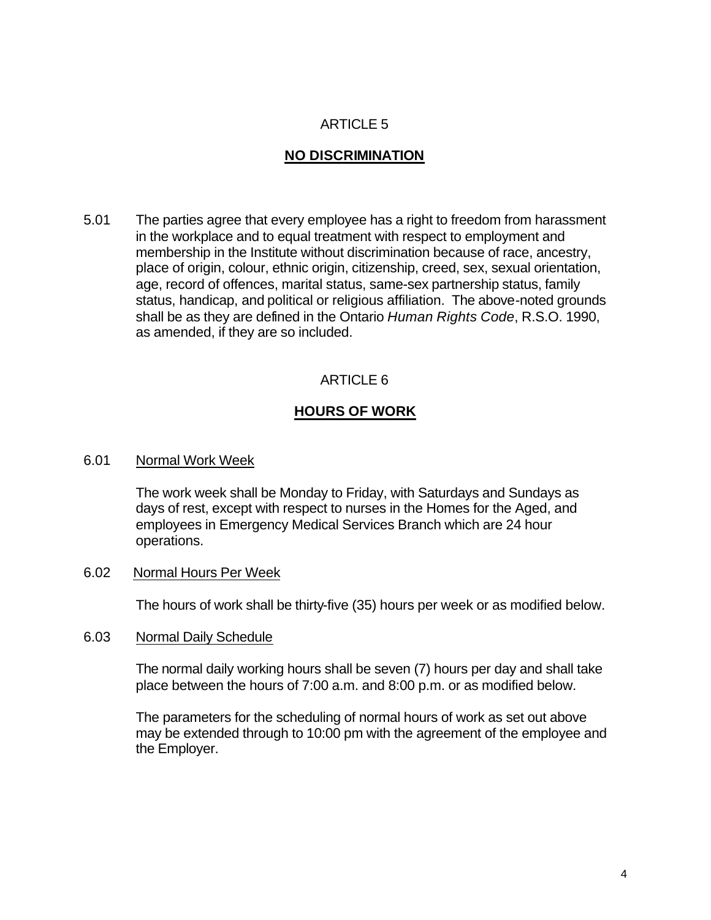## ARTICLE 5

## NO DISCRIMINATION

5.01 The parties agree that every employee has a right to freedom from harassment in the workplace and to equal treatment with respect to employment and membership in the Institute without discrimination because of race, ancestry, place of origin, colour, ethnic origin, citizenship, creed, sex, sexual orientation, age, record of offences, marital status, same-sex partnership status, family status, handicap, and political or religious affiliation. The above-noted grounds shall be as they are defined in the Ontario *Human Rights Code*, R.S.O. 1990, as amended, if they are so included.

## ARTICLE 6

## HOURS OF WORK

6.01 Normal Work Week

The work week shall be Monday to Friday, with Saturdays and Sundays as days of rest, except with respect to nurses in the Homes for the Aged, and employees in Emergency Medical Services Branch which are 24 hour operations.

6.02 Normal Hours Per Week

The hours of work shall be thirty-five (35) hours per week or as modified below.

6.03 Normal Daily Schedule

The normal daily working hours shall be seven (7) hours per day and shall take place between the hours of 7:00 a.m. and 8:00 p.m. or as modified below.

The parameters for the scheduling of normal hours of work as set out above may be extended through to 10:00 pm with the agreement of the employee and the Employer.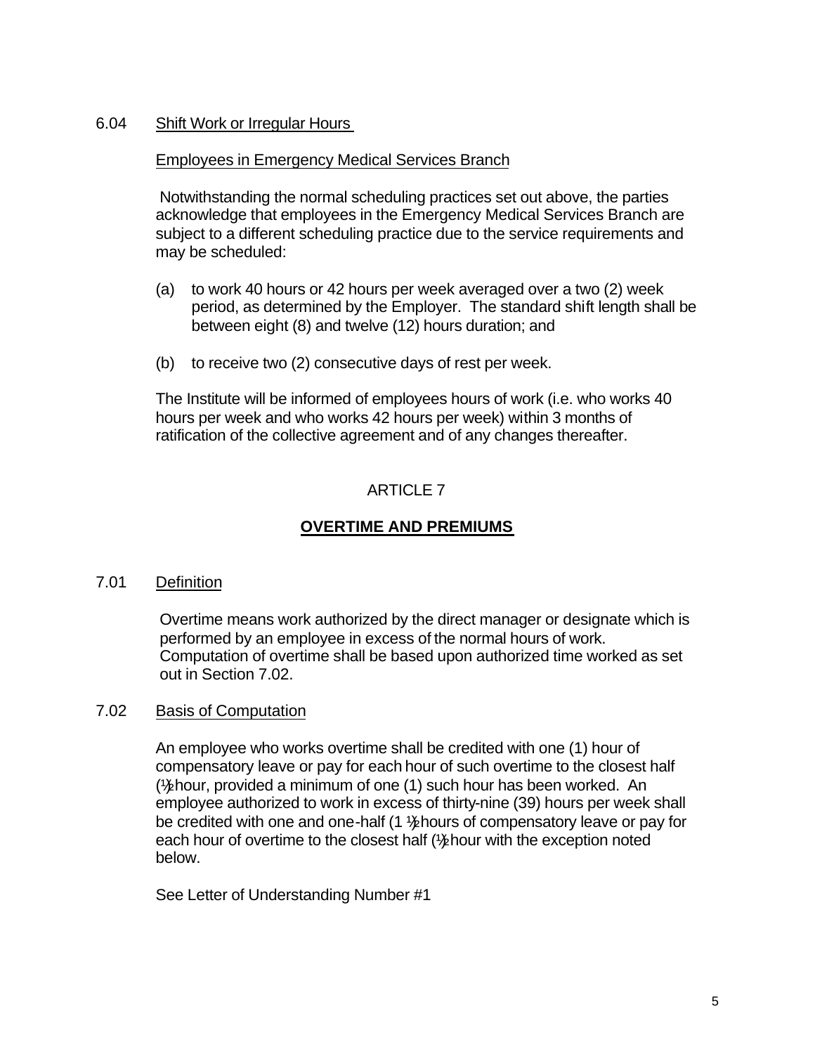6.04 Shift Work or Irregular Hours

Employees in Emergency Medical Services Branch

Notwithstanding the normal scheduling practices set out above, the parties acknowledge that employees in the Emergency Medical Services Branch are subject to a different scheduling practice due to the service requirements and may be scheduled:

(a) to work 40 hours or 42 hours per week averaged over a two (2) week period, as determined by the Employer. The standard shift length shall be between eight (8) and twelve (12) hours duration; and

(b) to receive two (2) consecutive days of rest per week.

The Institute will be informed of employees hours of work (i.e. who works 40 hours per week and who works 42 hours per week) within 3 months of ratification of the collective agreement and of any changes thereafter.

## ARTICLE 7

## OVERTIME AND PREMIUMS

7.01 Definition

Overtime means work authorized by the direct manager or designate which is performed by an employee in excess of the normal hours of work. Computation of overtime shall be based upon authorized time worked as set out in Section 7.02.

7.02 Basis of Computation

An employee who works overtime shall be credited with one (1) hour of compensatory leave or pay for each hour of such overtime to the closest half (½) hour, provided a minimum of one (1) such hour has been worked. An employee authorized to work in excess of thirty-nine (39) hours per week shall be credited with one and one-half (1 ½) hours of compensatory leave or pay for each hour of overtime to the closest half (½) hour with the exception noted below.

See Letter of Understanding Number #1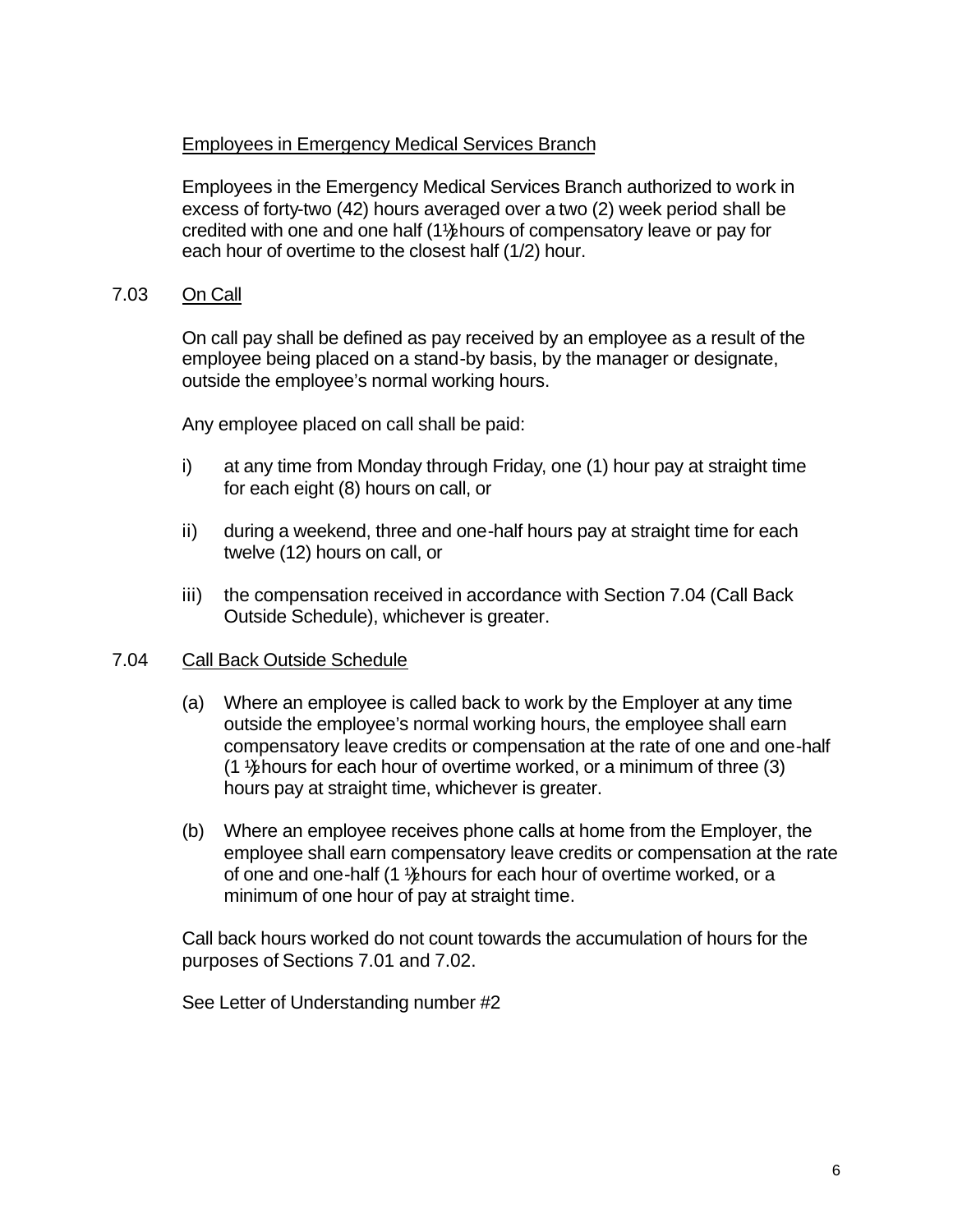Employees in Emergency Medical Services Branch

Employees in the Emergency Medical Services Branch authorized to work in excess of forty-two (42) hours averaged over a two (2) week period shall be credited with one and one half (1½) hours of compensatory leave or pay for each hour of overtime to the closest half (1/2) hour.

## 7.03 On Call

On call pay shall be defined as pay received by an employee as a result of the employee being placed on a stand-by basis, by the manager or designate, outside the employee's normal working hours.

Any employee placed on call shall be paid:

i) at any time from Monday through Friday, one (1) hour pay at straight time for each eight (8) hours on call, or

ii) during a weekend, three and one-half hours pay at straight time for each twelve (12) hours on call, or

iii) the compensation received in accordance with Section 7.04 (Call Back Outside Schedule), whichever is greater.

## 7.04 Call Back Outside Schedule

(a) Where an employee is called back to work by the Employer at any time outside the employee's normal working hours, the employee shall earn compensatory leave credits or compensation at the rate of one and one-half (1 ½) hours for each hour of overtime worked, or a minimum of three (3) hours pay at straight time, whichever is greater.

(b) Where an employee receives phone calls at home from the Employer, the employee shall earn compensatory leave credits or compensation at the rate of one and one-half (1 ½) hours for each hour of overtime worked, or a minimum of one hour of pay at straight time.

Call back hours worked do not count towards the accumulation of hours for the purposes of Sections 7.01 and 7.02.

See Letter of Understanding number #2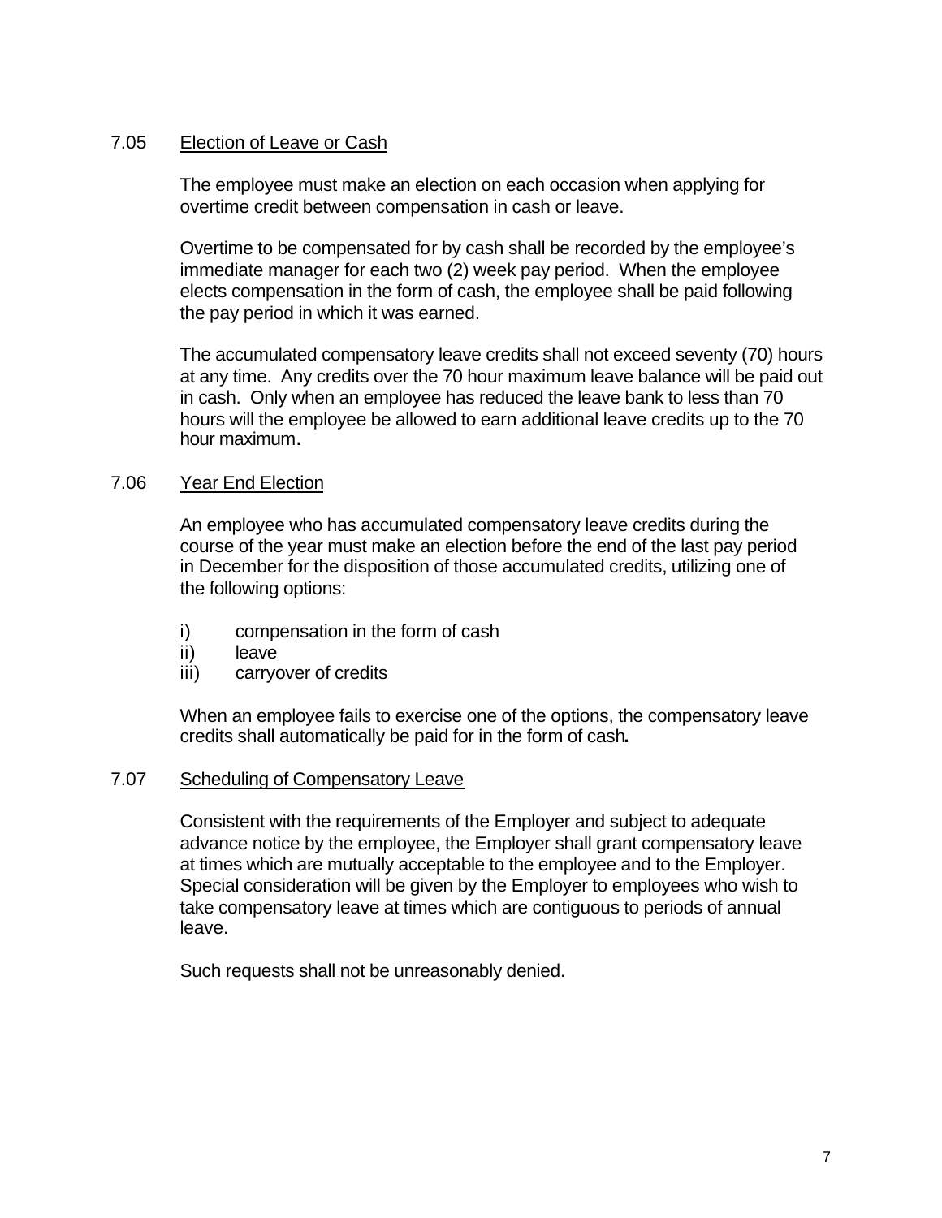### 7.05 Election of Leave or Cash

The employee must make an election on each occasion when applying for overtime credit between compensation in cash or leave.

Overtime to be compensated for by cash shall be recorded by the employee's immediate manager for each two (2) week pay period. When the employee elects compensation in the form of cash, the employee shall be paid following the pay period in which it was earned.

The accumulated compensatory leave credits shall not exceed seventy (70) hours at any time. Any credits over the 70 hour maximum leave balance will be paid out in cash. Only when an employee has reduced the leave bank to less than 70 hours will the employee be allowed to earn additional leave credits up to the 70 hour maximum.

### 7.06 Year End Election

An employee who has accumulated compensatory leave credits during the course of the year must make an election before the end of the last pay period in December for the disposition of those accumulated credits, utilizing one of the following options:

i) compensation in the form of cash
ii) leave
iii) carryover of credits

When an employee fails to exercise one of the options, the compensatory leave credits shall automatically be paid for in the form of cash.

### 7.07 Scheduling of Compensatory Leave

Consistent with the requirements of the Employer and subject to adequate advance notice by the employee, the Employer shall grant compensatory leave at times which are mutually acceptable to the employee and to the Employer. Special consideration will be given by the Employer to employees who wish to take compensatory leave at times which are contiguous to periods of annual leave.

Such requests shall not be unreasonably denied.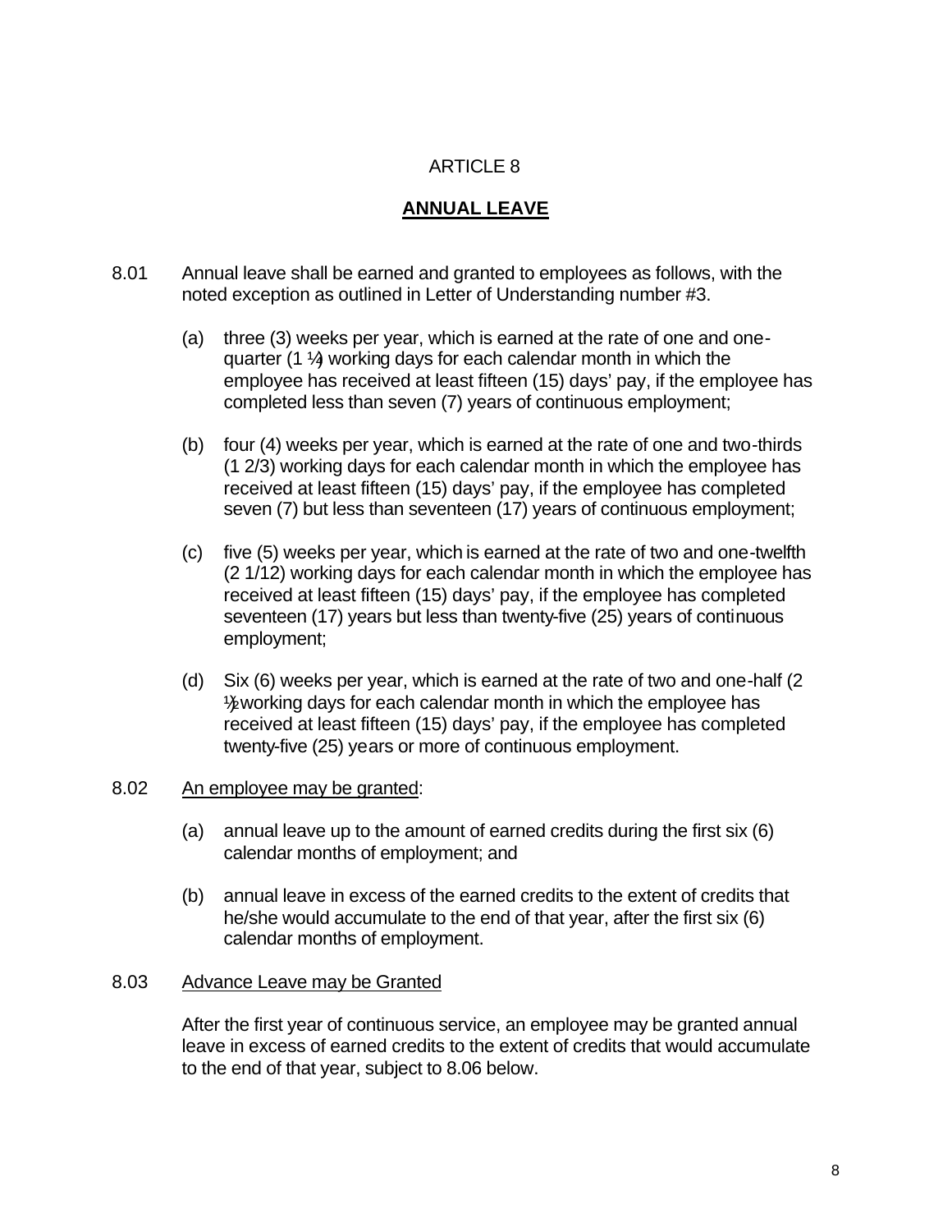ARTICLE 8

## ANNUAL LEAVE

8.01 Annual leave shall be earned and granted to employees as follows, with the noted exception as outlined in Letter of Understanding number #3.

(a) three (3) weeks per year, which is earned at the rate of one and one-quarter (1 ¼) working days for each calendar month in which the employee has received at least fifteen (15) days' pay, if the employee has completed less than seven (7) years of continuous employment;

(b) four (4) weeks per year, which is earned at the rate of one and two-thirds (1 2/3) working days for each calendar month in which the employee has received at least fifteen (15) days' pay, if the employee has completed seven (7) but less than seventeen (17) years of continuous employment;

(c) five (5) weeks per year, which is earned at the rate of two and one-twelfth (2 1/12) working days for each calendar month in which the employee has received at least fifteen (15) days' pay, if the employee has completed seventeen (17) years but less than twenty-five (25) years of continuous employment;

(d) Six (6) weeks per year, which is earned at the rate of two and one-half (2 ½ working days for each calendar month in which the employee has received at least fifteen (15) days' pay, if the employee has completed twenty-five (25) years or more of continuous employment.

8.02 <u>An employee may be granted</u>:

(a) annual leave up to the amount of earned credits during the first six (6) calendar months of employment; and

(b) annual leave in excess of the earned credits to the extent of credits that he/she would accumulate to the end of that year, after the first six (6) calendar months of employment.

8.03 <u>Advance Leave may be Granted</u>

After the first year of continuous service, an employee may be granted annual leave in excess of earned credits to the extent of credits that would accumulate to the end of that year, subject to 8.06 below.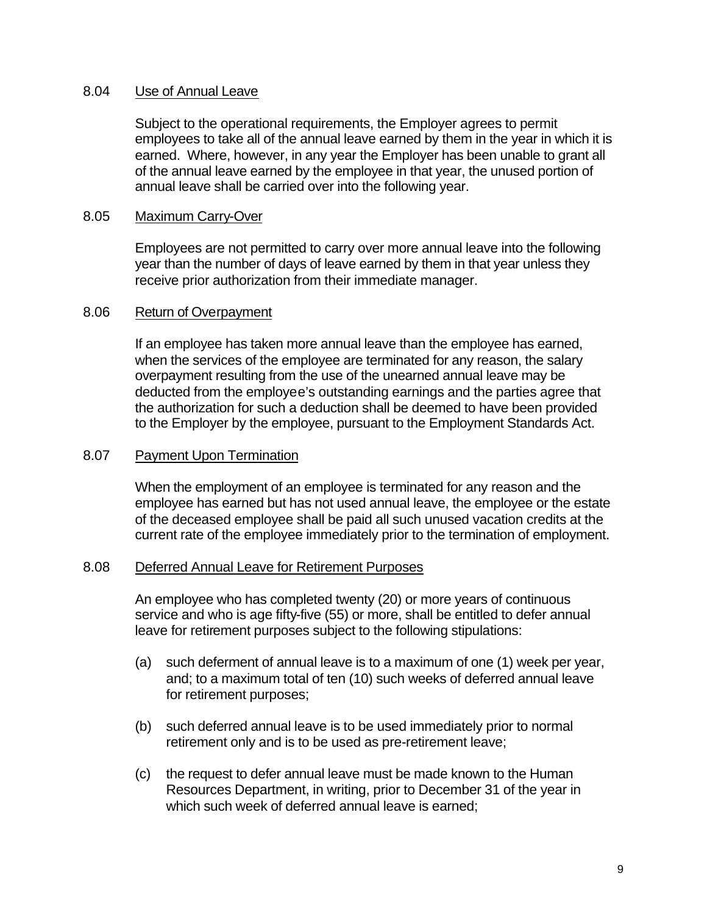### 8.04 Use of Annual Leave

Subject to the operational requirements, the Employer agrees to permit employees to take all of the annual leave earned by them in the year in which it is earned. Where, however, in any year the Employer has been unable to grant all of the annual leave earned by the employee in that year, the unused portion of annual leave shall be carried over into the following year.

### 8.05 Maximum Carry-Over

Employees are not permitted to carry over more annual leave into the following year than the number of days of leave earned by them in that year unless they receive prior authorization from their immediate manager.

### 8.06 Return of Overpayment

If an employee has taken more annual leave than the employee has earned, when the services of the employee are terminated for any reason, the salary overpayment resulting from the use of the unearned annual leave may be deducted from the employee's outstanding earnings and the parties agree that the authorization for such a deduction shall be deemed to have been provided to the Employer by the employee, pursuant to the Employment Standards Act.

### 8.07 Payment Upon Termination

When the employment of an employee is terminated for any reason and the employee has earned but has not used annual leave, the employee or the estate of the deceased employee shall be paid all such unused vacation credits at the current rate of the employee immediately prior to the termination of employment.

### 8.08 Deferred Annual Leave for Retirement Purposes

An employee who has completed twenty (20) or more years of continuous service and who is age fifty-five (55) or more, shall be entitled to defer annual leave for retirement purposes subject to the following stipulations:

(a) such deferment of annual leave is to a maximum of one (1) week per year, and; to a maximum total of ten (10) such weeks of deferred annual leave for retirement purposes;

(b) such deferred annual leave is to be used immediately prior to normal retirement only and is to be used as pre-retirement leave;

(c) the request to defer annual leave must be made known to the Human Resources Department, in writing, prior to December 31 of the year in which such week of deferred annual leave is earned;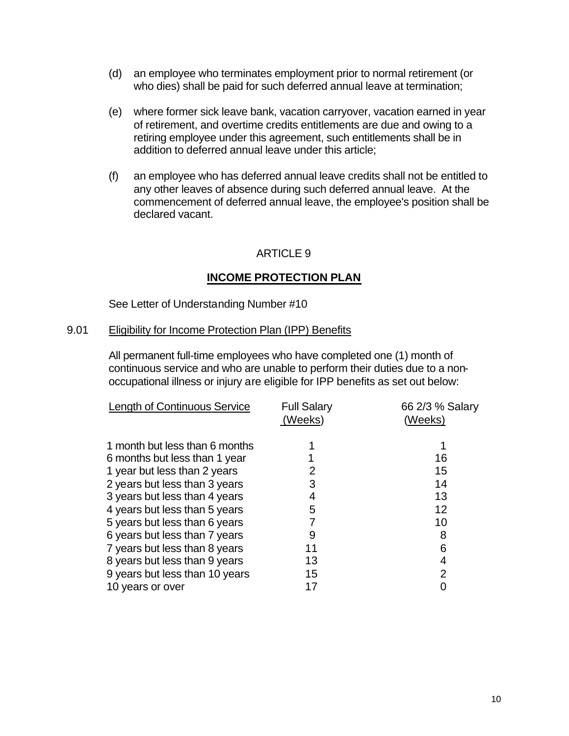(d) an employee who terminates employment prior to normal retirement (or who dies) shall be paid for such deferred annual leave at termination;

(e) where former sick leave bank, vacation carryover, vacation earned in year of retirement, and overtime credits entitlements are due and owing to a retiring employee under this agreement, such entitlements shall be in addition to deferred annual leave under this article;

(f) an employee who has deferred annual leave credits shall not be entitled to any other leaves of absence during such deferred annual leave. At the commencement of deferred annual leave, the employee's position shall be declared vacant.

## ARTICLE 9

## INCOME PROTECTION PLAN

See Letter of Understanding Number #10

### 9.01 Eligibility for Income Protection Plan (IPP) Benefits

All permanent full-time employees who have completed one (1) month of continuous service and who are unable to perform their duties due to a non-occupational illness or injury are eligible for IPP benefits as set out below:

| Length of Continuous Service | Full Salary (Weeks) | 66 2/3 % Salary (Weeks) |
|---|---|---|
| 1 month but less than 6 months | 1 | 1 |
| 6 months but less than 1 year | 1 | 16 |
| 1 year but less than 2 years | 2 | 15 |
| 2 years but less than 3 years | 3 | 14 |
| 3 years but less than 4 years | 4 | 13 |
| 4 years but less than 5 years | 5 | 12 |
| 5 years but less than 6 years | 7 | 10 |
| 6 years but less than 7 years | 9 | 8 |
| 7 years but less than 8 years | 11 | 6 |
| 8 years but less than 9 years | 13 | 4 |
| 9 years but less than 10 years | 15 | 2 |
| 10 years or over | 17 | 0 |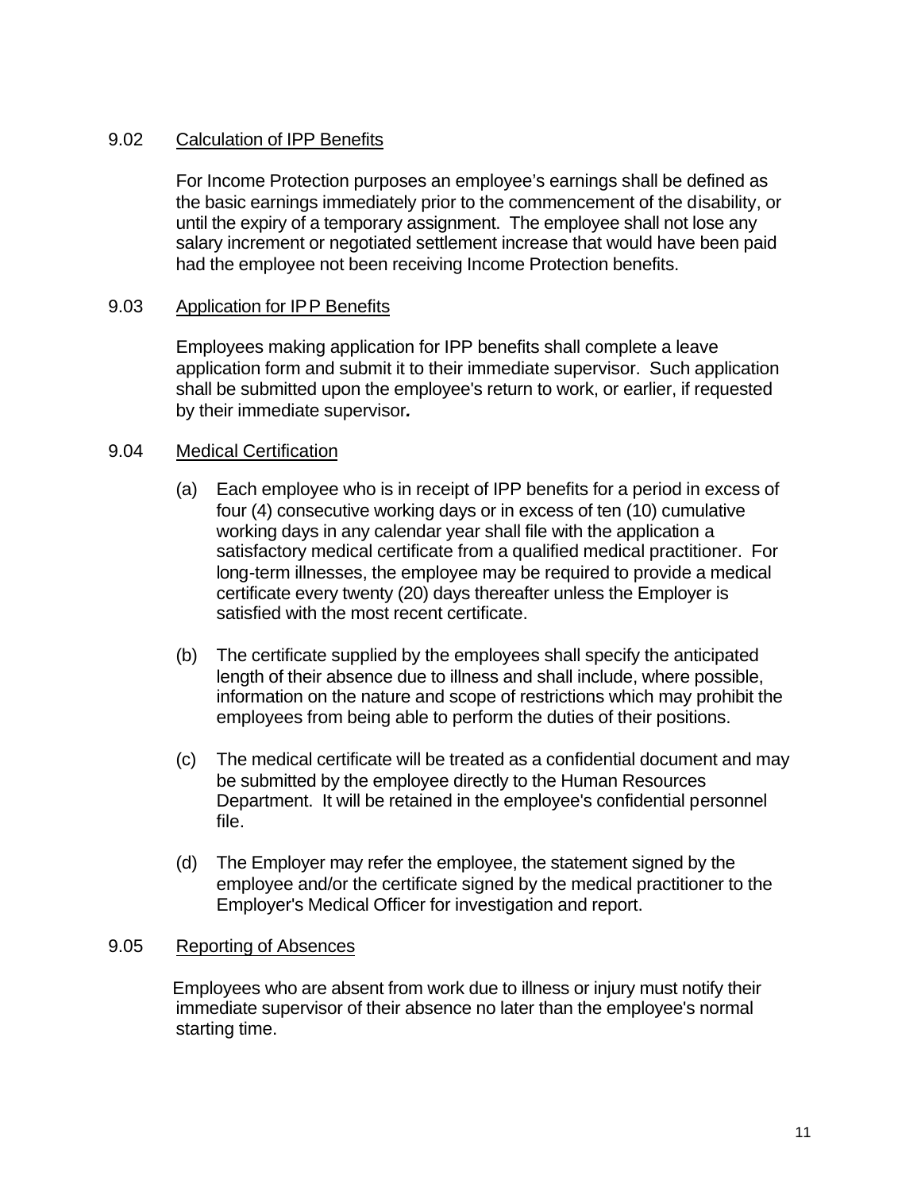### 9.02 Calculation of IPP Benefits

For Income Protection purposes an employee's earnings shall be defined as the basic earnings immediately prior to the commencement of the disability, or until the expiry of a temporary assignment. The employee shall not lose any salary increment or negotiated settlement increase that would have been paid had the employee not been receiving Income Protection benefits.

### 9.03 Application for IPP Benefits

Employees making application for IPP benefits shall complete a leave application form and submit it to their immediate supervisor. Such application shall be submitted upon the employee's return to work, or earlier, if requested by their immediate supervisor*.*

### 9.04 Medical Certification

(a) Each employee who is in receipt of IPP benefits for a period in excess of four (4) consecutive working days or in excess of ten (10) cumulative working days in any calendar year shall file with the application a satisfactory medical certificate from a qualified medical practitioner. For long-term illnesses, the employee may be required to provide a medical certificate every twenty (20) days thereafter unless the Employer is satisfied with the most recent certificate.

(b) The certificate supplied by the employees shall specify the anticipated length of their absence due to illness and shall include, where possible, information on the nature and scope of restrictions which may prohibit the employees from being able to perform the duties of their positions.

(c) The medical certificate will be treated as a confidential document and may be submitted by the employee directly to the Human Resources Department. It will be retained in the employee's confidential personnel file.

(d) The Employer may refer the employee, the statement signed by the employee and/or the certificate signed by the medical practitioner to the Employer's Medical Officer for investigation and report.

### 9.05 Reporting of Absences

Employees who are absent from work due to illness or injury must notify their immediate supervisor of their absence no later than the employee's normal starting time.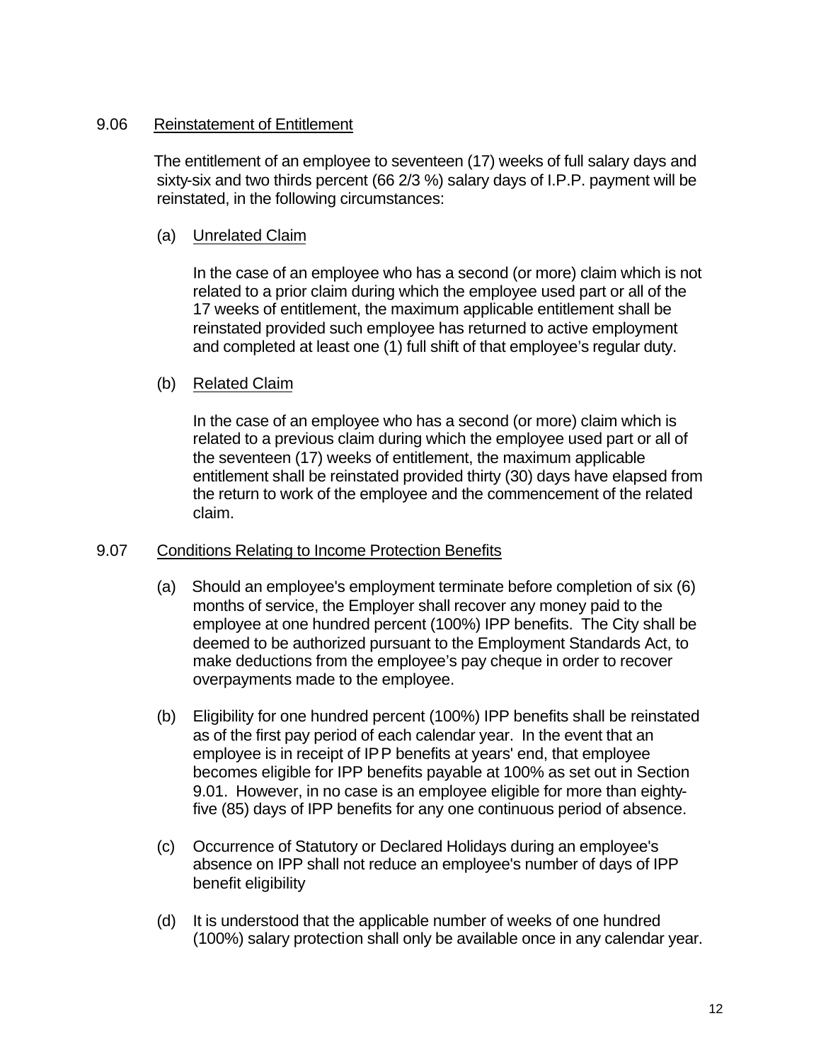## 9.06 Reinstatement of Entitlement

The entitlement of an employee to seventeen (17) weeks of full salary days and sixty-six and two thirds percent (66 2/3 %) salary days of I.P.P. payment will be reinstated, in the following circumstances:

(a) Unrelated Claim

In the case of an employee who has a second (or more) claim which is not related to a prior claim during which the employee used part or all of the 17 weeks of entitlement, the maximum applicable entitlement shall be reinstated provided such employee has returned to active employment and completed at least one (1) full shift of that employee's regular duty.

(b) Related Claim

In the case of an employee who has a second (or more) claim which is related to a previous claim during which the employee used part or all of the seventeen (17) weeks of entitlement, the maximum applicable entitlement shall be reinstated provided thirty (30) days have elapsed from the return to work of the employee and the commencement of the related claim.

## 9.07 Conditions Relating to Income Protection Benefits

(a) Should an employee's employment terminate before completion of six (6) months of service, the Employer shall recover any money paid to the employee at one hundred percent (100%) IPP benefits. The City shall be deemed to be authorized pursuant to the Employment Standards Act, to make deductions from the employee's pay cheque in order to recover overpayments made to the employee.

(b) Eligibility for one hundred percent (100%) IPP benefits shall be reinstated as of the first pay period of each calendar year. In the event that an employee is in receipt of IPP benefits at years' end, that employee becomes eligible for IPP benefits payable at 100% as set out in Section 9.01. However, in no case is an employee eligible for more than eighty-five (85) days of IPP benefits for any one continuous period of absence.

(c) Occurrence of Statutory or Declared Holidays during an employee's absence on IPP shall not reduce an employee's number of days of IPP benefit eligibility

(d) It is understood that the applicable number of weeks of one hundred (100%) salary protection shall only be available once in any calendar year.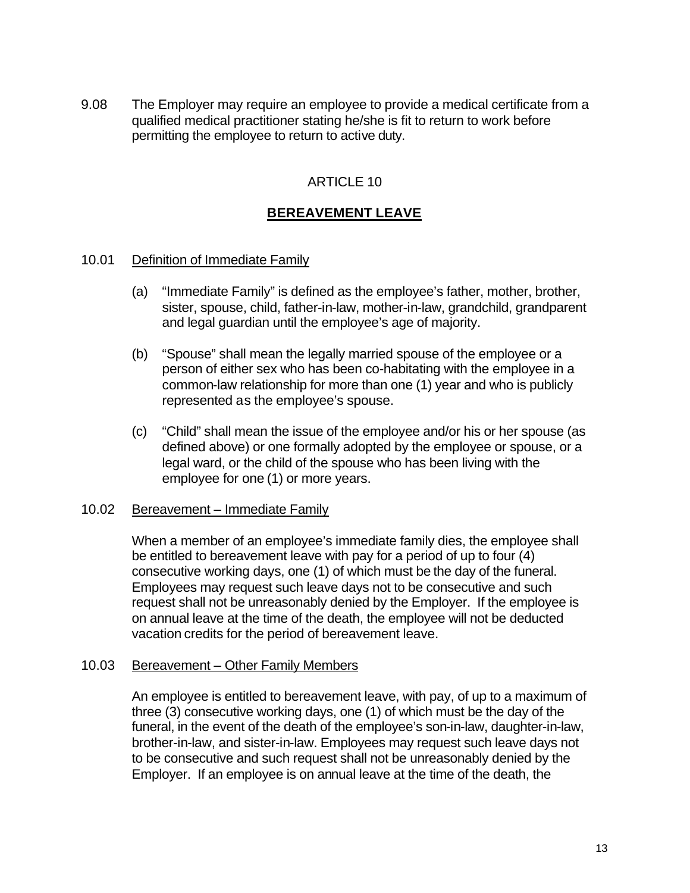9.08 The Employer may require an employee to provide a medical certificate from a qualified medical practitioner stating he/she is fit to return to work before permitting the employee to return to active duty.

## ARTICLE 10

## BEREAVEMENT LEAVE

10.01 Definition of Immediate Family

(a) "Immediate Family" is defined as the employee's father, mother, brother, sister, spouse, child, father-in-law, mother-in-law, grandchild, grandparent and legal guardian until the employee's age of majority.

(b) "Spouse" shall mean the legally married spouse of the employee or a person of either sex who has been co-habitating with the employee in a common-law relationship for more than one (1) year and who is publicly represented as the employee's spouse.

(c) "Child" shall mean the issue of the employee and/or his or her spouse (as defined above) or one formally adopted by the employee or spouse, or a legal ward, or the child of the spouse who has been living with the employee for one (1) or more years.

10.02 Bereavement – Immediate Family

When a member of an employee's immediate family dies, the employee shall be entitled to bereavement leave with pay for a period of up to four (4) consecutive working days, one (1) of which must be the day of the funeral. Employees may request such leave days not to be consecutive and such request shall not be unreasonably denied by the Employer. If the employee is on annual leave at the time of the death, the employee will not be deducted vacation credits for the period of bereavement leave.

10.03 Bereavement – Other Family Members

An employee is entitled to bereavement leave, with pay, of up to a maximum of three (3) consecutive working days, one (1) of which must be the day of the funeral, in the event of the death of the employee's son-in-law, daughter-in-law, brother-in-law, and sister-in-law. Employees may request such leave days not to be consecutive and such request shall not be unreasonably denied by the Employer. If an employee is on annual leave at the time of the death, the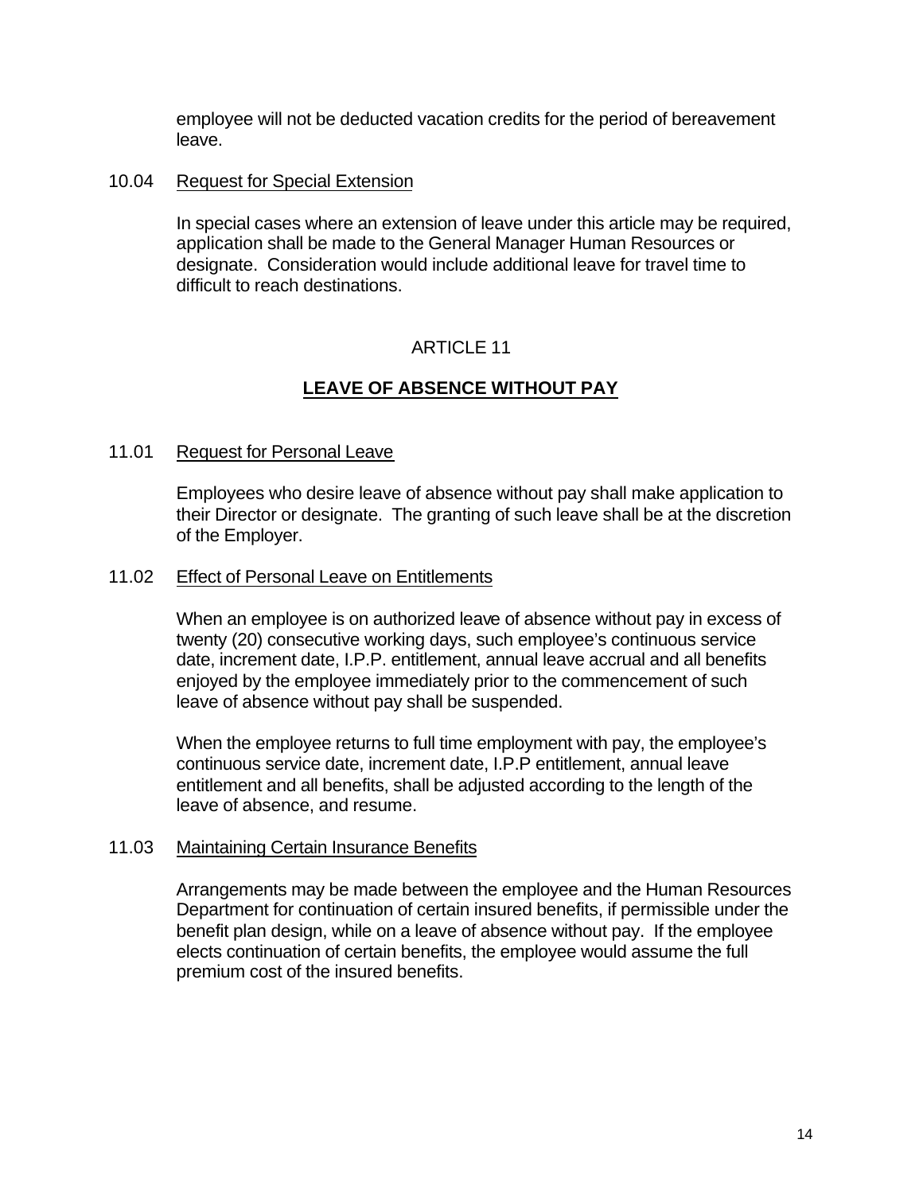employee will not be deducted vacation credits for the period of bereavement leave.

### 10.04 Request for Special Extension

In special cases where an extension of leave under this article may be required, application shall be made to the General Manager Human Resources or designate. Consideration would include additional leave for travel time to difficult to reach destinations.

## ARTICLE 11

## LEAVE OF ABSENCE WITHOUT PAY

### 11.01 Request for Personal Leave

Employees who desire leave of absence without pay shall make application to their Director or designate. The granting of such leave shall be at the discretion of the Employer.

### 11.02 Effect of Personal Leave on Entitlements

When an employee is on authorized leave of absence without pay in excess of twenty (20) consecutive working days, such employee's continuous service date, increment date, I.P.P. entitlement, annual leave accrual and all benefits enjoyed by the employee immediately prior to the commencement of such leave of absence without pay shall be suspended.

When the employee returns to full time employment with pay, the employee's continuous service date, increment date, I.P.P entitlement, annual leave entitlement and all benefits, shall be adjusted according to the length of the leave of absence, and resume.

### 11.03 Maintaining Certain Insurance Benefits

Arrangements may be made between the employee and the Human Resources Department for continuation of certain insured benefits, if permissible under the benefit plan design, while on a leave of absence without pay. If the employee elects continuation of certain benefits, the employee would assume the full premium cost of the insured benefits.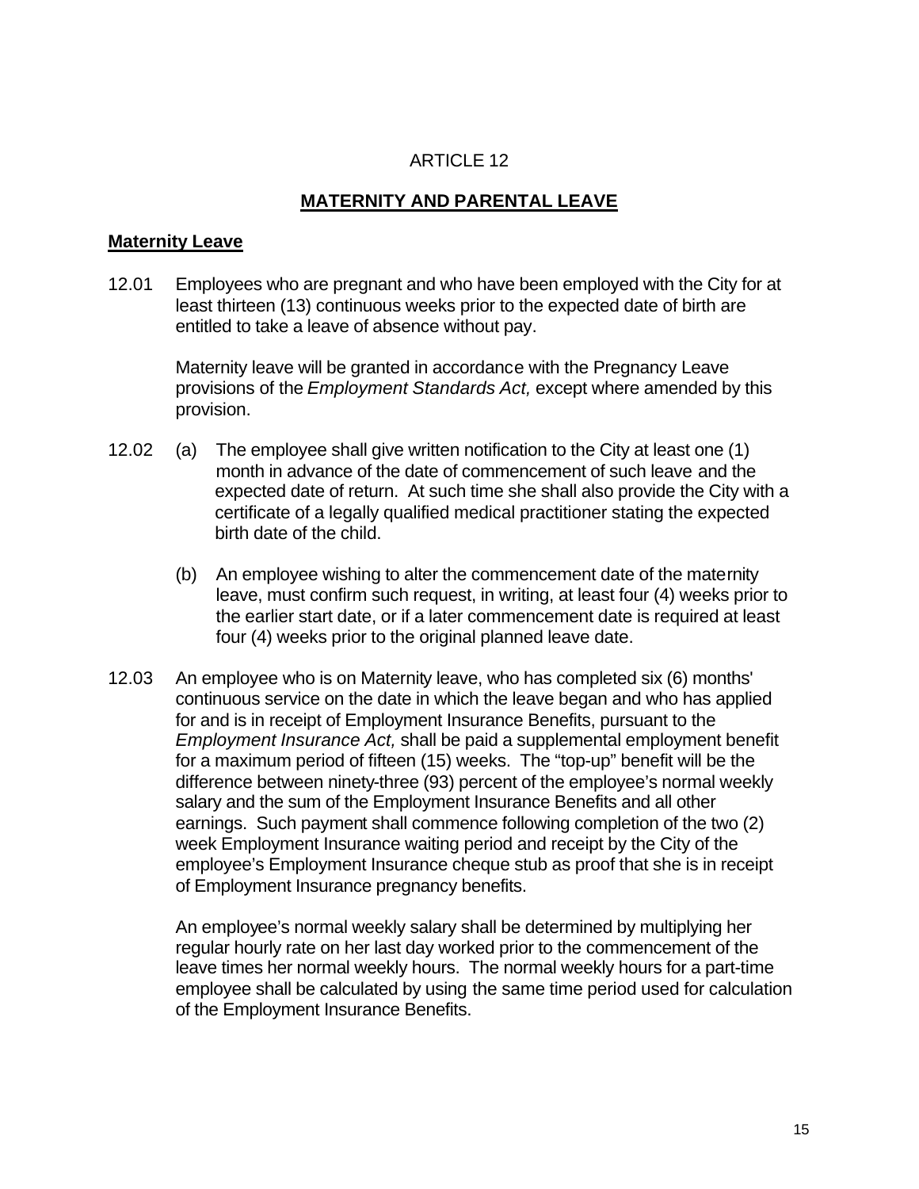# ARTICLE 12

## MATERNITY AND PARENTAL LEAVE

### Maternity Leave

12.01 Employees who are pregnant and who have been employed with the City for at least thirteen (13) continuous weeks prior to the expected date of birth are entitled to take a leave of absence without pay.

Maternity leave will be granted in accordance with the Pregnancy Leave provisions of the *Employment Standards Act,* except where amended by this provision.

12.02 (a) The employee shall give written notification to the City at least one (1) month in advance of the date of commencement of such leave and the expected date of return. At such time she shall also provide the City with a certificate of a legally qualified medical practitioner stating the expected birth date of the child.

(b) An employee wishing to alter the commencement date of the maternity leave, must confirm such request, in writing, at least four (4) weeks prior to the earlier start date, or if a later commencement date is required at least four (4) weeks prior to the original planned leave date.

12.03 An employee who is on Maternity leave, who has completed six (6) months' continuous service on the date in which the leave began and who has applied for and is in receipt of Employment Insurance Benefits, pursuant to the *Employment Insurance Act,* shall be paid a supplemental employment benefit for a maximum period of fifteen (15) weeks. The "top-up" benefit will be the difference between ninety-three (93) percent of the employee's normal weekly salary and the sum of the Employment Insurance Benefits and all other earnings. Such payment shall commence following completion of the two (2) week Employment Insurance waiting period and receipt by the City of the employee's Employment Insurance cheque stub as proof that she is in receipt of Employment Insurance pregnancy benefits.

An employee's normal weekly salary shall be determined by multiplying her regular hourly rate on her last day worked prior to the commencement of the leave times her normal weekly hours. The normal weekly hours for a part-time employee shall be calculated by using the same time period used for calculation of the Employment Insurance Benefits.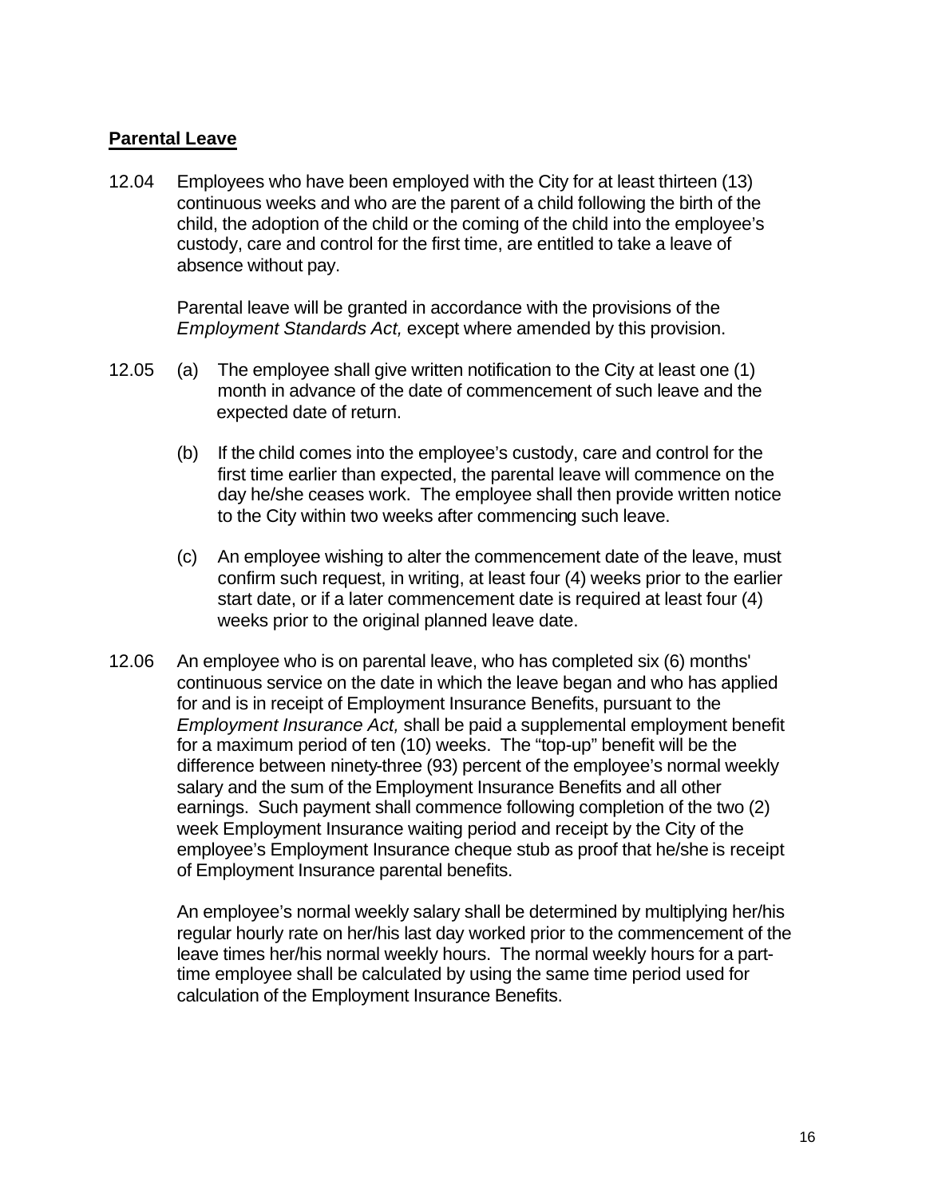## Parental Leave

12.04 Employees who have been employed with the City for at least thirteen (13) continuous weeks and who are the parent of a child following the birth of the child, the adoption of the child or the coming of the child into the employee's custody, care and control for the first time, are entitled to take a leave of absence without pay.

Parental leave will be granted in accordance with the provisions of the *Employment Standards Act,* except where amended by this provision.

12.05 (a) The employee shall give written notification to the City at least one (1) month in advance of the date of commencement of such leave and the expected date of return.

(b) If the child comes into the employee's custody, care and control for the first time earlier than expected, the parental leave will commence on the day he/she ceases work. The employee shall then provide written notice to the City within two weeks after commencing such leave.

(c) An employee wishing to alter the commencement date of the leave, must confirm such request, in writing, at least four (4) weeks prior to the earlier start date, or if a later commencement date is required at least four (4) weeks prior to the original planned leave date.

12.06 An employee who is on parental leave, who has completed six (6) months' continuous service on the date in which the leave began and who has applied for and is in receipt of Employment Insurance Benefits, pursuant to the *Employment Insurance Act,* shall be paid a supplemental employment benefit for a maximum period of ten (10) weeks. The "top-up" benefit will be the difference between ninety-three (93) percent of the employee's normal weekly salary and the sum of the Employment Insurance Benefits and all other earnings. Such payment shall commence following completion of the two (2) week Employment Insurance waiting period and receipt by the City of the employee's Employment Insurance cheque stub as proof that he/she is receipt of Employment Insurance parental benefits.

An employee's normal weekly salary shall be determined by multiplying her/his regular hourly rate on her/his last day worked prior to the commencement of the leave times her/his normal weekly hours. The normal weekly hours for a part-time employee shall be calculated by using the same time period used for calculation of the Employment Insurance Benefits.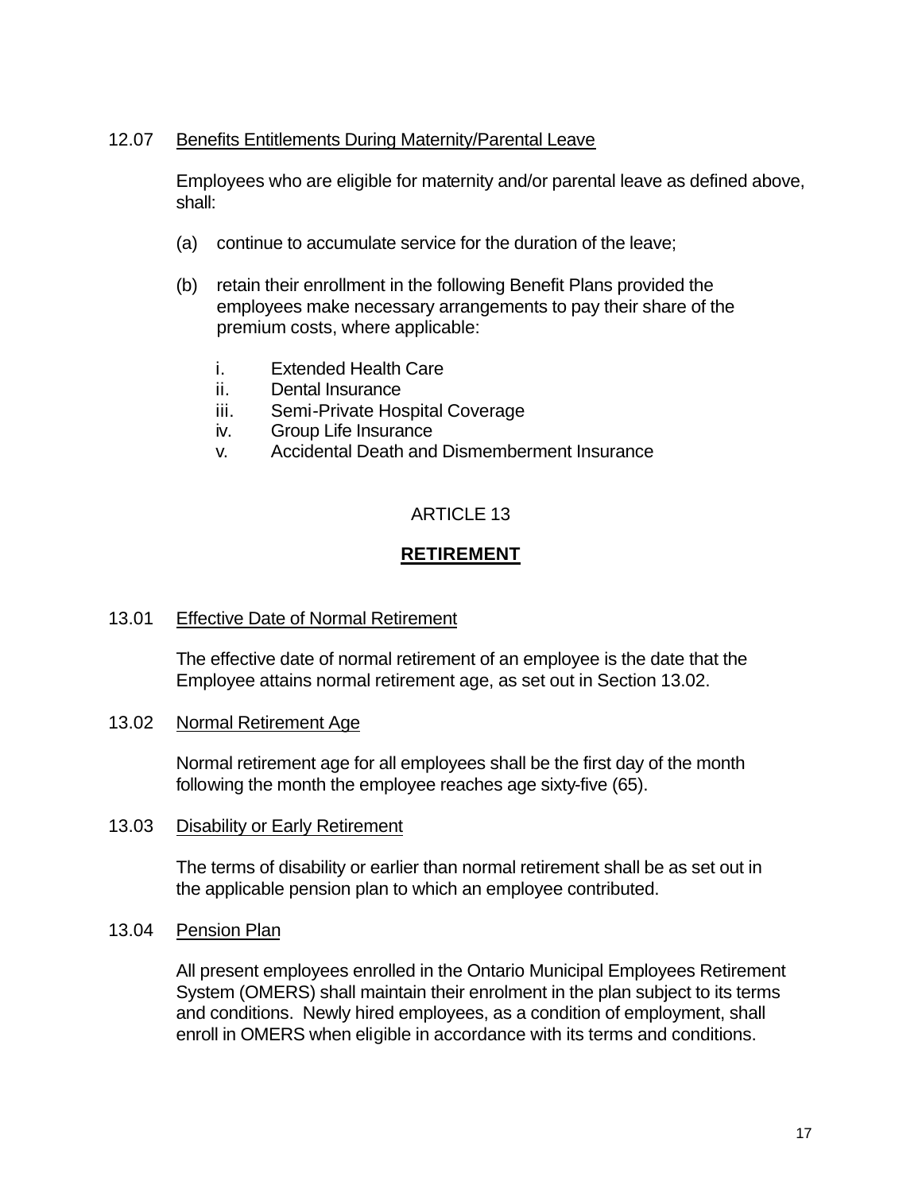12.07 Benefits Entitlements During Maternity/Parental Leave

Employees who are eligible for maternity and/or parental leave as defined above, shall:

(a) continue to accumulate service for the duration of the leave;

(b) retain their enrollment in the following Benefit Plans provided the employees make necessary arrangements to pay their share of the premium costs, where applicable:

i. Extended Health Care
ii. Dental Insurance
iii. Semi-Private Hospital Coverage
iv. Group Life Insurance
v. Accidental Death and Dismemberment Insurance

# ARTICLE 13

## RETIREMENT

13.01 Effective Date of Normal Retirement

The effective date of normal retirement of an employee is the date that the Employee attains normal retirement age, as set out in Section 13.02.

13.02 Normal Retirement Age

Normal retirement age for all employees shall be the first day of the month following the month the employee reaches age sixty-five (65).

13.03 Disability or Early Retirement

The terms of disability or earlier than normal retirement shall be as set out in the applicable pension plan to which an employee contributed.

13.04 Pension Plan

All present employees enrolled in the Ontario Municipal Employees Retirement System (OMERS) shall maintain their enrolment in the plan subject to its terms and conditions. Newly hired employees, as a condition of employment, shall enroll in OMERS when eligible in accordance with its terms and conditions.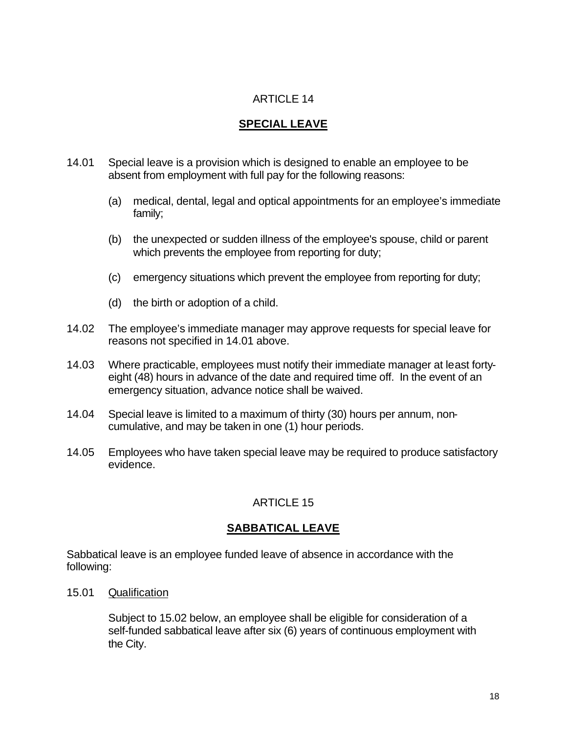# ARTICLE 14

## SPECIAL LEAVE

14.01 Special leave is a provision which is designed to enable an employee to be absent from employment with full pay for the following reasons:

(a) medical, dental, legal and optical appointments for an employee's immediate family;

(b) the unexpected or sudden illness of the employee's spouse, child or parent which prevents the employee from reporting for duty;

(c) emergency situations which prevent the employee from reporting for duty;

(d) the birth or adoption of a child.

14.02 The employee's immediate manager may approve requests for special leave for reasons not specified in 14.01 above.

14.03 Where practicable, employees must notify their immediate manager at least forty-eight (48) hours in advance of the date and required time off. In the event of an emergency situation, advance notice shall be waived.

14.04 Special leave is limited to a maximum of thirty (30) hours per annum, non-cumulative, and may be taken in one (1) hour periods.

14.05 Employees who have taken special leave may be required to produce satisfactory evidence.

# ARTICLE 15

## SABBATICAL LEAVE

Sabbatical leave is an employee funded leave of absence in accordance with the following:

15.01 Qualification

Subject to 15.02 below, an employee shall be eligible for consideration of a self-funded sabbatical leave after six (6) years of continuous employment with the City.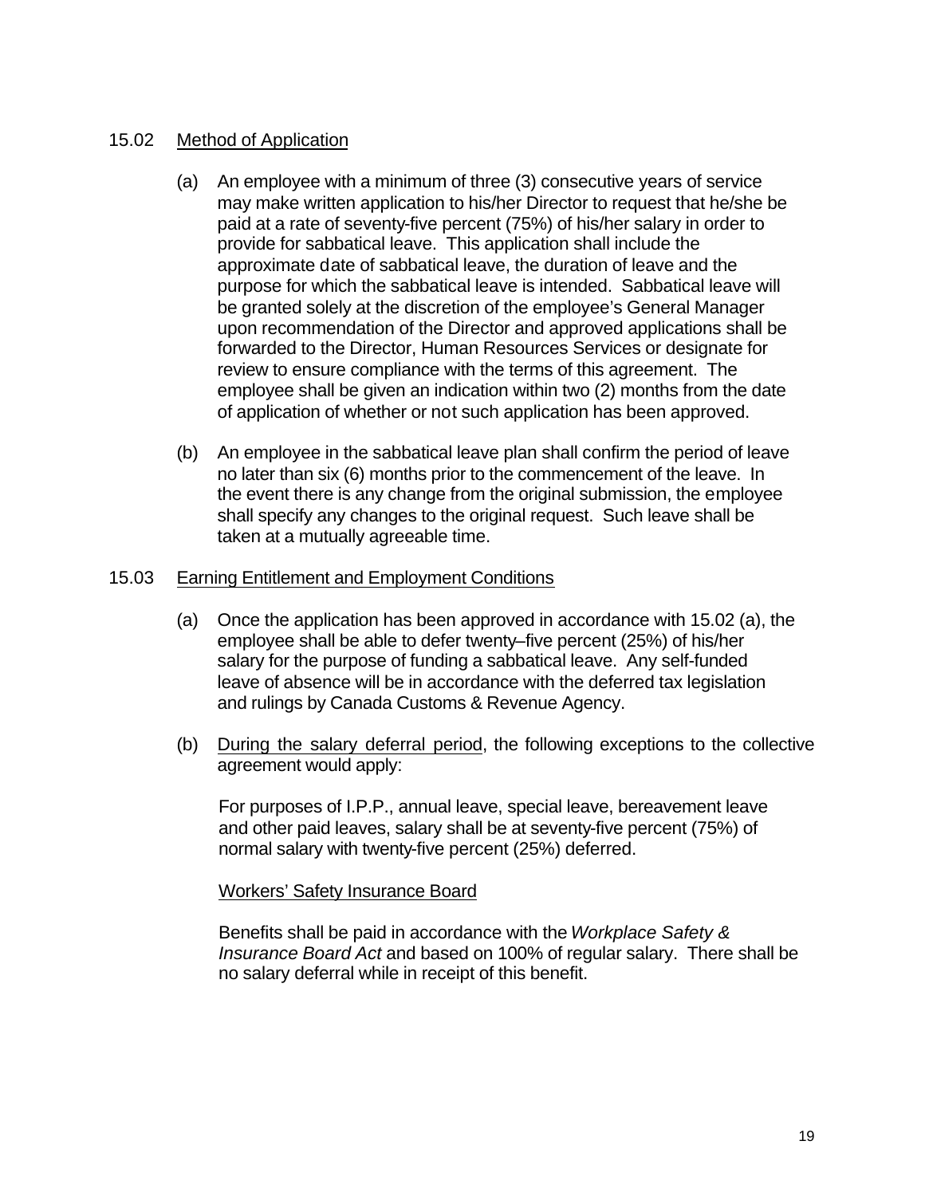## 15.02 Method of Application

(a) An employee with a minimum of three (3) consecutive years of service may make written application to his/her Director to request that he/she be paid at a rate of seventy-five percent (75%) of his/her salary in order to provide for sabbatical leave. This application shall include the approximate date of sabbatical leave, the duration of leave and the purpose for which the sabbatical leave is intended. Sabbatical leave will be granted solely at the discretion of the employee's General Manager upon recommendation of the Director and approved applications shall be forwarded to the Director, Human Resources Services or designate for review to ensure compliance with the terms of this agreement. The employee shall be given an indication within two (2) months from the date of application of whether or not such application has been approved.

(b) An employee in the sabbatical leave plan shall confirm the period of leave no later than six (6) months prior to the commencement of the leave. In the event there is any change from the original submission, the employee shall specify any changes to the original request. Such leave shall be taken at a mutually agreeable time.

## 15.03 Earning Entitlement and Employment Conditions

(a) Once the application has been approved in accordance with 15.02 (a), the employee shall be able to defer twenty–five percent (25%) of his/her salary for the purpose of funding a sabbatical leave. Any self-funded leave of absence will be in accordance with the deferred tax legislation and rulings by Canada Customs & Revenue Agency.

(b) During the salary deferral period, the following exceptions to the collective agreement would apply:

For purposes of I.P.P., annual leave, special leave, bereavement leave and other paid leaves, salary shall be at seventy-five percent (75%) of normal salary with twenty-five percent (25%) deferred.

Workers' Safety Insurance Board

Benefits shall be paid in accordance with the *Workplace Safety & Insurance Board Act* and based on 100% of regular salary. There shall be no salary deferral while in receipt of this benefit.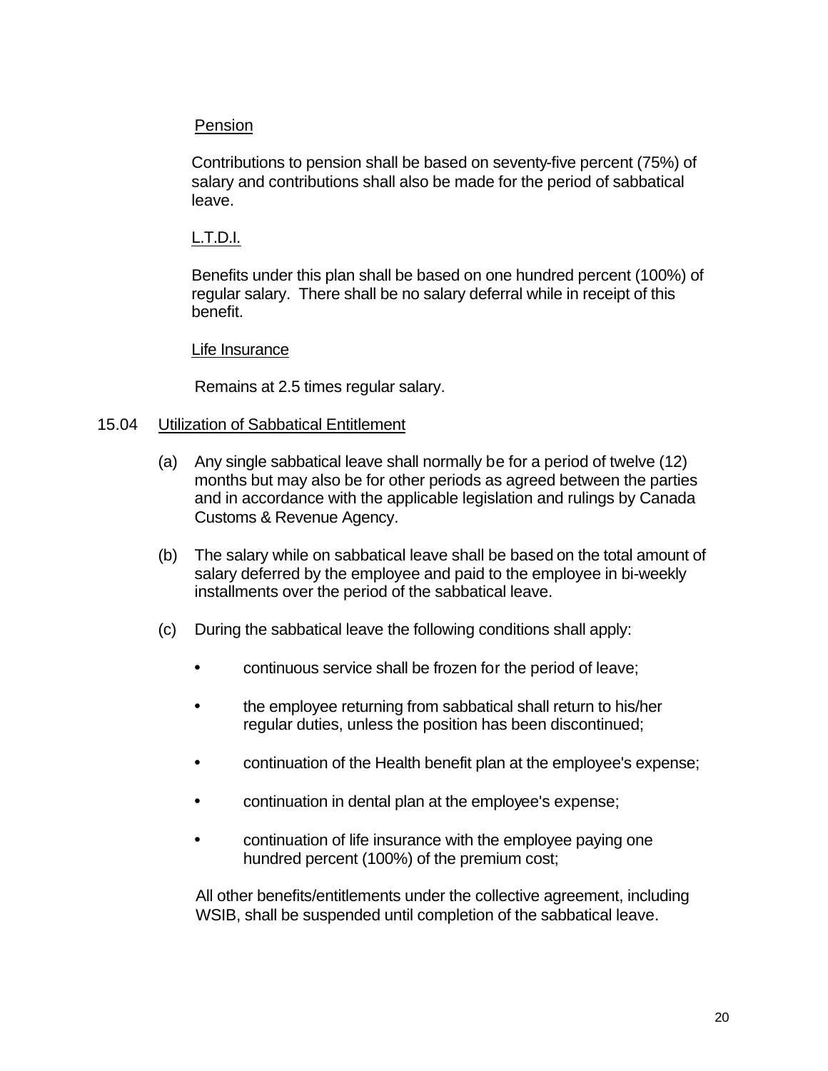Pension

Contributions to pension shall be based on seventy-five percent (75%) of salary and contributions shall also be made for the period of sabbatical leave.

L.T.D.I.

Benefits under this plan shall be based on one hundred percent (100%) of regular salary. There shall be no salary deferral while in receipt of this benefit.

Life Insurance

Remains at 2.5 times regular salary.

15.04 Utilization of Sabbatical Entitlement

(a) Any single sabbatical leave shall normally be for a period of twelve (12) months but may also be for other periods as agreed between the parties and in accordance with the applicable legislation and rulings by Canada Customs & Revenue Agency.

(b) The salary while on sabbatical leave shall be based on the total amount of salary deferred by the employee and paid to the employee in bi-weekly installments over the period of the sabbatical leave.

(c) During the sabbatical leave the following conditions shall apply:

- continuous service shall be frozen for the period of leave;
- the employee returning from sabbatical shall return to his/her regular duties, unless the position has been discontinued;
- continuation of the Health benefit plan at the employee's expense;
- continuation in dental plan at the employee's expense;
- continuation of life insurance with the employee paying one hundred percent (100%) of the premium cost;

All other benefits/entitlements under the collective agreement, including WSIB, shall be suspended until completion of the sabbatical leave.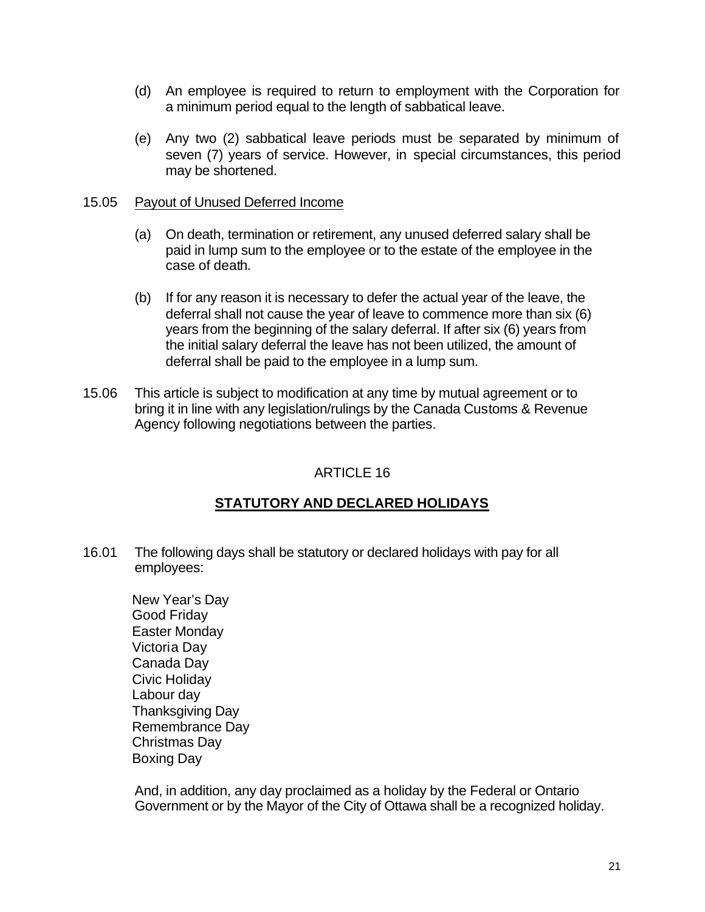(d) An employee is required to return to employment with the Corporation for a minimum period equal to the length of sabbatical leave.

(e) Any two (2) sabbatical leave periods must be separated by minimum of seven (7) years of service. However, in special circumstances, this period may be shortened.

15.05 Payout of Unused Deferred Income

(a) On death, termination or retirement, any unused deferred salary shall be paid in lump sum to the employee or to the estate of the employee in the case of death.

(b) If for any reason it is necessary to defer the actual year of the leave, the deferral shall not cause the year of leave to commence more than six (6) years from the beginning of the salary deferral. If after six (6) years from the initial salary deferral the leave has not been utilized, the amount of deferral shall be paid to the employee in a lump sum.

15.06 This article is subject to modification at any time by mutual agreement or to bring it in line with any legislation/rulings by the Canada Customs & Revenue Agency following negotiations between the parties.

## ARTICLE 16

## STATUTORY AND DECLARED HOLIDAYS

16.01 The following days shall be statutory or declared holidays with pay for all employees:

New Year's Day
Good Friday
Easter Monday
Victoria Day
Canada Day
Civic Holiday
Labour day
Thanksgiving Day
Remembrance Day
Christmas Day
Boxing Day

And, in addition, any day proclaimed as a holiday by the Federal or Ontario Government or by the Mayor of the City of Ottawa shall be a recognized holiday.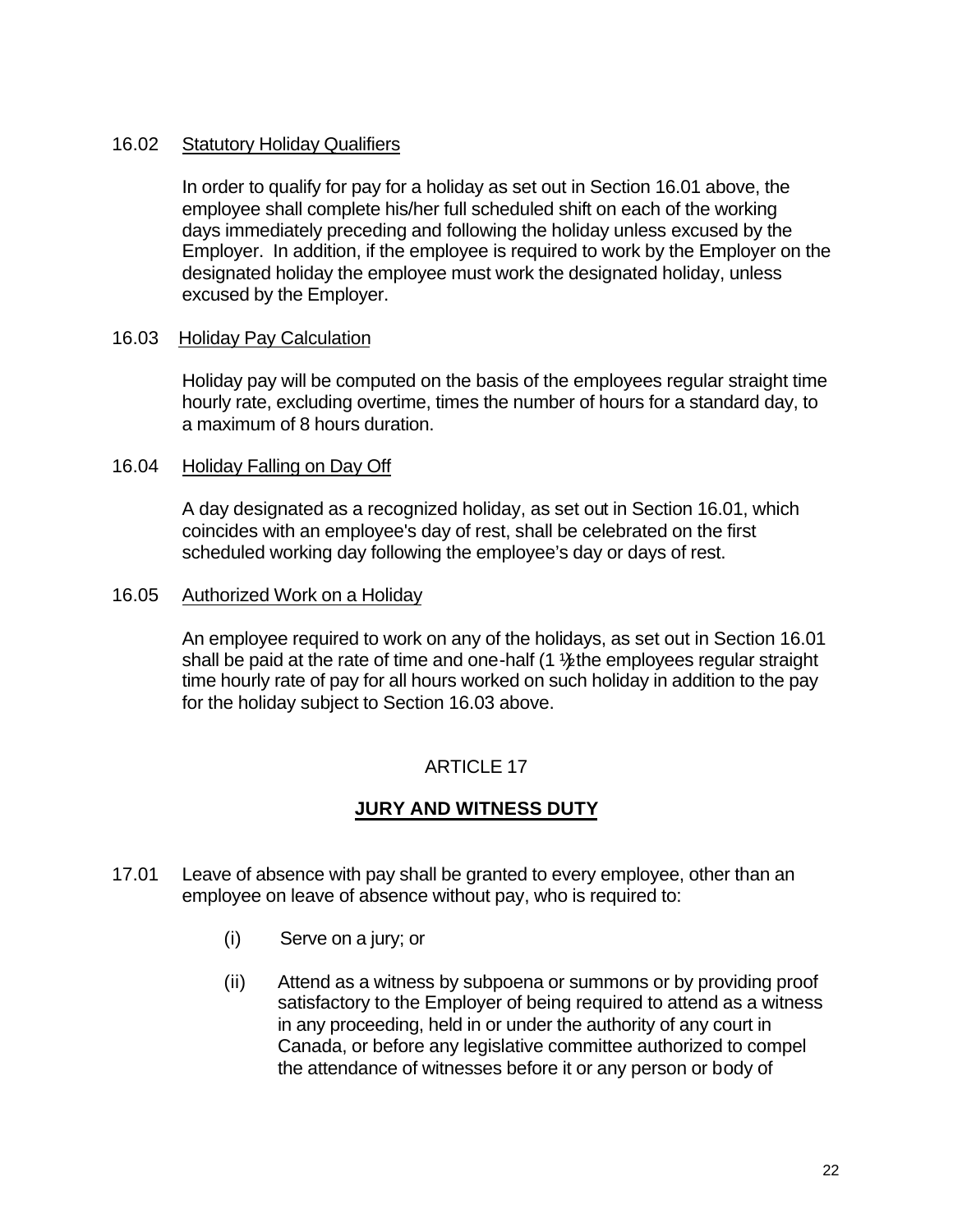16.02 Statutory Holiday Qualifiers

In order to qualify for pay for a holiday as set out in Section 16.01 above, the employee shall complete his/her full scheduled shift on each of the working days immediately preceding and following the holiday unless excused by the Employer. In addition, if the employee is required to work by the Employer on the designated holiday the employee must work the designated holiday, unless excused by the Employer.

16.03 Holiday Pay Calculation

Holiday pay will be computed on the basis of the employees regular straight time hourly rate, excluding overtime, times the number of hours for a standard day, to a maximum of 8 hours duration.

16.04 Holiday Falling on Day Off

A day designated as a recognized holiday, as set out in Section 16.01, which coincides with an employee's day of rest, shall be celebrated on the first scheduled working day following the employee's day or days of rest.

16.05 Authorized Work on a Holiday

An employee required to work on any of the holidays, as set out in Section 16.01 shall be paid at the rate of time and one-half (1 ½ the employees regular straight time hourly rate of pay for all hours worked on such holiday in addition to the pay for the holiday subject to Section 16.03 above.

## ARTICLE 17

## JURY AND WITNESS DUTY

17.01 Leave of absence with pay shall be granted to every employee, other than an employee on leave of absence without pay, who is required to:

(i) Serve on a jury; or

(ii) Attend as a witness by subpoena or summons or by providing proof satisfactory to the Employer of being required to attend as a witness in any proceeding, held in or under the authority of any court in Canada, or before any legislative committee authorized to compel the attendance of witnesses before it or any person or body of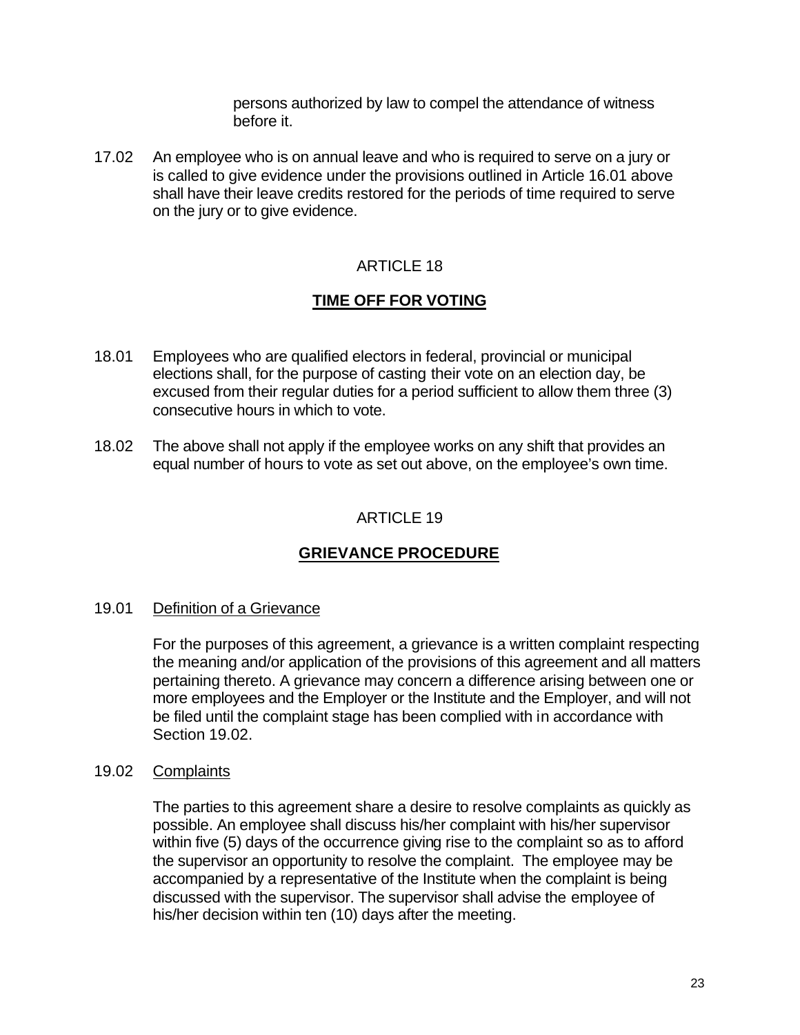persons authorized by law to compel the attendance of witness before it.

17.02 An employee who is on annual leave and who is required to serve on a jury or is called to give evidence under the provisions outlined in Article 16.01 above shall have their leave credits restored for the periods of time required to serve on the jury or to give evidence.

## ARTICLE 18

## TIME OFF FOR VOTING

18.01 Employees who are qualified electors in federal, provincial or municipal elections shall, for the purpose of casting their vote on an election day, be excused from their regular duties for a period sufficient to allow them three (3) consecutive hours in which to vote.

18.02 The above shall not apply if the employee works on any shift that provides an equal number of hours to vote as set out above, on the employee's own time.

## ARTICLE 19

## GRIEVANCE PROCEDURE

19.01 Definition of a Grievance

For the purposes of this agreement, a grievance is a written complaint respecting the meaning and/or application of the provisions of this agreement and all matters pertaining thereto. A grievance may concern a difference arising between one or more employees and the Employer or the Institute and the Employer, and will not be filed until the complaint stage has been complied with in accordance with Section 19.02.

19.02 Complaints

The parties to this agreement share a desire to resolve complaints as quickly as possible. An employee shall discuss his/her complaint with his/her supervisor within five (5) days of the occurrence giving rise to the complaint so as to afford the supervisor an opportunity to resolve the complaint. The employee may be accompanied by a representative of the Institute when the complaint is being discussed with the supervisor. The supervisor shall advise the employee of his/her decision within ten (10) days after the meeting.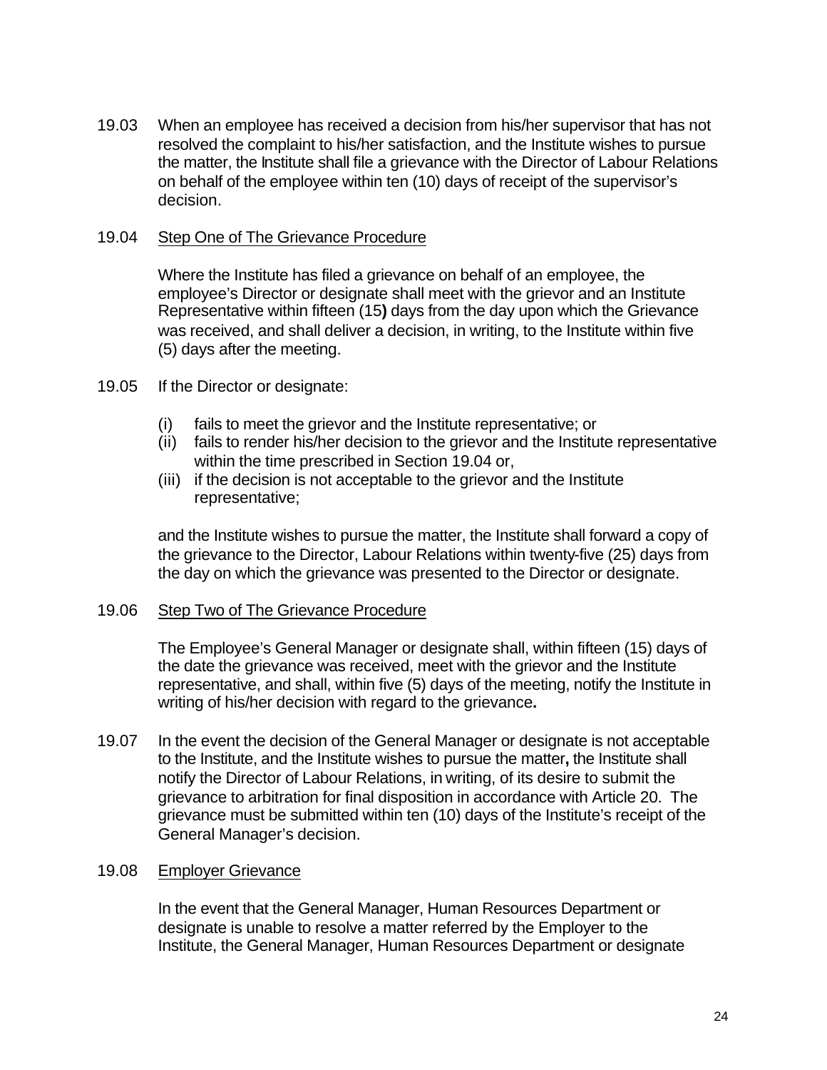19.03 When an employee has received a decision from his/her supervisor that has not resolved the complaint to his/her satisfaction, and the Institute wishes to pursue the matter, the Institute shall file a grievance with the Director of Labour Relations on behalf of the employee within ten (10) days of receipt of the supervisor's decision.

19.04 <u>Step One of The Grievance Procedure</u>

Where the Institute has filed a grievance on behalf of an employee, the employee's Director or designate shall meet with the grievor and an Institute Representative within fifteen (15**)** days from the day upon which the Grievance was received, and shall deliver a decision, in writing, to the Institute within five (5) days after the meeting.

19.05 If the Director or designate:

(i) fails to meet the grievor and the Institute representative; or
(ii) fails to render his/her decision to the grievor and the Institute representative within the time prescribed in Section 19.04 or,
(iii) if the decision is not acceptable to the grievor and the Institute representative;

and the Institute wishes to pursue the matter, the Institute shall forward a copy of the grievance to the Director, Labour Relations within twenty-five (25) days from the day on which the grievance was presented to the Director or designate.

19.06 <u>Step Two of The Grievance Procedure</u>

The Employee's General Manager or designate shall, within fifteen (15) days of the date the grievance was received, meet with the grievor and the Institute representative, and shall, within five (5) days of the meeting, notify the Institute in writing of his/her decision with regard to the grievance**.**

19.07 In the event the decision of the General Manager or designate is not acceptable to the Institute, and the Institute wishes to pursue the matter**,** the Institute shall notify the Director of Labour Relations, in writing, of its desire to submit the grievance to arbitration for final disposition in accordance with Article 20. The grievance must be submitted within ten (10) days of the Institute's receipt of the General Manager's decision.

19.08 <u>Employer Grievance</u>

In the event that the General Manager, Human Resources Department or designate is unable to resolve a matter referred by the Employer to the Institute, the General Manager, Human Resources Department or designate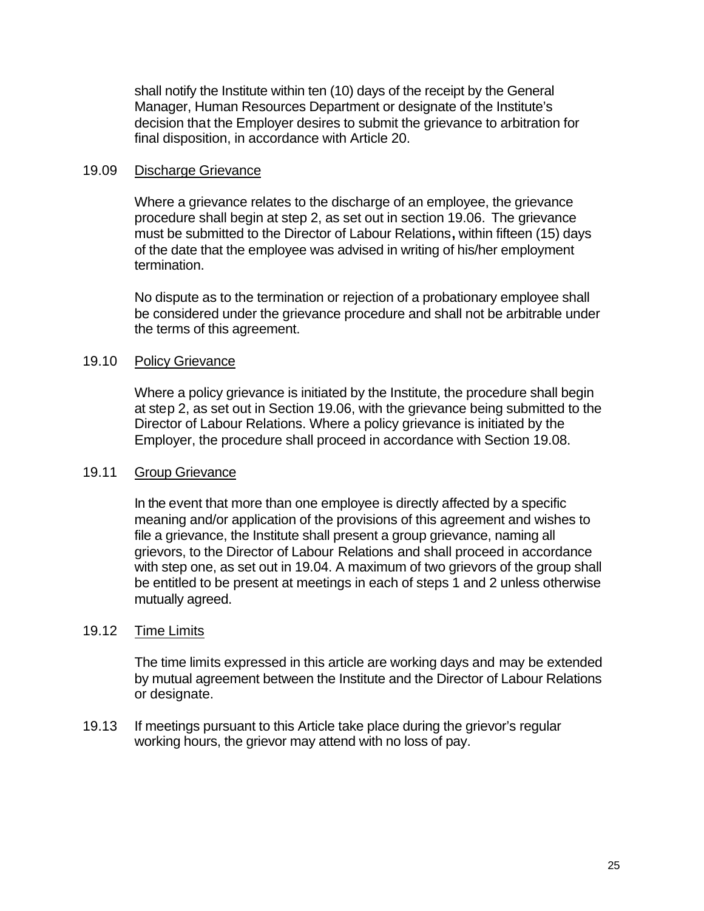shall notify the Institute within ten (10) days of the receipt by the General Manager, Human Resources Department or designate of the Institute's decision that the Employer desires to submit the grievance to arbitration for final disposition, in accordance with Article 20.

19.09 Discharge Grievance

Where a grievance relates to the discharge of an employee, the grievance procedure shall begin at step 2, as set out in section 19.06. The grievance must be submitted to the Director of Labour Relations**,** within fifteen (15) days of the date that the employee was advised in writing of his/her employment termination.

No dispute as to the termination or rejection of a probationary employee shall be considered under the grievance procedure and shall not be arbitrable under the terms of this agreement.

19.10 Policy Grievance

Where a policy grievance is initiated by the Institute, the procedure shall begin at step 2, as set out in Section 19.06, with the grievance being submitted to the Director of Labour Relations. Where a policy grievance is initiated by the Employer, the procedure shall proceed in accordance with Section 19.08.

19.11 Group Grievance

In the event that more than one employee is directly affected by a specific meaning and/or application of the provisions of this agreement and wishes to file a grievance, the Institute shall present a group grievance, naming all grievors, to the Director of Labour Relations and shall proceed in accordance with step one, as set out in 19.04. A maximum of two grievors of the group shall be entitled to be present at meetings in each of steps 1 and 2 unless otherwise mutually agreed.

19.12 Time Limits

The time limits expressed in this article are working days and may be extended by mutual agreement between the Institute and the Director of Labour Relations or designate.

19.13 If meetings pursuant to this Article take place during the grievor's regular working hours, the grievor may attend with no loss of pay.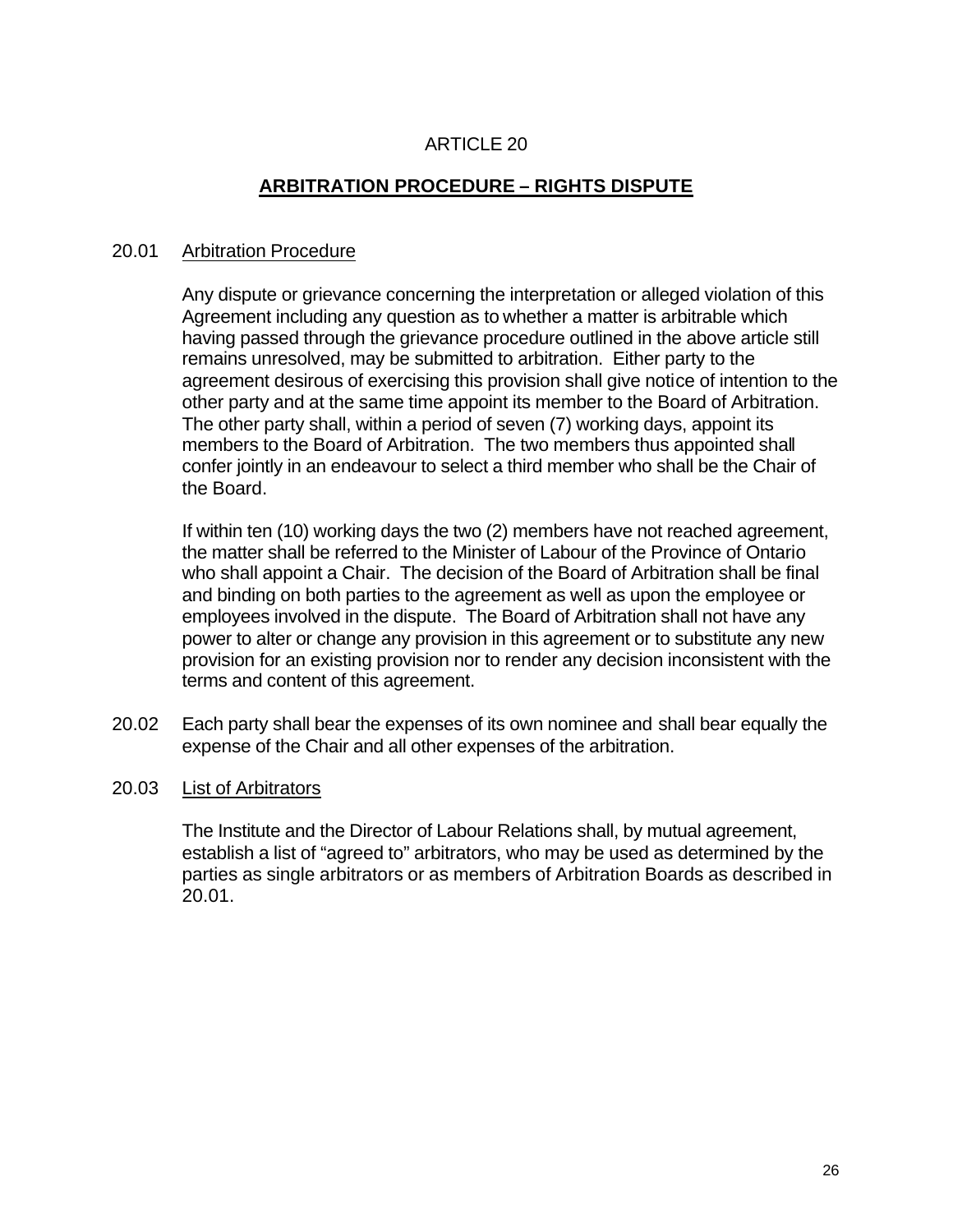ARTICLE 20

## ARBITRATION PROCEDURE – RIGHTS DISPUTE

20.01 Arbitration Procedure

Any dispute or grievance concerning the interpretation or alleged violation of this Agreement including any question as to whether a matter is arbitrable which having passed through the grievance procedure outlined in the above article still remains unresolved, may be submitted to arbitration. Either party to the agreement desirous of exercising this provision shall give notice of intention to the other party and at the same time appoint its member to the Board of Arbitration. The other party shall, within a period of seven (7) working days, appoint its members to the Board of Arbitration. The two members thus appointed shall confer jointly in an endeavour to select a third member who shall be the Chair of the Board.

If within ten (10) working days the two (2) members have not reached agreement, the matter shall be referred to the Minister of Labour of the Province of Ontario who shall appoint a Chair. The decision of the Board of Arbitration shall be final and binding on both parties to the agreement as well as upon the employee or employees involved in the dispute. The Board of Arbitration shall not have any power to alter or change any provision in this agreement or to substitute any new provision for an existing provision nor to render any decision inconsistent with the terms and content of this agreement.

20.02 Each party shall bear the expenses of its own nominee and shall bear equally the expense of the Chair and all other expenses of the arbitration.

20.03 List of Arbitrators

The Institute and the Director of Labour Relations shall, by mutual agreement, establish a list of "agreed to" arbitrators, who may be used as determined by the parties as single arbitrators or as members of Arbitration Boards as described in 20.01.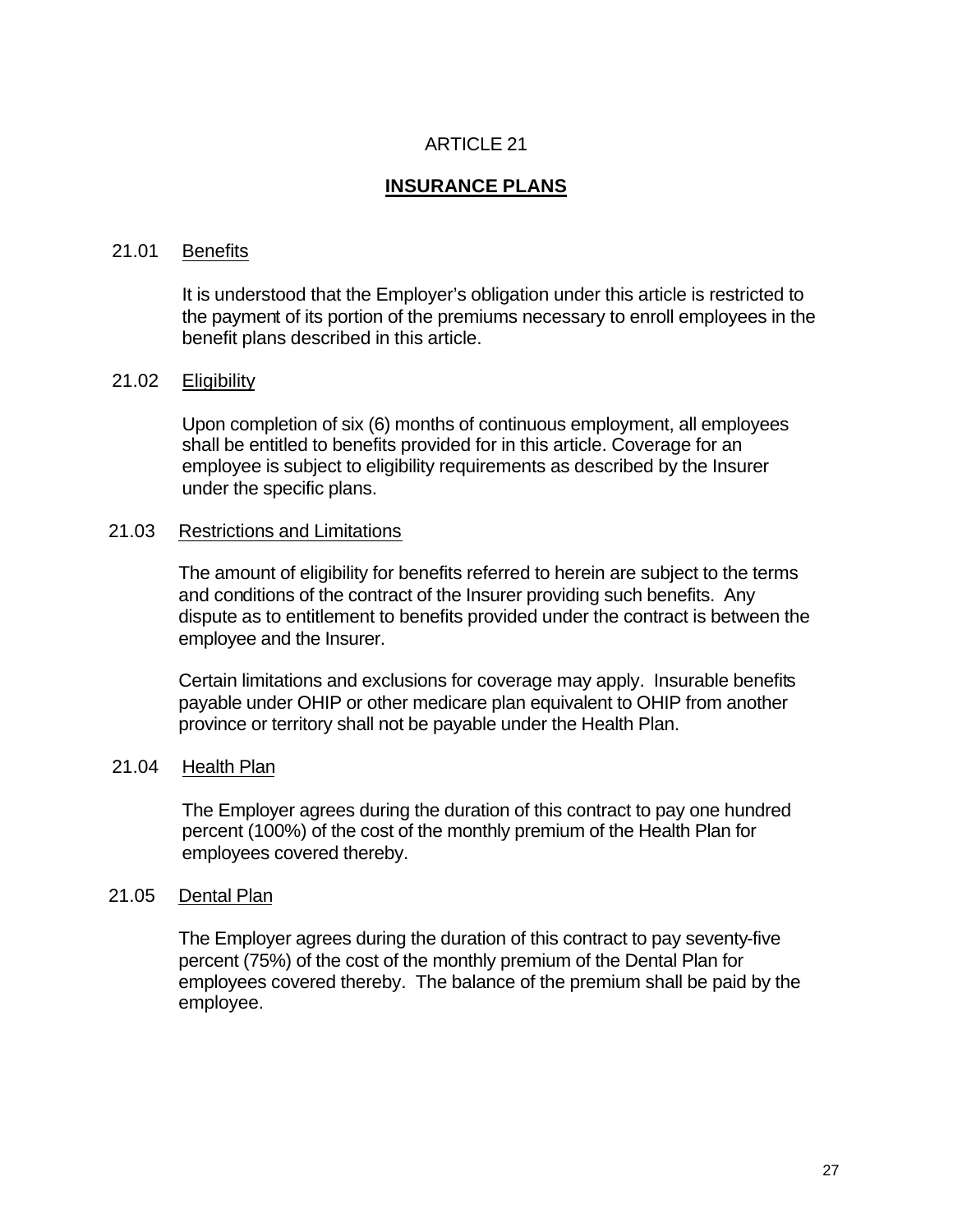# ARTICLE 21

## INSURANCE PLANS

### 21.01 Benefits

It is understood that the Employer's obligation under this article is restricted to the payment of its portion of the premiums necessary to enroll employees in the benefit plans described in this article.

### 21.02 Eligibility

Upon completion of six (6) months of continuous employment, all employees shall be entitled to benefits provided for in this article. Coverage for an employee is subject to eligibility requirements as described by the Insurer under the specific plans.

### 21.03 Restrictions and Limitations

The amount of eligibility for benefits referred to herein are subject to the terms and conditions of the contract of the Insurer providing such benefits. Any dispute as to entitlement to benefits provided under the contract is between the employee and the Insurer.

Certain limitations and exclusions for coverage may apply. Insurable benefits payable under OHIP or other medicare plan equivalent to OHIP from another province or territory shall not be payable under the Health Plan.

### 21.04 Health Plan

The Employer agrees during the duration of this contract to pay one hundred percent (100%) of the cost of the monthly premium of the Health Plan for employees covered thereby.

### 21.05 Dental Plan

The Employer agrees during the duration of this contract to pay seventy-five percent (75%) of the cost of the monthly premium of the Dental Plan for employees covered thereby. The balance of the premium shall be paid by the employee.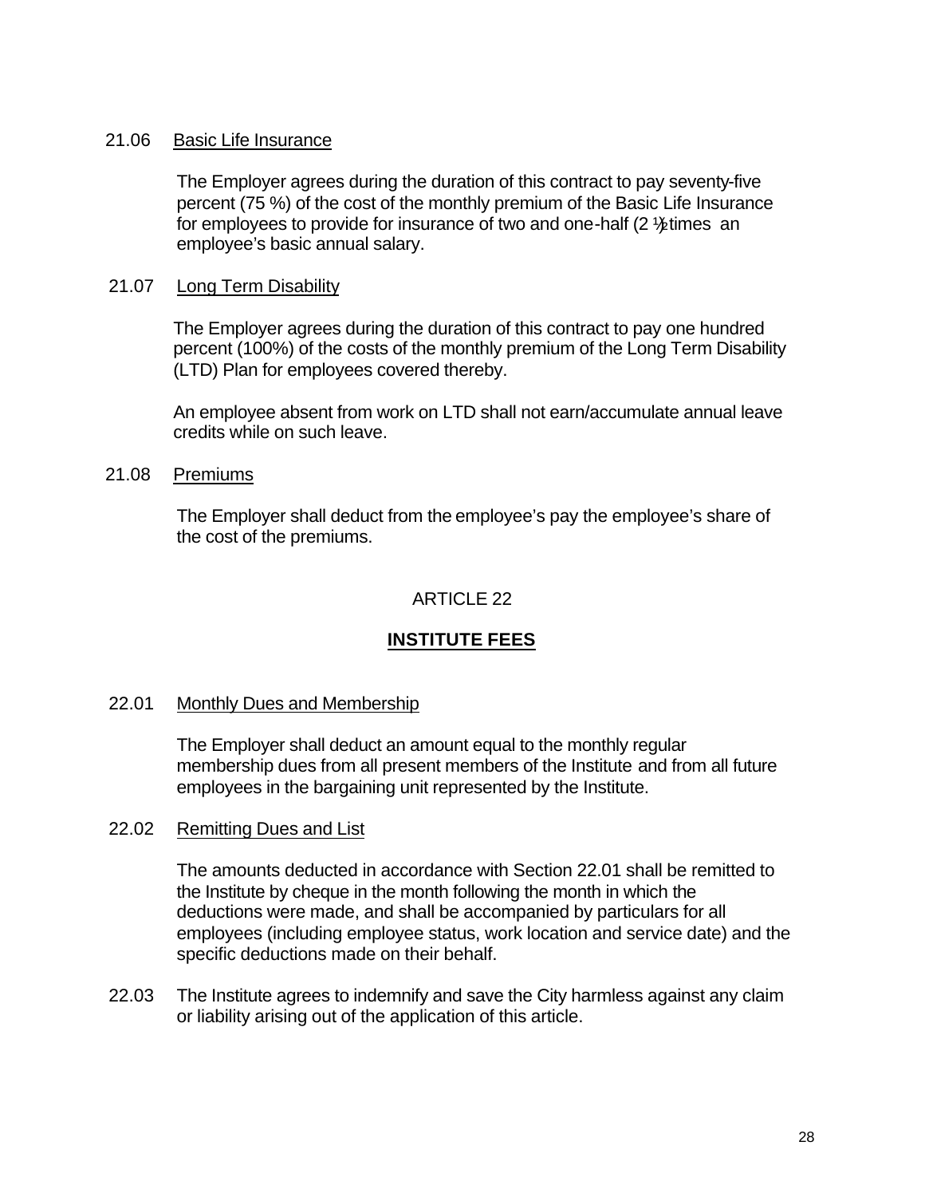21.06 Basic Life Insurance

The Employer agrees during the duration of this contract to pay seventy-five percent (75 %) of the cost of the monthly premium of the Basic Life Insurance for employees to provide for insurance of two and one-half (2 ½) times an employee's basic annual salary.

21.07 Long Term Disability

The Employer agrees during the duration of this contract to pay one hundred percent (100%) of the costs of the monthly premium of the Long Term Disability (LTD) Plan for employees covered thereby.

An employee absent from work on LTD shall not earn/accumulate annual leave credits while on such leave.

21.08 Premiums

The Employer shall deduct from the employee's pay the employee's share of the cost of the premiums.

# ARTICLE 22

## INSTITUTE FEES

22.01 Monthly Dues and Membership

The Employer shall deduct an amount equal to the monthly regular membership dues from all present members of the Institute and from all future employees in the bargaining unit represented by the Institute.

22.02 Remitting Dues and List

The amounts deducted in accordance with Section 22.01 shall be remitted to the Institute by cheque in the month following the month in which the deductions were made, and shall be accompanied by particulars for all employees (including employee status, work location and service date) and the specific deductions made on their behalf.

22.03 The Institute agrees to indemnify and save the City harmless against any claim or liability arising out of the application of this article.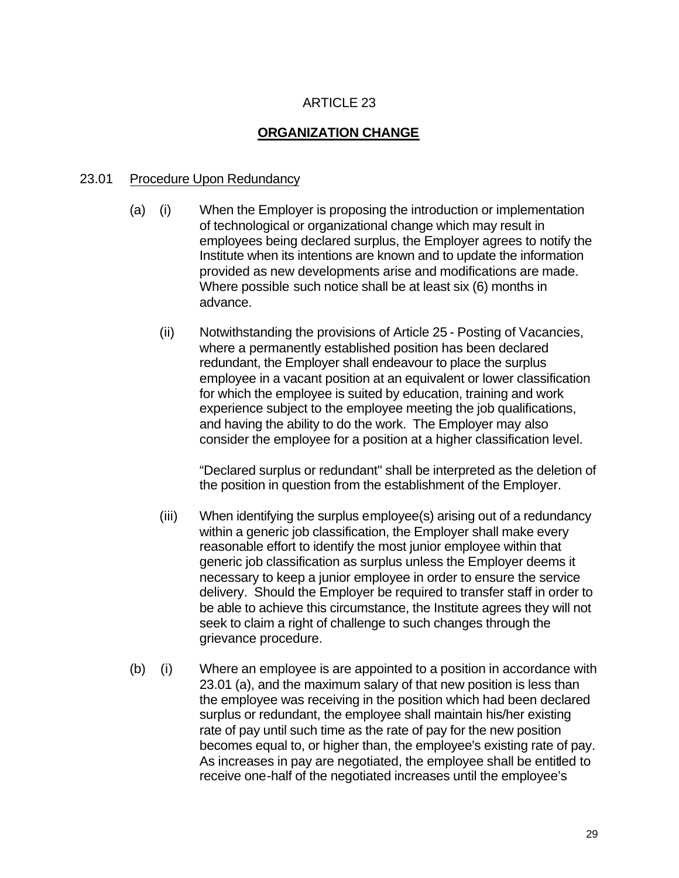ARTICLE 23

## ORGANIZATION CHANGE

23.01 Procedure Upon Redundancy

(a) (i) When the Employer is proposing the introduction or implementation of technological or organizational change which may result in employees being declared surplus, the Employer agrees to notify the Institute when its intentions are known and to update the information provided as new developments arise and modifications are made. Where possible such notice shall be at least six (6) months in advance.

(ii) Notwithstanding the provisions of Article 25 - Posting of Vacancies, where a permanently established position has been declared redundant, the Employer shall endeavour to place the surplus employee in a vacant position at an equivalent or lower classification for which the employee is suited by education, training and work experience subject to the employee meeting the job qualifications, and having the ability to do the work. The Employer may also consider the employee for a position at a higher classification level.

"Declared surplus or redundant" shall be interpreted as the deletion of the position in question from the establishment of the Employer.

(iii) When identifying the surplus employee(s) arising out of a redundancy within a generic job classification, the Employer shall make every reasonable effort to identify the most junior employee within that generic job classification as surplus unless the Employer deems it necessary to keep a junior employee in order to ensure the service delivery. Should the Employer be required to transfer staff in order to be able to achieve this circumstance, the Institute agrees they will not seek to claim a right of challenge to such changes through the grievance procedure.

(b) (i) Where an employee is are appointed to a position in accordance with 23.01 (a), and the maximum salary of that new position is less than the employee was receiving in the position which had been declared surplus or redundant, the employee shall maintain his/her existing rate of pay until such time as the rate of pay for the new position becomes equal to, or higher than, the employee's existing rate of pay. As increases in pay are negotiated, the employee shall be entitled to receive one-half of the negotiated increases until the employee's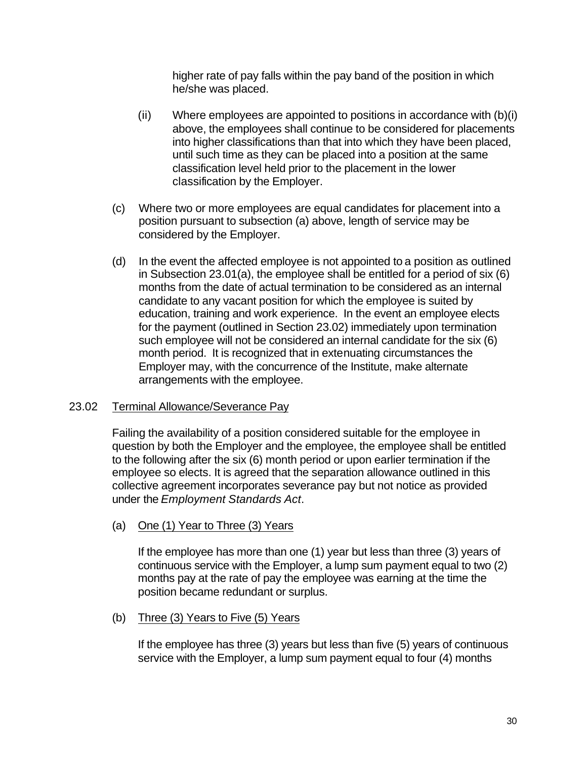higher rate of pay falls within the pay band of the position in which he/she was placed.

(ii) Where employees are appointed to positions in accordance with (b)(i) above, the employees shall continue to be considered for placements into higher classifications than that into which they have been placed, until such time as they can be placed into a position at the same classification level held prior to the placement in the lower classification by the Employer.

(c) Where two or more employees are equal candidates for placement into a position pursuant to subsection (a) above, length of service may be considered by the Employer.

(d) In the event the affected employee is not appointed to a position as outlined in Subsection 23.01(a), the employee shall be entitled for a period of six (6) months from the date of actual termination to be considered as an internal candidate to any vacant position for which the employee is suited by education, training and work experience. In the event an employee elects for the payment (outlined in Section 23.02) immediately upon termination such employee will not be considered an internal candidate for the six (6) month period. It is recognized that in extenuating circumstances the Employer may, with the concurrence of the Institute, make alternate arrangements with the employee.

23.02 <u>Terminal Allowance/Severance Pay</u>

Failing the availability of a position considered suitable for the employee in question by both the Employer and the employee, the employee shall be entitled to the following after the six (6) month period or upon earlier termination if the employee so elects. It is agreed that the separation allowance outlined in this collective agreement incorporates severance pay but not notice as provided under the *Employment Standards Act*.

(a) <u>One (1) Year to Three (3) Years</u>

If the employee has more than one (1) year but less than three (3) years of continuous service with the Employer, a lump sum payment equal to two (2) months pay at the rate of pay the employee was earning at the time the position became redundant or surplus.

(b) <u>Three (3) Years to Five (5) Years</u>

If the employee has three (3) years but less than five (5) years of continuous service with the Employer, a lump sum payment equal to four (4) months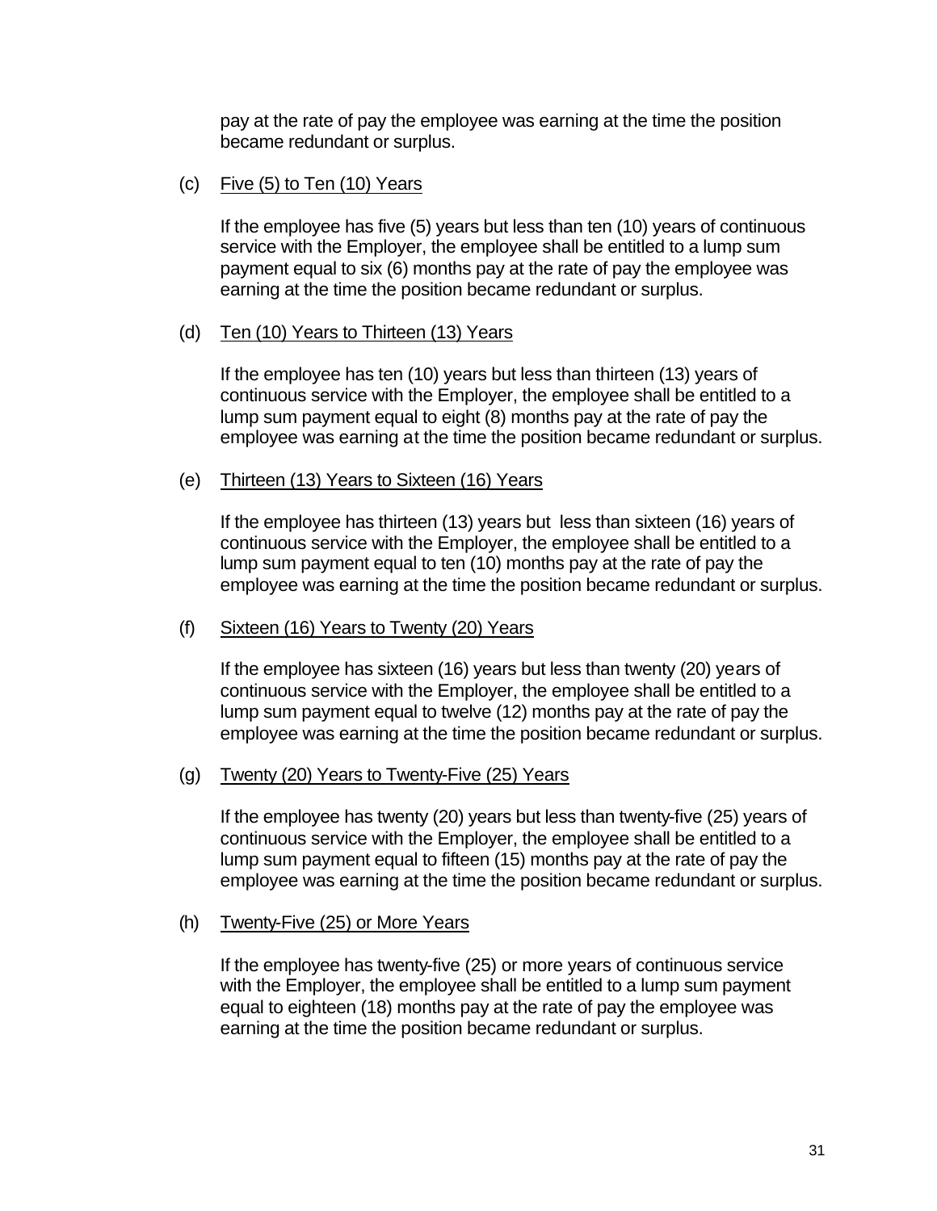pay at the rate of pay the employee was earning at the time the position became redundant or surplus.

(c) <u>Five (5) to Ten (10) Years</u>

If the employee has five (5) years but less than ten (10) years of continuous service with the Employer, the employee shall be entitled to a lump sum payment equal to six (6) months pay at the rate of pay the employee was earning at the time the position became redundant or surplus.

(d) <u>Ten (10) Years to Thirteen (13) Years</u>

If the employee has ten (10) years but less than thirteen (13) years of continuous service with the Employer, the employee shall be entitled to a lump sum payment equal to eight (8) months pay at the rate of pay the employee was earning at the time the position became redundant or surplus.

(e) <u>Thirteen (13) Years to Sixteen (16) Years</u>

If the employee has thirteen (13) years but less than sixteen (16) years of continuous service with the Employer, the employee shall be entitled to a lump sum payment equal to ten (10) months pay at the rate of pay the employee was earning at the time the position became redundant or surplus.

(f) <u>Sixteen (16) Years to Twenty (20) Years</u>

If the employee has sixteen (16) years but less than twenty (20) years of continuous service with the Employer, the employee shall be entitled to a lump sum payment equal to twelve (12) months pay at the rate of pay the employee was earning at the time the position became redundant or surplus.

(g) <u>Twenty (20) Years to Twenty-Five (25) Years</u>

If the employee has twenty (20) years but less than twenty-five (25) years of continuous service with the Employer, the employee shall be entitled to a lump sum payment equal to fifteen (15) months pay at the rate of pay the employee was earning at the time the position became redundant or surplus.

(h) <u>Twenty-Five (25) or More Years</u>

If the employee has twenty-five (25) or more years of continuous service with the Employer, the employee shall be entitled to a lump sum payment equal to eighteen (18) months pay at the rate of pay the employee was earning at the time the position became redundant or surplus.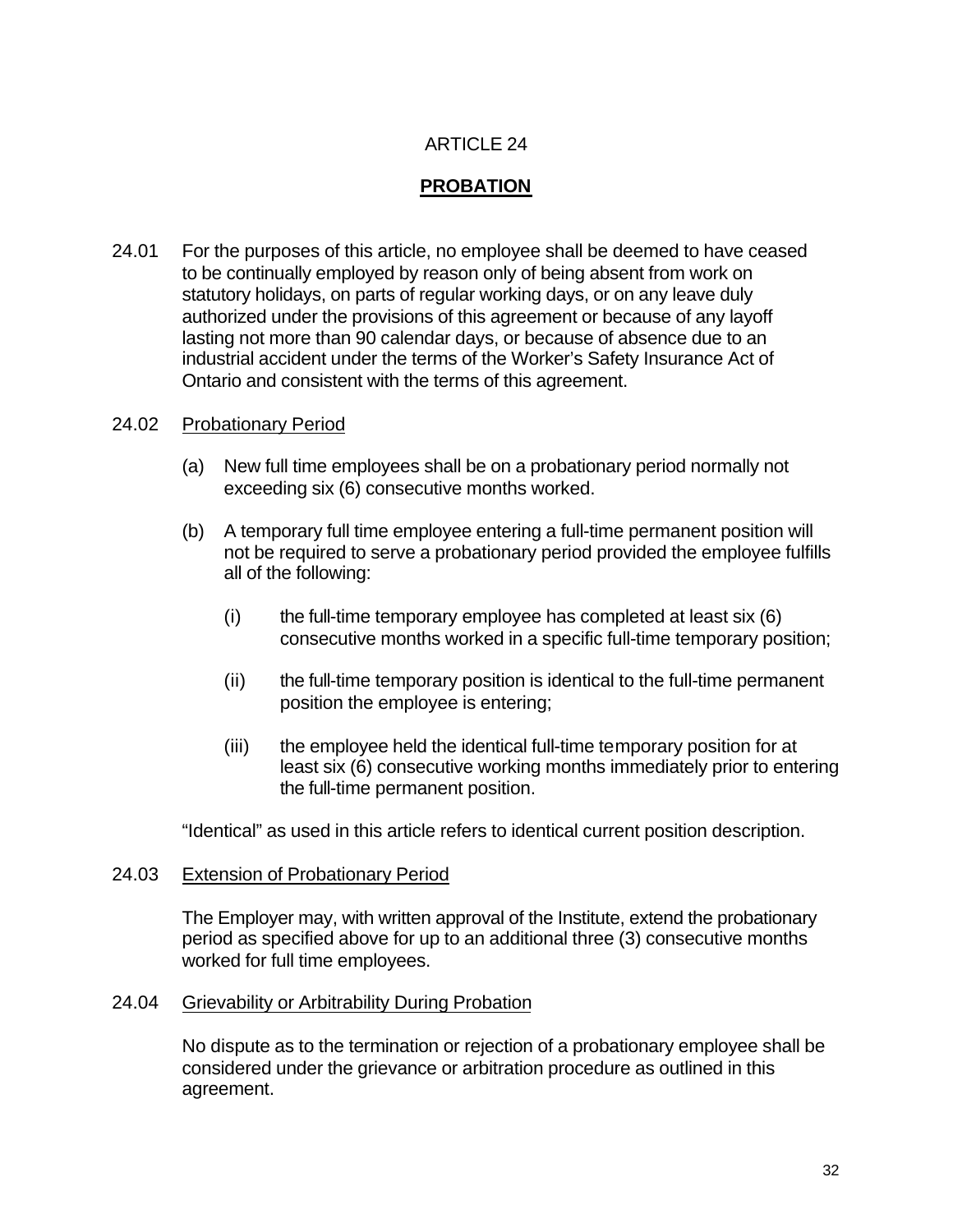# ARTICLE 24

## PROBATION

24.01 For the purposes of this article, no employee shall be deemed to have ceased to be continually employed by reason only of being absent from work on statutory holidays, on parts of regular working days, or on any leave duly authorized under the provisions of this agreement or because of any layoff lasting not more than 90 calendar days, or because of absence due to an industrial accident under the terms of the Worker's Safety Insurance Act of Ontario and consistent with the terms of this agreement.

24.02 Probationary Period

(a) New full time employees shall be on a probationary period normally not exceeding six (6) consecutive months worked.

(b) A temporary full time employee entering a full-time permanent position will not be required to serve a probationary period provided the employee fulfills all of the following:

(i) the full-time temporary employee has completed at least six (6) consecutive months worked in a specific full-time temporary position;

(ii) the full-time temporary position is identical to the full-time permanent position the employee is entering;

(iii) the employee held the identical full-time temporary position for at least six (6) consecutive working months immediately prior to entering the full-time permanent position.

"Identical" as used in this article refers to identical current position description.

24.03 Extension of Probationary Period

The Employer may, with written approval of the Institute, extend the probationary period as specified above for up to an additional three (3) consecutive months worked for full time employees.

24.04 Grievability or Arbitrability During Probation

No dispute as to the termination or rejection of a probationary employee shall be considered under the grievance or arbitration procedure as outlined in this agreement.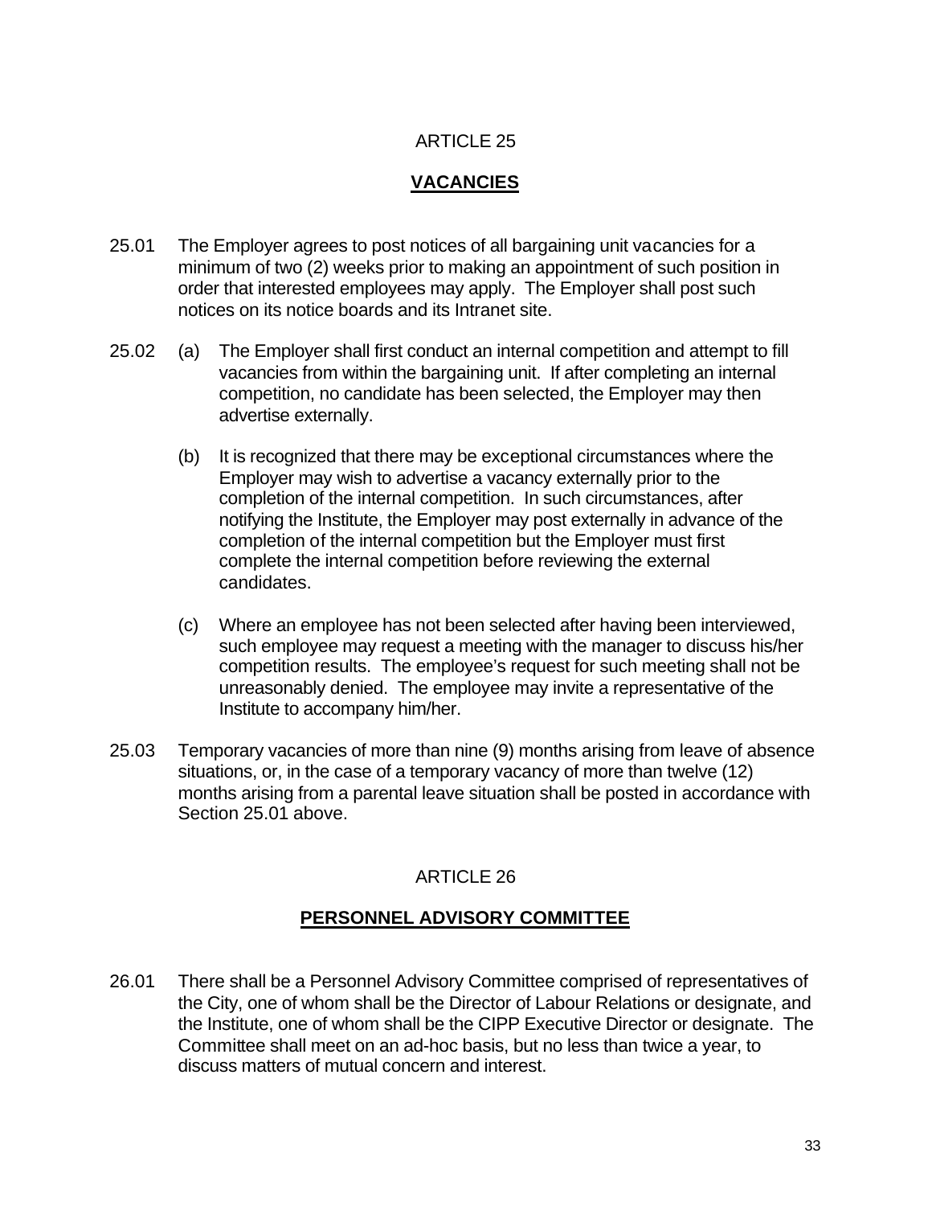## ARTICLE 25

## VACANCIES

25.01 The Employer agrees to post notices of all bargaining unit vacancies for a minimum of two (2) weeks prior to making an appointment of such position in order that interested employees may apply. The Employer shall post such notices on its notice boards and its Intranet site.

25.02 (a) The Employer shall first conduct an internal competition and attempt to fill vacancies from within the bargaining unit. If after completing an internal competition, no candidate has been selected, the Employer may then advertise externally.

(b) It is recognized that there may be exceptional circumstances where the Employer may wish to advertise a vacancy externally prior to the completion of the internal competition. In such circumstances, after notifying the Institute, the Employer may post externally in advance of the completion of the internal competition but the Employer must first complete the internal competition before reviewing the external candidates.

(c) Where an employee has not been selected after having been interviewed, such employee may request a meeting with the manager to discuss his/her competition results. The employee's request for such meeting shall not be unreasonably denied. The employee may invite a representative of the Institute to accompany him/her.

25.03 Temporary vacancies of more than nine (9) months arising from leave of absence situations, or, in the case of a temporary vacancy of more than twelve (12) months arising from a parental leave situation shall be posted in accordance with Section 25.01 above.

## ARTICLE 26

## PERSONNEL ADVISORY COMMITTEE

26.01 There shall be a Personnel Advisory Committee comprised of representatives of the City, one of whom shall be the Director of Labour Relations or designate, and the Institute, one of whom shall be the CIPP Executive Director or designate. The Committee shall meet on an ad-hoc basis, but no less than twice a year, to discuss matters of mutual concern and interest.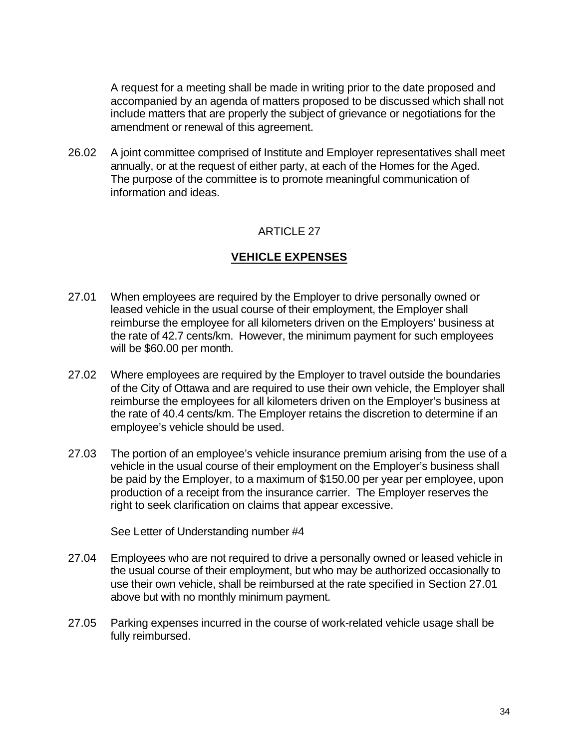A request for a meeting shall be made in writing prior to the date proposed and accompanied by an agenda of matters proposed to be discussed which shall not include matters that are properly the subject of grievance or negotiations for the amendment or renewal of this agreement.

26.02 A joint committee comprised of Institute and Employer representatives shall meet annually, or at the request of either party, at each of the Homes for the Aged. The purpose of the committee is to promote meaningful communication of information and ideas.

## ARTICLE 27

## VEHICLE EXPENSES

27.01 When employees are required by the Employer to drive personally owned or leased vehicle in the usual course of their employment, the Employer shall reimburse the employee for all kilometers driven on the Employers' business at the rate of 42.7 cents/km. However, the minimum payment for such employees will be $60.00 per month.

27.02 Where employees are required by the Employer to travel outside the boundaries of the City of Ottawa and are required to use their own vehicle, the Employer shall reimburse the employees for all kilometers driven on the Employer's business at the rate of 40.4 cents/km. The Employer retains the discretion to determine if an employee's vehicle should be used.

27.03 The portion of an employee's vehicle insurance premium arising from the use of a vehicle in the usual course of their employment on the Employer's business shall be paid by the Employer, to a maximum of $150.00 per year per employee, upon production of a receipt from the insurance carrier. The Employer reserves the right to seek clarification on claims that appear excessive.

See Letter of Understanding number #4

27.04 Employees who are not required to drive a personally owned or leased vehicle in the usual course of their employment, but who may be authorized occasionally to use their own vehicle, shall be reimbursed at the rate specified in Section 27.01 above but with no monthly minimum payment.

27.05 Parking expenses incurred in the course of work-related vehicle usage shall be fully reimbursed.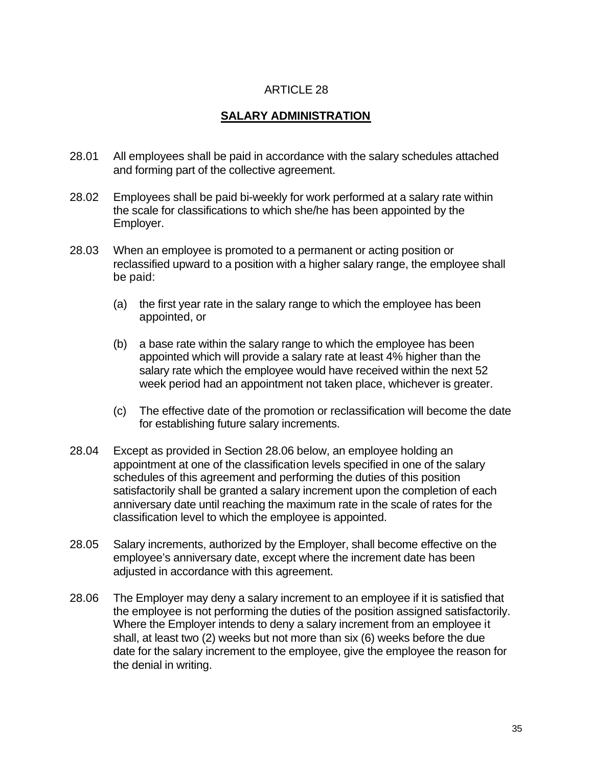# ARTICLE 28

## SALARY ADMINISTRATION

28.01 All employees shall be paid in accordance with the salary schedules attached and forming part of the collective agreement.

28.02 Employees shall be paid bi-weekly for work performed at a salary rate within the scale for classifications to which she/he has been appointed by the Employer.

28.03 When an employee is promoted to a permanent or acting position or reclassified upward to a position with a higher salary range, the employee shall be paid:

(a) the first year rate in the salary range to which the employee has been appointed, or

(b) a base rate within the salary range to which the employee has been appointed which will provide a salary rate at least 4% higher than the salary rate which the employee would have received within the next 52 week period had an appointment not taken place, whichever is greater.

(c) The effective date of the promotion or reclassification will become the date for establishing future salary increments.

28.04 Except as provided in Section 28.06 below, an employee holding an appointment at one of the classification levels specified in one of the salary schedules of this agreement and performing the duties of this position satisfactorily shall be granted a salary increment upon the completion of each anniversary date until reaching the maximum rate in the scale of rates for the classification level to which the employee is appointed.

28.05 Salary increments, authorized by the Employer, shall become effective on the employee's anniversary date, except where the increment date has been adjusted in accordance with this agreement.

28.06 The Employer may deny a salary increment to an employee if it is satisfied that the employee is not performing the duties of the position assigned satisfactorily. Where the Employer intends to deny a salary increment from an employee it shall, at least two (2) weeks but not more than six (6) weeks before the due date for the salary increment to the employee, give the employee the reason for the denial in writing.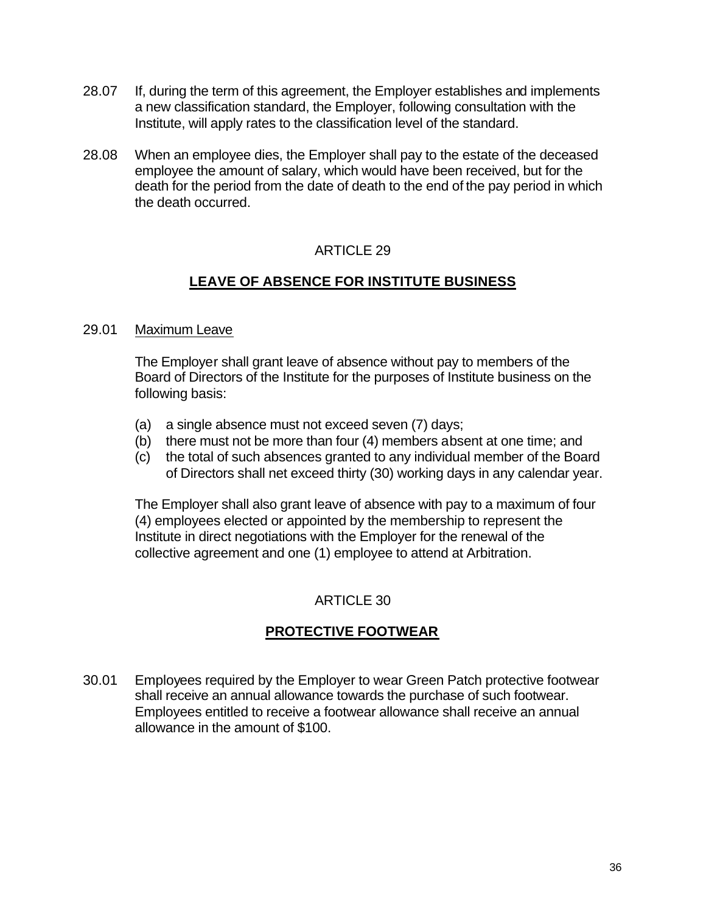28.07 If, during the term of this agreement, the Employer establishes and implements a new classification standard, the Employer, following consultation with the Institute, will apply rates to the classification level of the standard.

28.08 When an employee dies, the Employer shall pay to the estate of the deceased employee the amount of salary, which would have been received, but for the death for the period from the date of death to the end of the pay period in which the death occurred.

## ARTICLE 29

## LEAVE OF ABSENCE FOR INSTITUTE BUSINESS

29.01 Maximum Leave

The Employer shall grant leave of absence without pay to members of the Board of Directors of the Institute for the purposes of Institute business on the following basis:

(a) a single absence must not exceed seven (7) days;
(b) there must not be more than four (4) members absent at one time; and
(c) the total of such absences granted to any individual member of the Board of Directors shall net exceed thirty (30) working days in any calendar year.

The Employer shall also grant leave of absence with pay to a maximum of four (4) employees elected or appointed by the membership to represent the Institute in direct negotiations with the Employer for the renewal of the collective agreement and one (1) employee to attend at Arbitration.

## ARTICLE 30

## PROTECTIVE FOOTWEAR

30.01 Employees required by the Employer to wear Green Patch protective footwear shall receive an annual allowance towards the purchase of such footwear. Employees entitled to receive a footwear allowance shall receive an annual allowance in the amount of $100.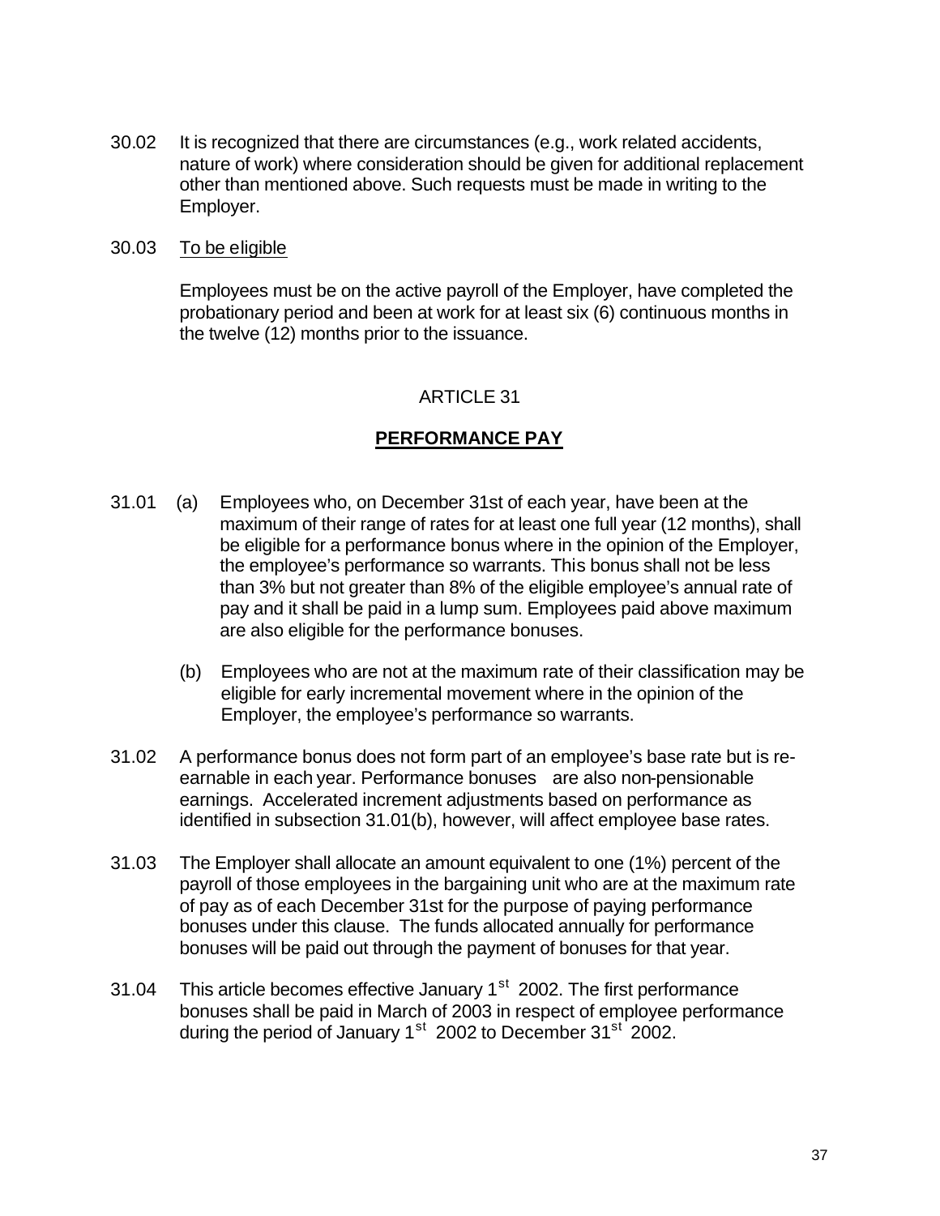30.02 It is recognized that there are circumstances (e.g., work related accidents, nature of work) where consideration should be given for additional replacement other than mentioned above. Such requests must be made in writing to the Employer.

30.03 To be eligible

Employees must be on the active payroll of the Employer, have completed the probationary period and been at work for at least six (6) continuous months in the twelve (12) months prior to the issuance.

## ARTICLE 31

## PERFORMANCE PAY

31.01 (a) Employees who, on December 31st of each year, have been at the maximum of their range of rates for at least one full year (12 months), shall be eligible for a performance bonus where in the opinion of the Employer, the employee's performance so warrants. This bonus shall not be less than 3% but not greater than 8% of the eligible employee's annual rate of pay and it shall be paid in a lump sum. Employees paid above maximum are also eligible for the performance bonuses.

(b) Employees who are not at the maximum rate of their classification may be eligible for early incremental movement where in the opinion of the Employer, the employee's performance so warrants.

31.02 A performance bonus does not form part of an employee's base rate but is re-earnable in each year. Performance bonuses are also non-pensionable earnings. Accelerated increment adjustments based on performance as identified in subsection 31.01(b), however, will affect employee base rates.

31.03 The Employer shall allocate an amount equivalent to one (1%) percent of the payroll of those employees in the bargaining unit who are at the maximum rate of pay as of each December 31st for the purpose of paying performance bonuses under this clause. The funds allocated annually for performance bonuses will be paid out through the payment of bonuses for that year.

31.04 This article becomes effective January 1st 2002. The first performance bonuses shall be paid in March of 2003 in respect of employee performance during the period of January 1st 2002 to December 31st 2002.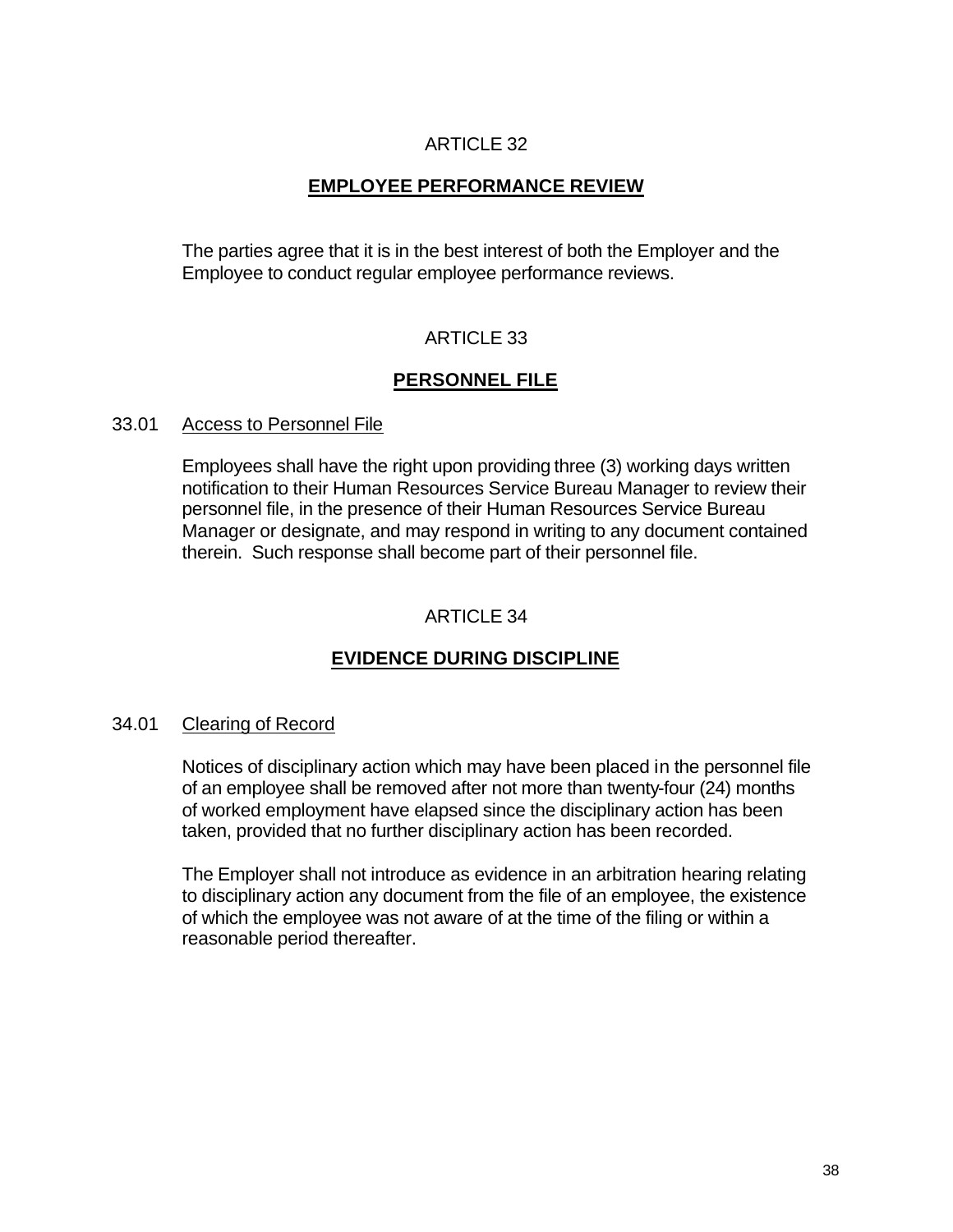## ARTICLE 32

## EMPLOYEE PERFORMANCE REVIEW

The parties agree that it is in the best interest of both the Employer and the Employee to conduct regular employee performance reviews.

## ARTICLE 33

## PERSONNEL FILE

### 33.01 Access to Personnel File

Employees shall have the right upon providing three (3) working days written notification to their Human Resources Service Bureau Manager to review their personnel file, in the presence of their Human Resources Service Bureau Manager or designate, and may respond in writing to any document contained therein. Such response shall become part of their personnel file.

## ARTICLE 34

## EVIDENCE DURING DISCIPLINE

### 34.01 Clearing of Record

Notices of disciplinary action which may have been placed in the personnel file of an employee shall be removed after not more than twenty-four (24) months of worked employment have elapsed since the disciplinary action has been taken, provided that no further disciplinary action has been recorded.

The Employer shall not introduce as evidence in an arbitration hearing relating to disciplinary action any document from the file of an employee, the existence of which the employee was not aware of at the time of the filing or within a reasonable period thereafter.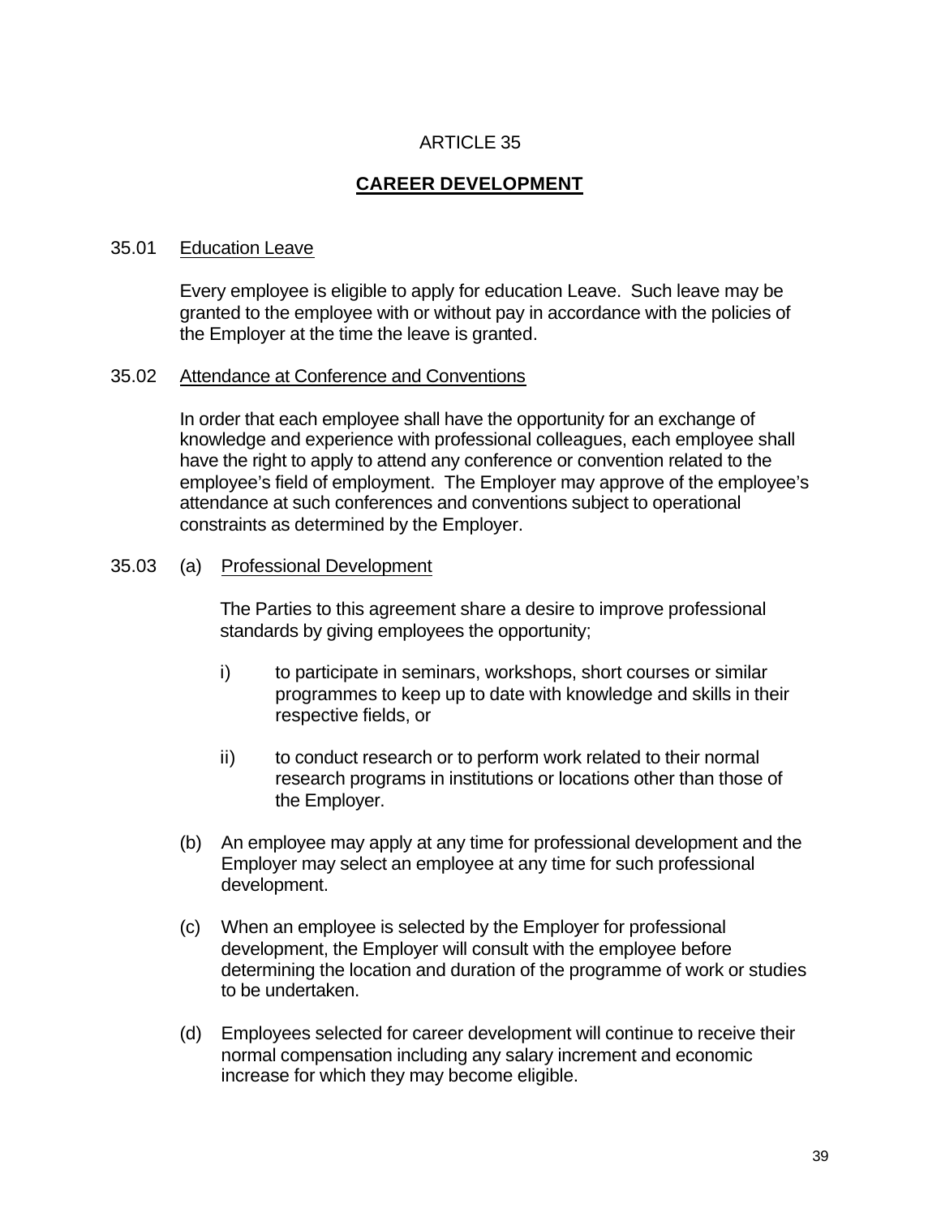# ARTICLE 35

## CAREER DEVELOPMENT

35.01 Education Leave

Every employee is eligible to apply for education Leave. Such leave may be granted to the employee with or without pay in accordance with the policies of the Employer at the time the leave is granted.

35.02 Attendance at Conference and Conventions

In order that each employee shall have the opportunity for an exchange of knowledge and experience with professional colleagues, each employee shall have the right to apply to attend any conference or convention related to the employee's field of employment. The Employer may approve of the employee's attendance at such conferences and conventions subject to operational constraints as determined by the Employer.

35.03 (a) Professional Development

The Parties to this agreement share a desire to improve professional standards by giving employees the opportunity;

i) to participate in seminars, workshops, short courses or similar programmes to keep up to date with knowledge and skills in their respective fields, or

ii) to conduct research or to perform work related to their normal research programs in institutions or locations other than those of the Employer.

(b) An employee may apply at any time for professional development and the Employer may select an employee at any time for such professional development.

(c) When an employee is selected by the Employer for professional development, the Employer will consult with the employee before determining the location and duration of the programme of work or studies to be undertaken.

(d) Employees selected for career development will continue to receive their normal compensation including any salary increment and economic increase for which they may become eligible.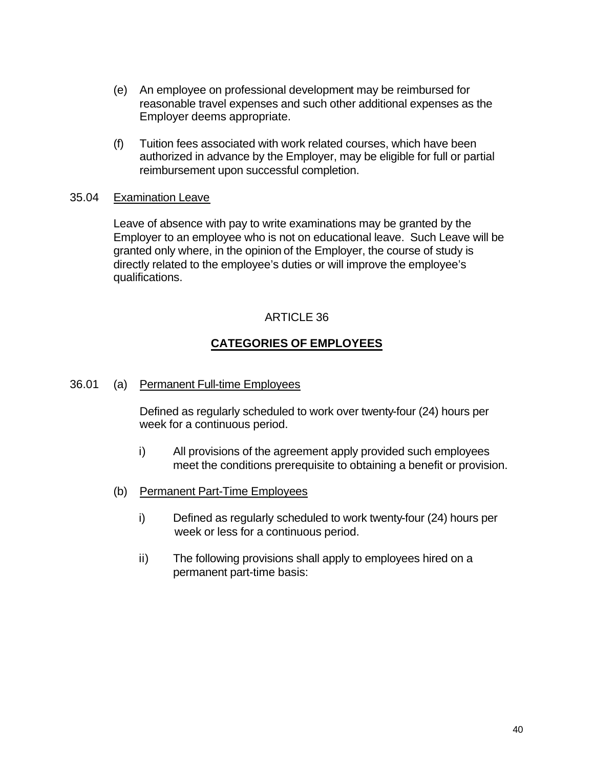(e) An employee on professional development may be reimbursed for reasonable travel expenses and such other additional expenses as the Employer deems appropriate.

(f) Tuition fees associated with work related courses, which have been authorized in advance by the Employer, may be eligible for full or partial reimbursement upon successful completion.

35.04 Examination Leave

Leave of absence with pay to write examinations may be granted by the Employer to an employee who is not on educational leave. Such Leave will be granted only where, in the opinion of the Employer, the course of study is directly related to the employee's duties or will improve the employee's qualifications.

## ARTICLE 36

## CATEGORIES OF EMPLOYEES

36.01 (a) Permanent Full-time Employees

Defined as regularly scheduled to work over twenty-four (24) hours per week for a continuous period.

i) All provisions of the agreement apply provided such employees meet the conditions prerequisite to obtaining a benefit or provision.

(b) Permanent Part-Time Employees

i) Defined as regularly scheduled to work twenty-four (24) hours per week or less for a continuous period.

ii) The following provisions shall apply to employees hired on a permanent part-time basis: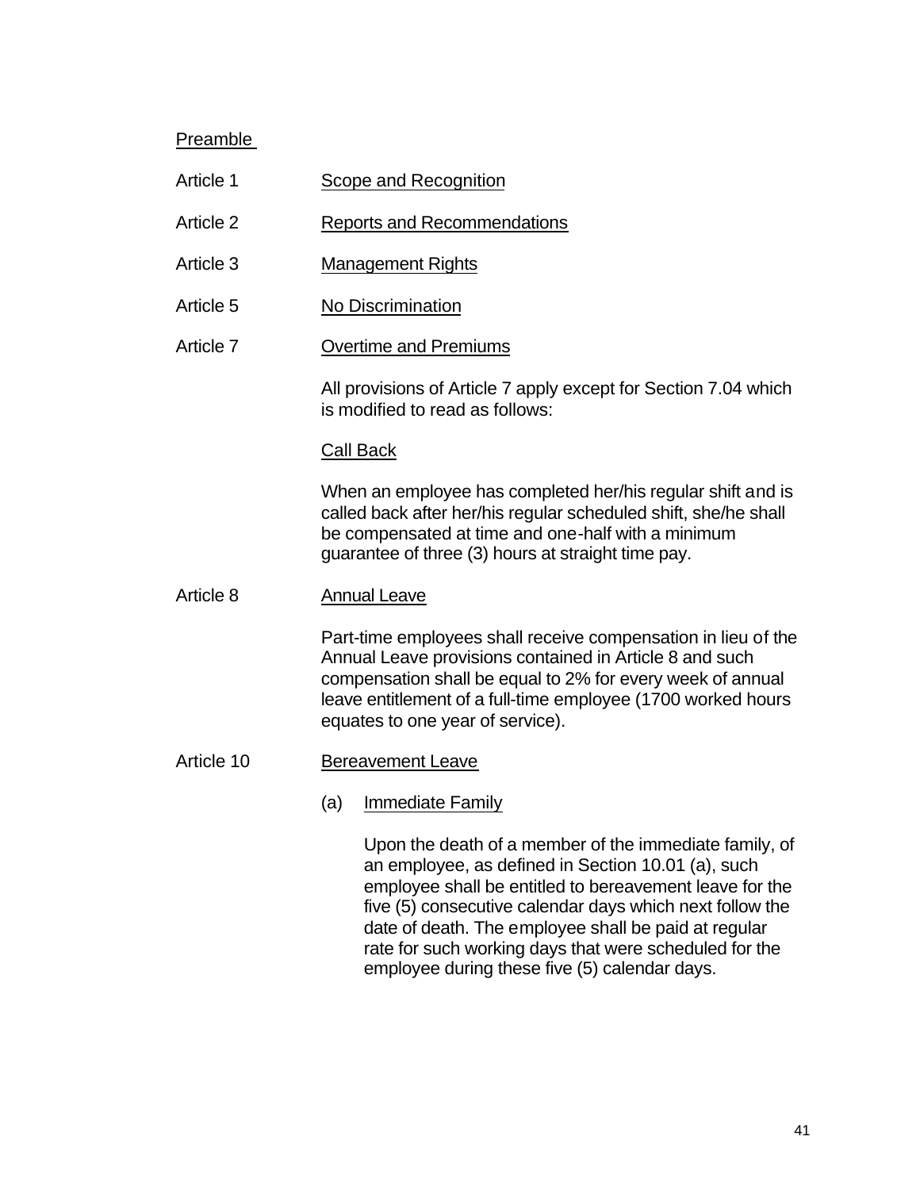Preamble

Article 1 Scope and Recognition

Article 2 Reports and Recommendations

Article 3 Management Rights

Article 5 No Discrimination

Article 7 Overtime and Premiums

All provisions of Article 7 apply except for Section 7.04 which is modified to read as follows:

Call Back

When an employee has completed her/his regular shift and is called back after her/his regular scheduled shift, she/he shall be compensated at time and one-half with a minimum guarantee of three (3) hours at straight time pay.

Article 8 Annual Leave

Part-time employees shall receive compensation in lieu of the Annual Leave provisions contained in Article 8 and such compensation shall be equal to 2% for every week of annual leave entitlement of a full-time employee (1700 worked hours equates to one year of service).

Article 10 Bereavement Leave

(a) Immediate Family

Upon the death of a member of the immediate family, of an employee, as defined in Section 10.01 (a), such employee shall be entitled to bereavement leave for the five (5) consecutive calendar days which next follow the date of death. The employee shall be paid at regular rate for such working days that were scheduled for the employee during these five (5) calendar days.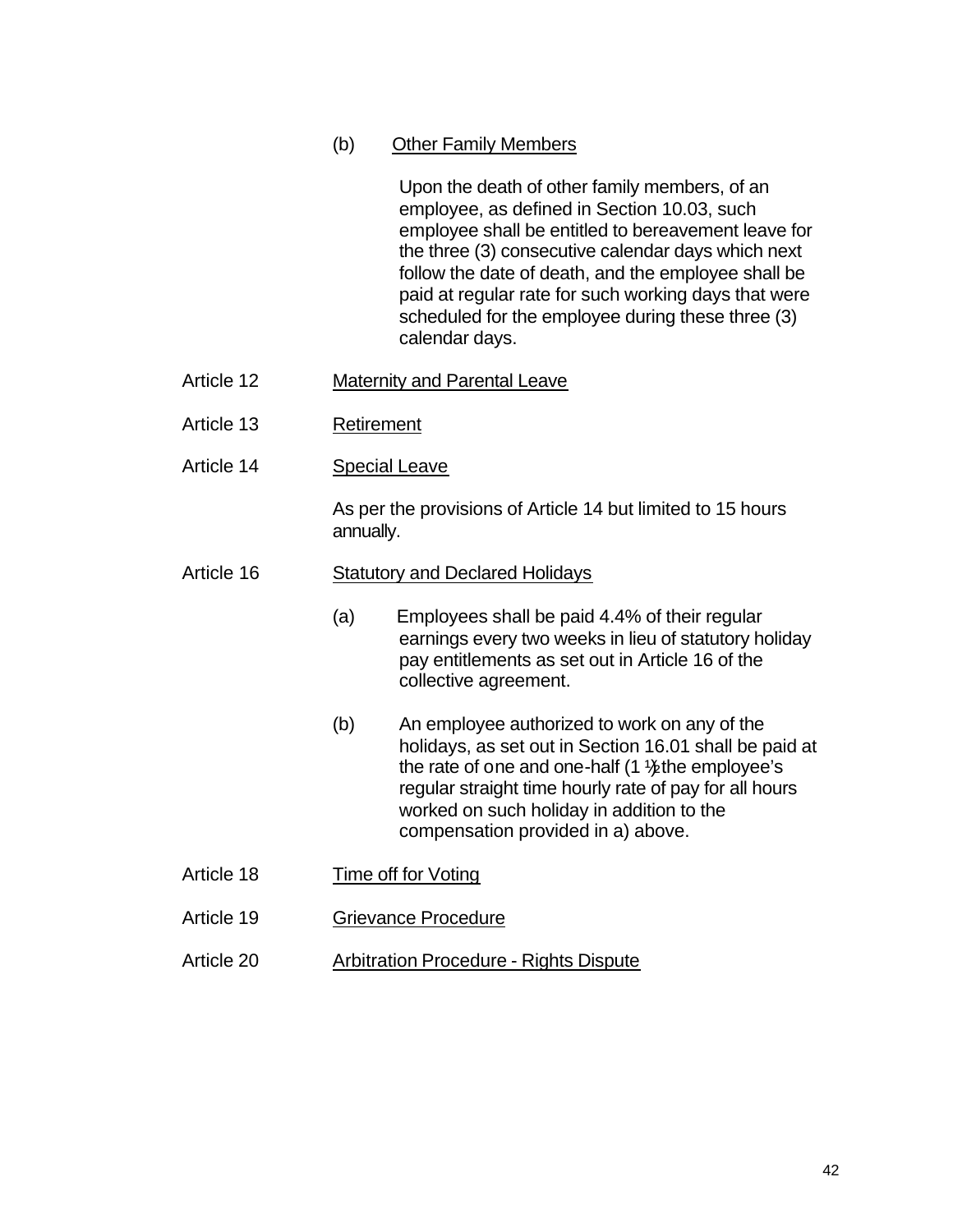(b) Other Family Members

Upon the death of other family members, of an employee, as defined in Section 10.03, such employee shall be entitled to bereavement leave for the three (3) consecutive calendar days which next follow the date of death, and the employee shall be paid at regular rate for such working days that were scheduled for the employee during these three (3) calendar days.

Article 12 Maternity and Parental Leave

Article 13 Retirement

Article 14 Special Leave

As per the provisions of Article 14 but limited to 15 hours annually.

Article 16 Statutory and Declared Holidays

(a) Employees shall be paid 4.4% of their regular earnings every two weeks in lieu of statutory holiday pay entitlements as set out in Article 16 of the collective agreement.

(b) An employee authorized to work on any of the holidays, as set out in Section 16.01 shall be paid at the rate of one and one-half (1 ½) the employee's regular straight time hourly rate of pay for all hours worked on such holiday in addition to the compensation provided in a) above.

Article 18 Time off for Voting

Article 19 Grievance Procedure

Article 20 Arbitration Procedure - Rights Dispute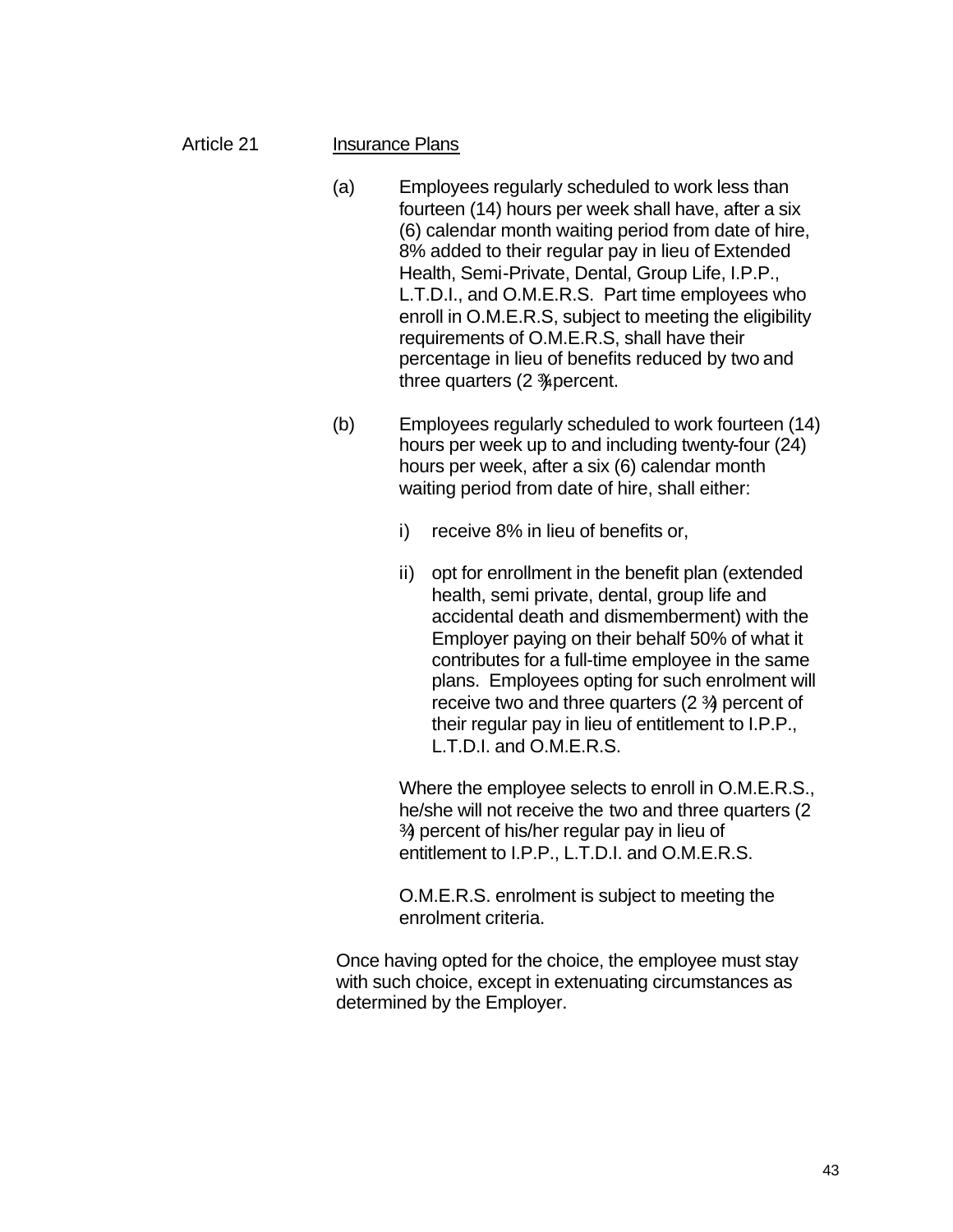## Article 21 Insurance Plans

(a) Employees regularly scheduled to work less than fourteen (14) hours per week shall have, after a six (6) calendar month waiting period from date of hire, 8% added to their regular pay in lieu of Extended Health, Semi-Private, Dental, Group Life, I.P.P., L.T.D.I., and O.M.E.R.S. Part time employees who enroll in O.M.E.R.S, subject to meeting the eligibility requirements of O.M.E.R.S, shall have their percentage in lieu of benefits reduced by two and three quarters (2 ¾) percent.

(b) Employees regularly scheduled to work fourteen (14) hours per week up to and including twenty-four (24) hours per week, after a six (6) calendar month waiting period from date of hire, shall either:

i) receive 8% in lieu of benefits or,

ii) opt for enrollment in the benefit plan (extended health, semi private, dental, group life and accidental death and dismemberment) with the Employer paying on their behalf 50% of what it contributes for a full-time employee in the same plans. Employees opting for such enrolment will receive two and three quarters (2 ¾) percent of their regular pay in lieu of entitlement to I.P.P., L.T.D.I. and O.M.E.R.S.

Where the employee selects to enroll in O.M.E.R.S., he/she will not receive the two and three quarters (2 ¾) percent of his/her regular pay in lieu of entitlement to I.P.P., L.T.D.I. and O.M.E.R.S.

O.M.E.R.S. enrolment is subject to meeting the enrolment criteria.

Once having opted for the choice, the employee must stay with such choice, except in extenuating circumstances as determined by the Employer.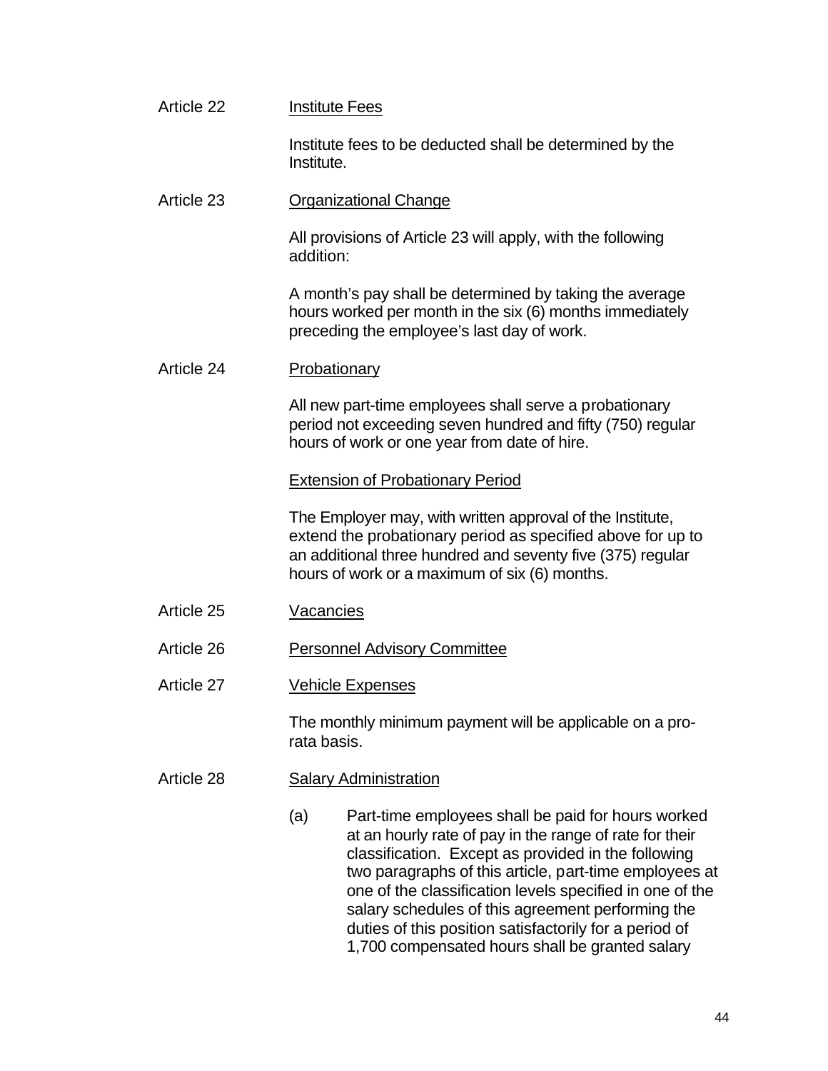Article 22 <u>Institute Fees</u>

Institute fees to be deducted shall be determined by the Institute.

Article 23 <u>Organizational Change</u>

All provisions of Article 23 will apply, with the following addition:

A month's pay shall be determined by taking the average hours worked per month in the six (6) months immediately preceding the employee's last day of work.

Article 24 <u>Probationary</u>

All new part-time employees shall serve a probationary period not exceeding seven hundred and fifty (750) regular hours of work or one year from date of hire.

<u>Extension of Probationary Period</u>

The Employer may, with written approval of the Institute, extend the probationary period as specified above for up to an additional three hundred and seventy five (375) regular hours of work or a maximum of six (6) months.

Article 25 <u>Vacancies</u>

Article 26 <u>Personnel Advisory Committee</u>

Article 27 <u>Vehicle Expenses</u>

The monthly minimum payment will be applicable on a pro-rata basis.

Article 28 <u>Salary Administration</u>

(a) Part-time employees shall be paid for hours worked at an hourly rate of pay in the range of rate for their classification. Except as provided in the following two paragraphs of this article, part-time employees at one of the classification levels specified in one of the salary schedules of this agreement performing the duties of this position satisfactorily for a period of 1,700 compensated hours shall be granted salary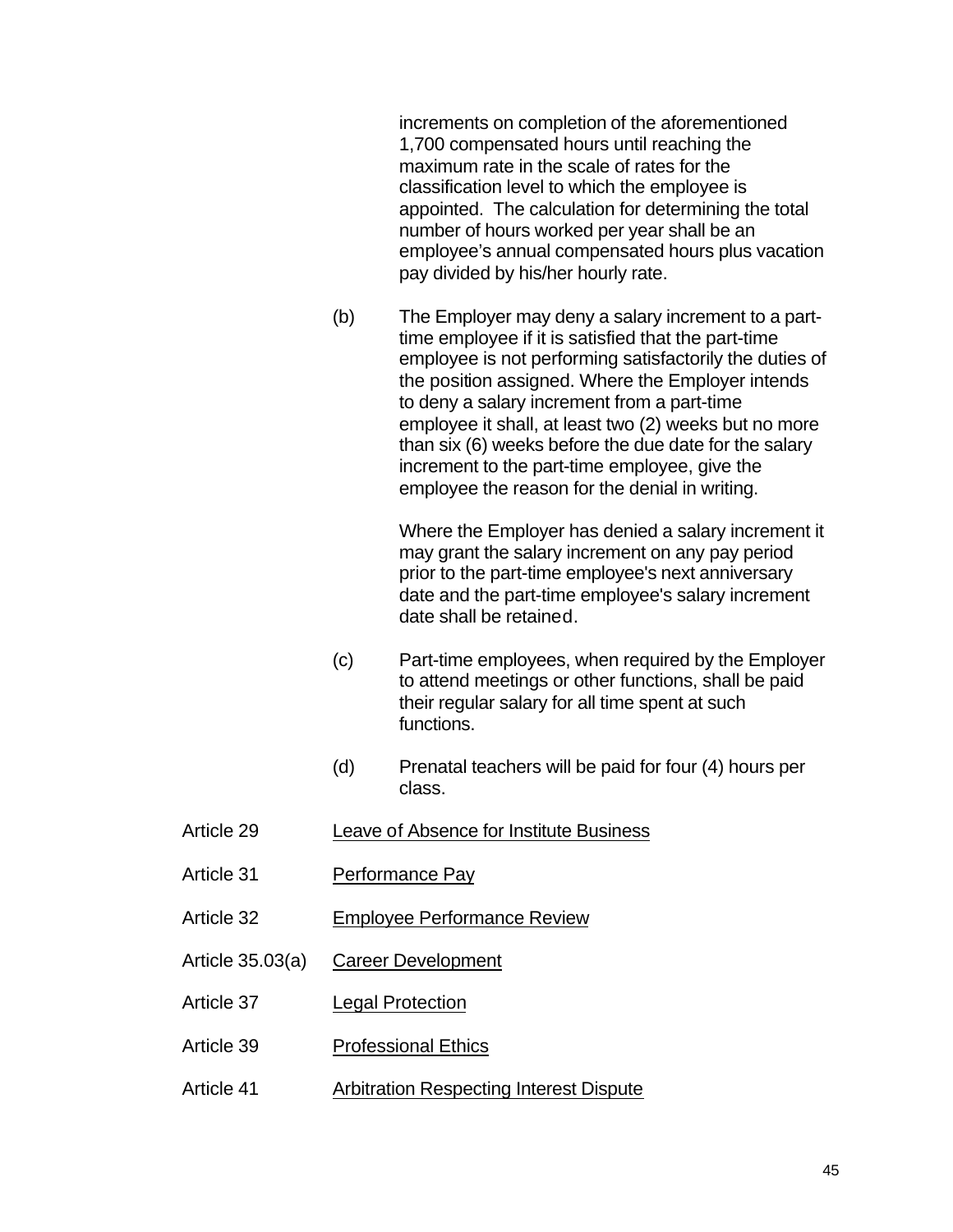increments on completion of the aforementioned 1,700 compensated hours until reaching the maximum rate in the scale of rates for the classification level to which the employee is appointed. The calculation for determining the total number of hours worked per year shall be an employee's annual compensated hours plus vacation pay divided by his/her hourly rate.

(b) The Employer may deny a salary increment to a part-time employee if it is satisfied that the part-time employee is not performing satisfactorily the duties of the position assigned. Where the Employer intends to deny a salary increment from a part-time employee it shall, at least two (2) weeks but no more than six (6) weeks before the due date for the salary increment to the part-time employee, give the employee the reason for the denial in writing.

Where the Employer has denied a salary increment it may grant the salary increment on any pay period prior to the part-time employee's next anniversary date and the part-time employee's salary increment date shall be retained.

(c) Part-time employees, when required by the Employer to attend meetings or other functions, shall be paid their regular salary for all time spent at such functions.

(d) Prenatal teachers will be paid for four (4) hours per class.

Article 29 <u>Leave of Absence for Institute Business</u>

Article 31 <u>Performance Pay</u>

Article 32 <u>Employee Performance Review</u>

Article 35.03(a) <u>Career Development</u>

Article 37 <u>Legal Protection</u>

Article 39 <u>Professional Ethics</u>

Article 41 <u>Arbitration Respecting Interest Dispute</u>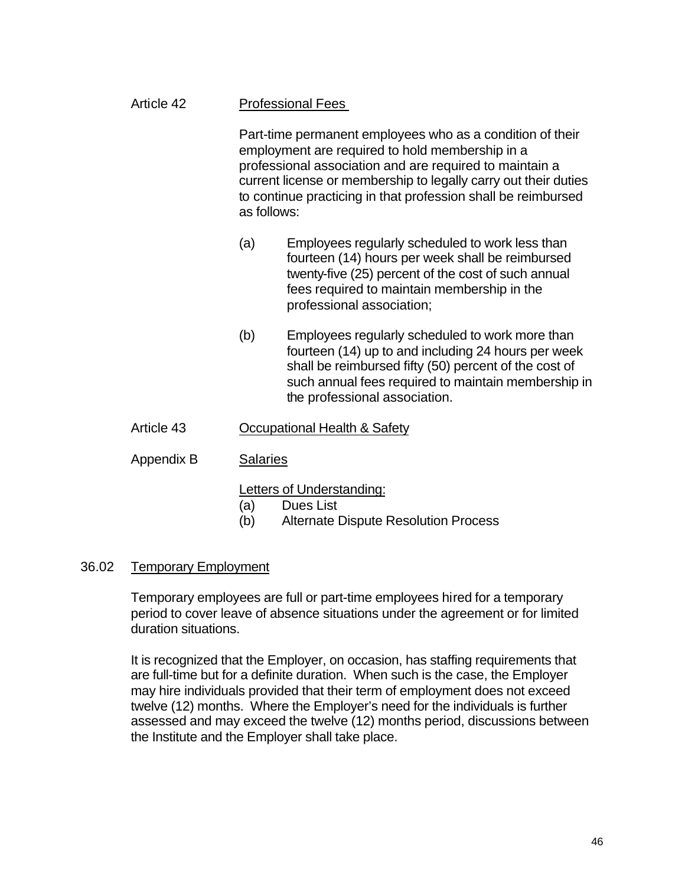Article 42 Professional Fees

Part-time permanent employees who as a condition of their employment are required to hold membership in a professional association and are required to maintain a current license or membership to legally carry out their duties to continue practicing in that profession shall be reimbursed as follows:

(a) Employees regularly scheduled to work less than fourteen (14) hours per week shall be reimbursed twenty-five (25) percent of the cost of such annual fees required to maintain membership in the professional association;

(b) Employees regularly scheduled to work more than fourteen (14) up to and including 24 hours per week shall be reimbursed fifty (50) percent of the cost of such annual fees required to maintain membership in the professional association.

Article 43 Occupational Health & Safety

Appendix B Salaries

Letters of Understanding:

(a) Dues List
(b) Alternate Dispute Resolution Process

## 36.02 Temporary Employment

Temporary employees are full or part-time employees hired for a temporary period to cover leave of absence situations under the agreement or for limited duration situations.

It is recognized that the Employer, on occasion, has staffing requirements that are full-time but for a definite duration. When such is the case, the Employer may hire individuals provided that their term of employment does not exceed twelve (12) months. Where the Employer's need for the individuals is further assessed and may exceed the twelve (12) months period, discussions between the Institute and the Employer shall take place.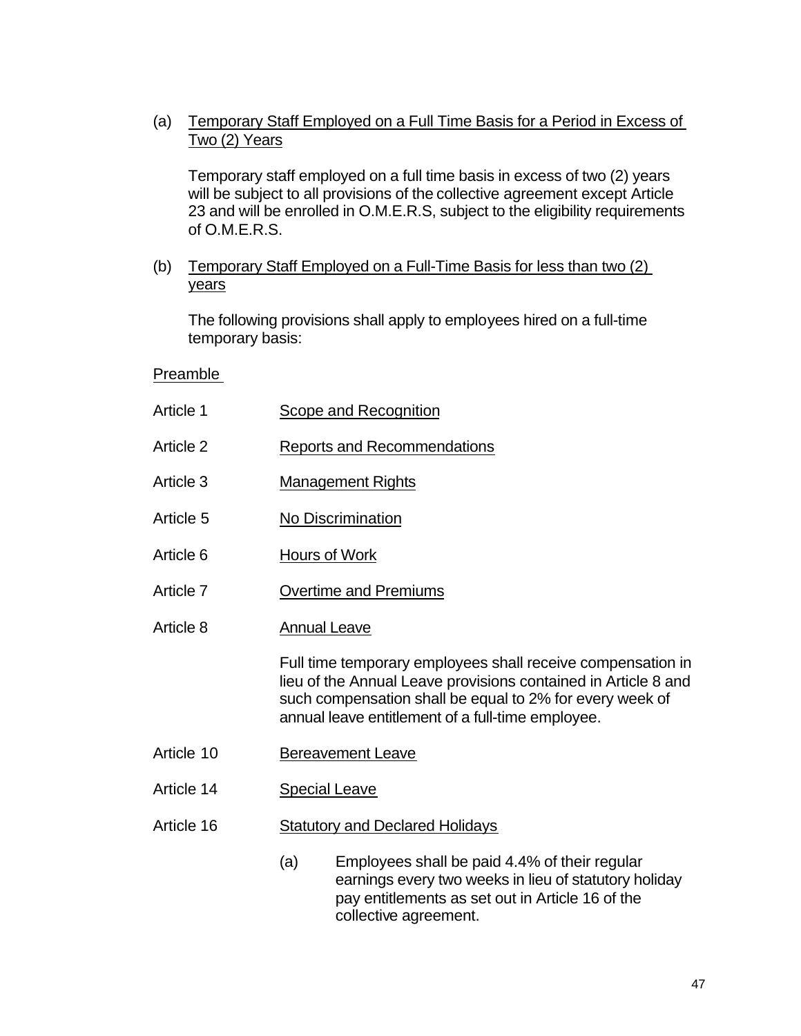(a) <u>Temporary Staff Employed on a Full Time Basis for a Period in Excess of Two (2) Years</u>

Temporary staff employed on a full time basis in excess of two (2) years will be subject to all provisions of the collective agreement except Article 23 and will be enrolled in O.M.E.R.S, subject to the eligibility requirements of O.M.E.R.S.

(b) <u>Temporary Staff Employed on a Full-Time Basis for less than two (2) years</u>

The following provisions shall apply to employees hired on a full-time temporary basis:

<u>Preamble</u>

Article 1 &nbsp;&nbsp;&nbsp; <u>Scope and Recognition</u>

Article 2 &nbsp;&nbsp;&nbsp; <u>Reports and Recommendations</u>

Article 3 &nbsp;&nbsp;&nbsp; <u>Management Rights</u>

Article 5 &nbsp;&nbsp;&nbsp; <u>No Discrimination</u>

Article 6 &nbsp;&nbsp;&nbsp; <u>Hours of Work</u>

Article 7 &nbsp;&nbsp;&nbsp; <u>Overtime and Premiums</u>

Article 8 &nbsp;&nbsp;&nbsp; <u>Annual Leave</u>

Full time temporary employees shall receive compensation in lieu of the Annual Leave provisions contained in Article 8 and such compensation shall be equal to 2% for every week of annual leave entitlement of a full-time employee.

Article 10 &nbsp;&nbsp;&nbsp; <u>Bereavement Leave</u>

Article 14 &nbsp;&nbsp;&nbsp; <u>Special Leave</u>

Article 16 &nbsp;&nbsp;&nbsp; <u>Statutory and Declared Holidays</u>

(a) Employees shall be paid 4.4% of their regular earnings every two weeks in lieu of statutory holiday pay entitlements as set out in Article 16 of the collective agreement.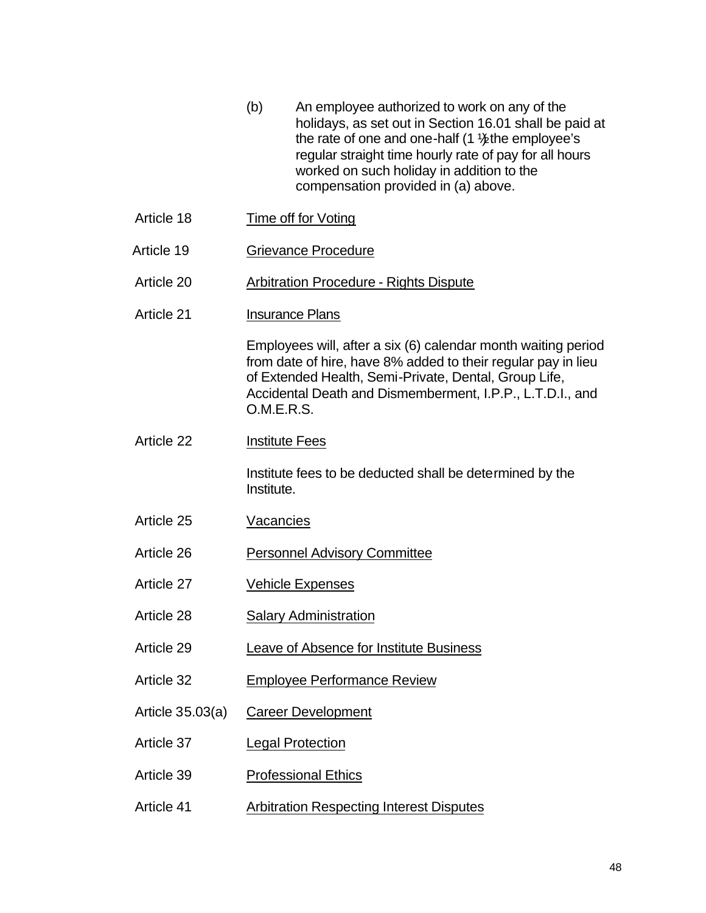(b) An employee authorized to work on any of the holidays, as set out in Section 16.01 shall be paid at the rate of one and one-half (1 ½) the employee's regular straight time hourly rate of pay for all hours worked on such holiday in addition to the compensation provided in (a) above.

Article 18 Time off for Voting

Article 19 Grievance Procedure

Article 20 Arbitration Procedure - Rights Dispute

Article 21 Insurance Plans

Employees will, after a six (6) calendar month waiting period from date of hire, have 8% added to their regular pay in lieu of Extended Health, Semi-Private, Dental, Group Life, Accidental Death and Dismemberment, I.P.P., L.T.D.I., and O.M.E.R.S.

Article 22 Institute Fees

Institute fees to be deducted shall be determined by the Institute.

Article 25 Vacancies

Article 26 Personnel Advisory Committee

Article 27 Vehicle Expenses

Article 28 Salary Administration

Article 29 Leave of Absence for Institute Business

Article 32 Employee Performance Review

Article 35.03(a) Career Development

Article 37 Legal Protection

Article 39 Professional Ethics

Article 41 Arbitration Respecting Interest Disputes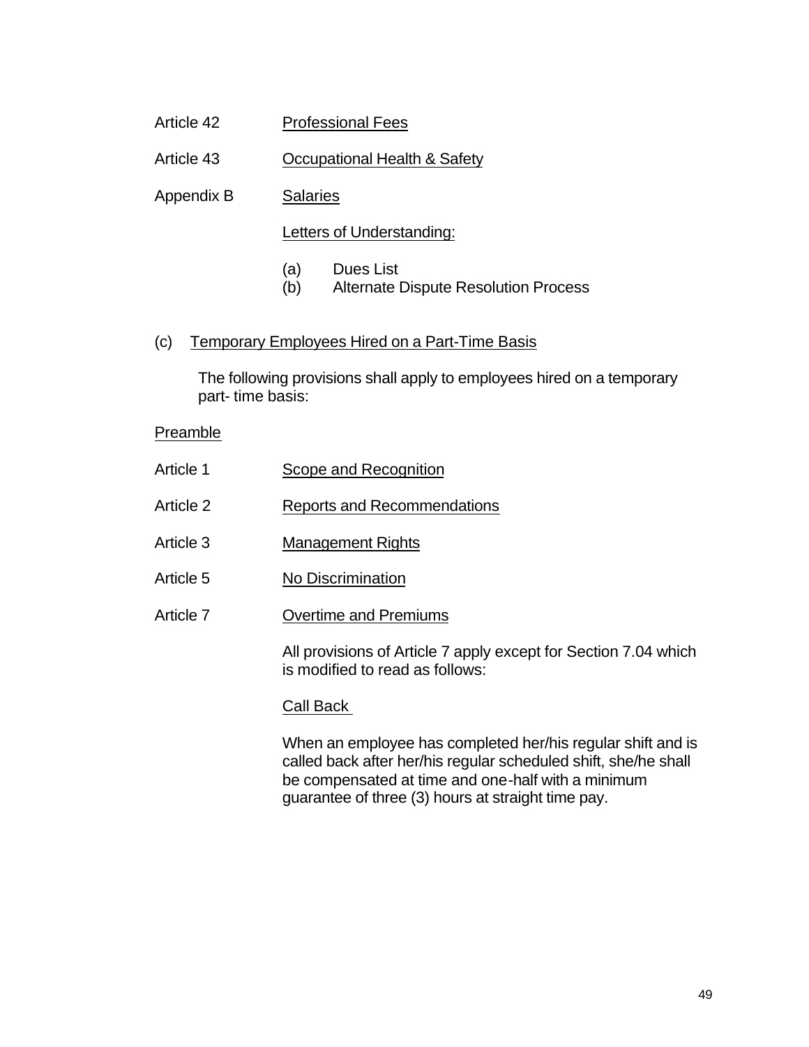Article 42 Professional Fees

Article 43 Occupational Health & Safety

Appendix B Salaries

Letters of Understanding:

(a) Dues List
(b) Alternate Dispute Resolution Process

(c) Temporary Employees Hired on a Part-Time Basis

The following provisions shall apply to employees hired on a temporary part- time basis:

Preamble

Article 1 Scope and Recognition

Article 2 Reports and Recommendations

Article 3 Management Rights

Article 5 No Discrimination

Article 7 Overtime and Premiums

All provisions of Article 7 apply except for Section 7.04 which is modified to read as follows:

Call Back

When an employee has completed her/his regular shift and is called back after her/his regular scheduled shift, she/he shall be compensated at time and one-half with a minimum guarantee of three (3) hours at straight time pay.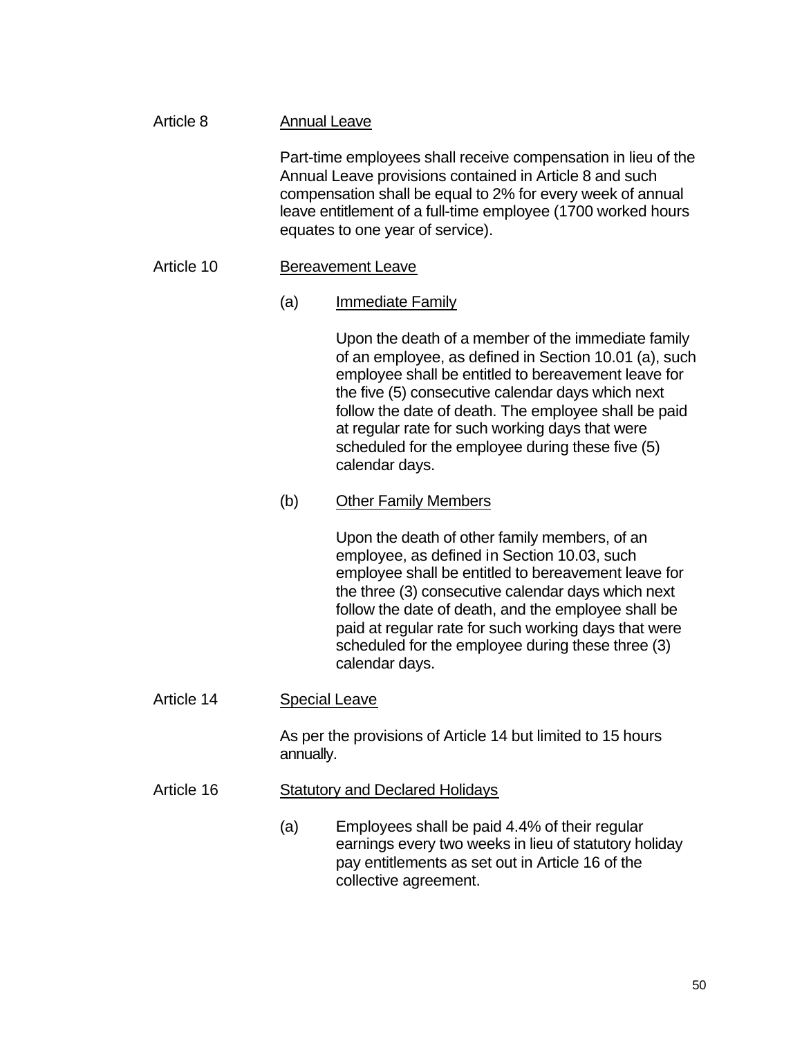Article 8 Annual Leave

Part-time employees shall receive compensation in lieu of the Annual Leave provisions contained in Article 8 and such compensation shall be equal to 2% for every week of annual leave entitlement of a full-time employee (1700 worked hours equates to one year of service).

Article 10 Bereavement Leave

(a) Immediate Family

Upon the death of a member of the immediate family of an employee, as defined in Section 10.01 (a), such employee shall be entitled to bereavement leave for the five (5) consecutive calendar days which next follow the date of death. The employee shall be paid at regular rate for such working days that were scheduled for the employee during these five (5) calendar days.

(b) Other Family Members

Upon the death of other family members, of an employee, as defined in Section 10.03, such employee shall be entitled to bereavement leave for the three (3) consecutive calendar days which next follow the date of death, and the employee shall be paid at regular rate for such working days that were scheduled for the employee during these three (3) calendar days.

Article 14 Special Leave

As per the provisions of Article 14 but limited to 15 hours annually.

Article 16 Statutory and Declared Holidays

(a) Employees shall be paid 4.4% of their regular earnings every two weeks in lieu of statutory holiday pay entitlements as set out in Article 16 of the collective agreement.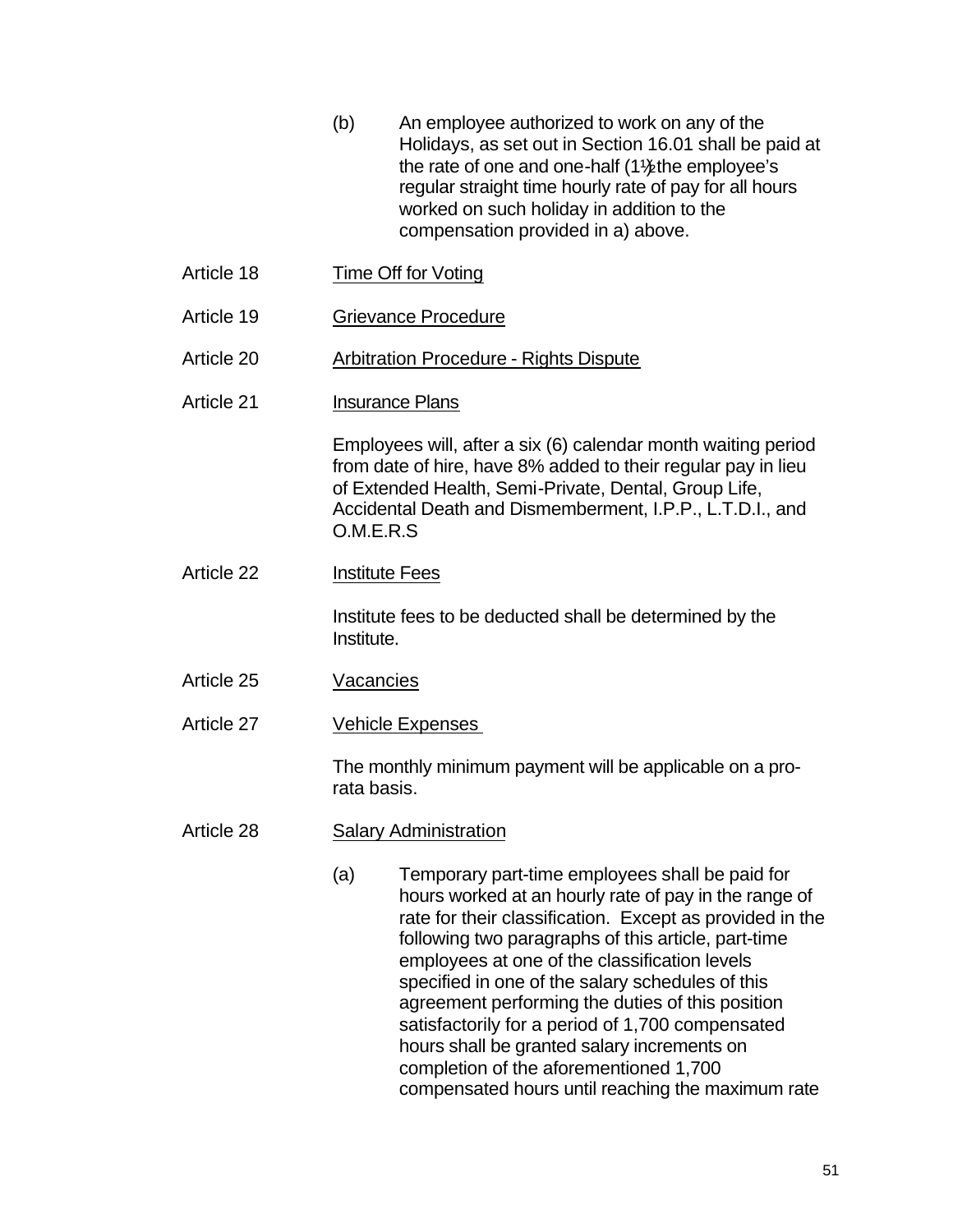(b) An employee authorized to work on any of the Holidays, as set out in Section 16.01 shall be paid at the rate of one and one-half (1½) the employee's regular straight time hourly rate of pay for all hours worked on such holiday in addition to the compensation provided in a) above.

Article 18 Time Off for Voting

Article 19 Grievance Procedure

Article 20 Arbitration Procedure - Rights Dispute

Article 21 Insurance Plans

Employees will, after a six (6) calendar month waiting period from date of hire, have 8% added to their regular pay in lieu of Extended Health, Semi-Private, Dental, Group Life, Accidental Death and Dismemberment, I.P.P., L.T.D.I., and O.M.E.R.S

Article 22 Institute Fees

Institute fees to be deducted shall be determined by the Institute.

Article 25 Vacancies

Article 27 Vehicle Expenses

The monthly minimum payment will be applicable on a pro-rata basis.

Article 28 Salary Administration

(a) Temporary part-time employees shall be paid for hours worked at an hourly rate of pay in the range of rate for their classification. Except as provided in the following two paragraphs of this article, part-time employees at one of the classification levels specified in one of the salary schedules of this agreement performing the duties of this position satisfactorily for a period of 1,700 compensated hours shall be granted salary increments on completion of the aforementioned 1,700 compensated hours until reaching the maximum rate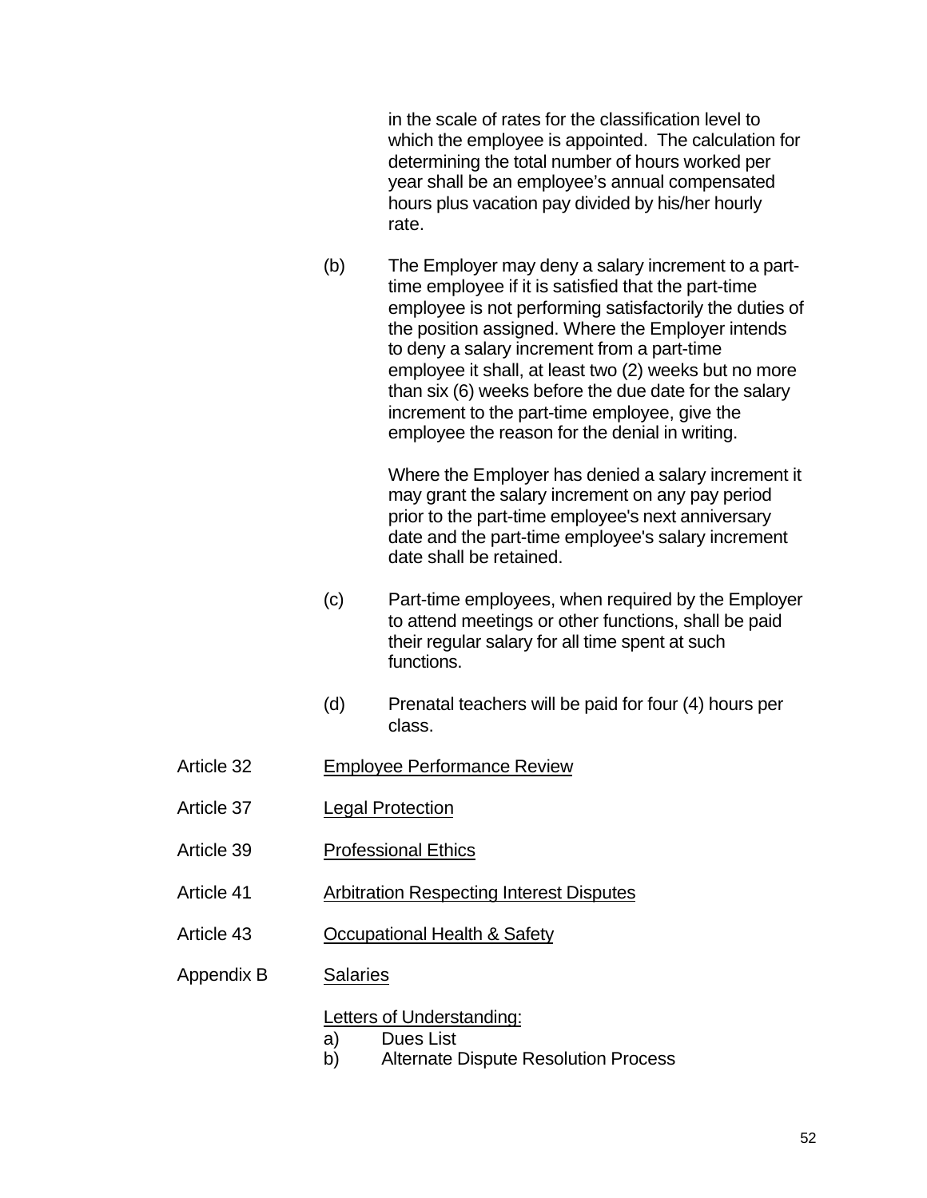in the scale of rates for the classification level to which the employee is appointed. The calculation for determining the total number of hours worked per year shall be an employee's annual compensated hours plus vacation pay divided by his/her hourly rate.

(b) The Employer may deny a salary increment to a part-time employee if it is satisfied that the part-time employee is not performing satisfactorily the duties of the position assigned. Where the Employer intends to deny a salary increment from a part-time employee it shall, at least two (2) weeks but no more than six (6) weeks before the due date for the salary increment to the part-time employee, give the employee the reason for the denial in writing.

Where the Employer has denied a salary increment it may grant the salary increment on any pay period prior to the part-time employee's next anniversary date and the part-time employee's salary increment date shall be retained.

(c) Part-time employees, when required by the Employer to attend meetings or other functions, shall be paid their regular salary for all time spent at such functions.

(d) Prenatal teachers will be paid for four (4) hours per class.

Article 32 Employee Performance Review

Article 37 Legal Protection

Article 39 Professional Ethics

Article 41 Arbitration Respecting Interest Disputes

Article 43 Occupational Health & Safety

Appendix B Salaries

Letters of Understanding:

a) Dues List
b) Alternate Dispute Resolution Process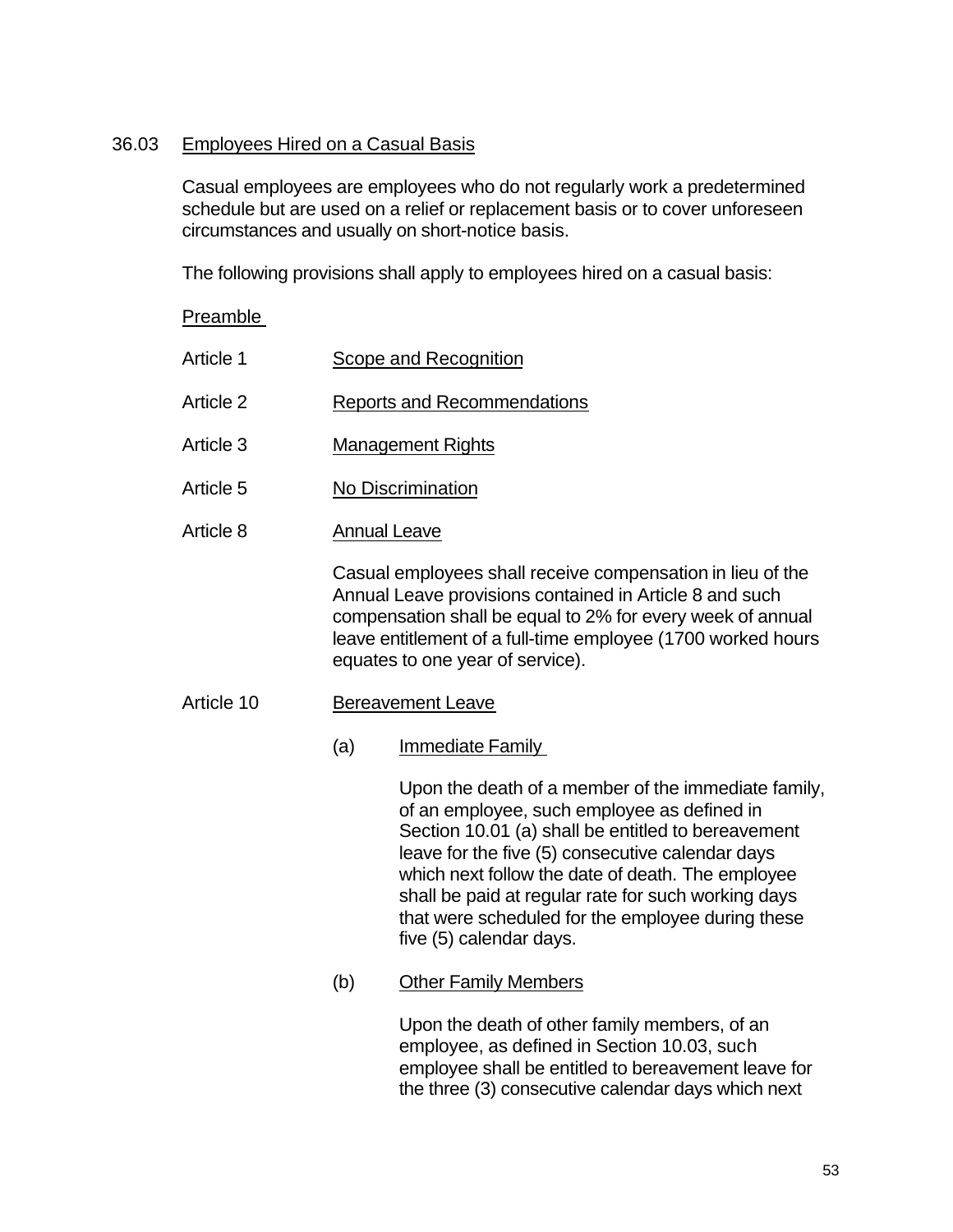## 36.03 Employees Hired on a Casual Basis

Casual employees are employees who do not regularly work a predetermined schedule but are used on a relief or replacement basis or to cover unforeseen circumstances and usually on short-notice basis.

The following provisions shall apply to employees hired on a casual basis:

Preamble

Article 1 Scope and Recognition

Article 2 Reports and Recommendations

Article 3 Management Rights

Article 5 No Discrimination

Article 8 Annual Leave

Casual employees shall receive compensation in lieu of the Annual Leave provisions contained in Article 8 and such compensation shall be equal to 2% for every week of annual leave entitlement of a full-time employee (1700 worked hours equates to one year of service).

Article 10 Bereavement Leave

(a) Immediate Family

Upon the death of a member of the immediate family, of an employee, such employee as defined in Section 10.01 (a) shall be entitled to bereavement leave for the five (5) consecutive calendar days which next follow the date of death. The employee shall be paid at regular rate for such working days that were scheduled for the employee during these five (5) calendar days.

(b) Other Family Members

Upon the death of other family members, of an employee, as defined in Section 10.03, such employee shall be entitled to bereavement leave for the three (3) consecutive calendar days which next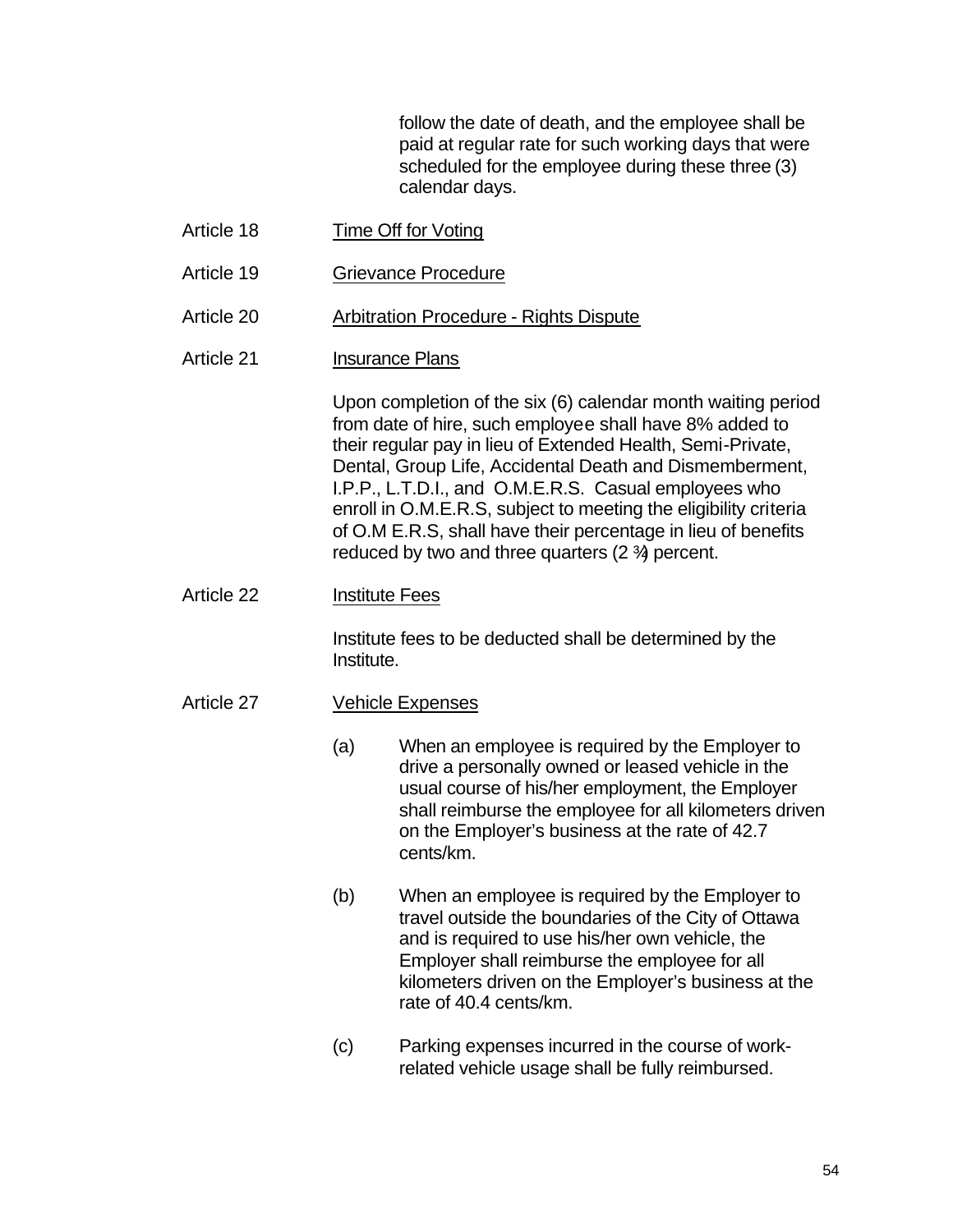follow the date of death, and the employee shall be paid at regular rate for such working days that were scheduled for the employee during these three (3) calendar days.

Article 18 Time Off for Voting

Article 19 Grievance Procedure

Article 20 Arbitration Procedure - Rights Dispute

Article 21 Insurance Plans

Upon completion of the six (6) calendar month waiting period from date of hire, such employee shall have 8% added to their regular pay in lieu of Extended Health, Semi-Private, Dental, Group Life, Accidental Death and Dismemberment, I.P.P., L.T.D.I., and O.M.E.R.S. Casual employees who enroll in O.M.E.R.S, subject to meeting the eligibility criteria of O.M E.R.S, shall have their percentage in lieu of benefits reduced by two and three quarters (2 ¾) percent.

Article 22 Institute Fees

Institute fees to be deducted shall be determined by the Institute.

Article 27 Vehicle Expenses

(a) When an employee is required by the Employer to drive a personally owned or leased vehicle in the usual course of his/her employment, the Employer shall reimburse the employee for all kilometers driven on the Employer's business at the rate of 42.7 cents/km.

(b) When an employee is required by the Employer to travel outside the boundaries of the City of Ottawa and is required to use his/her own vehicle, the Employer shall reimburse the employee for all kilometers driven on the Employer's business at the rate of 40.4 cents/km.

(c) Parking expenses incurred in the course of work-related vehicle usage shall be fully reimbursed.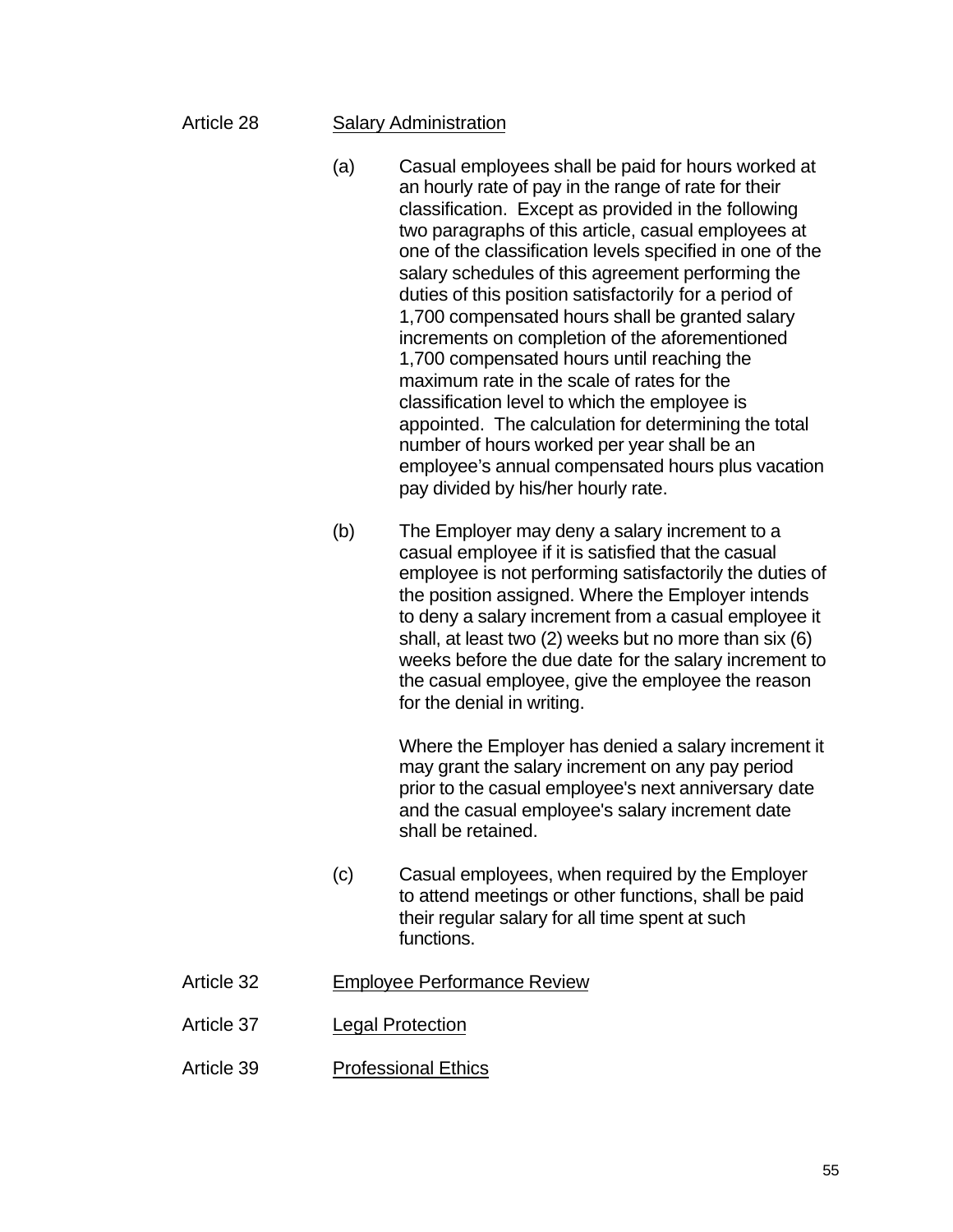Article 28 Salary Administration

(a) Casual employees shall be paid for hours worked at an hourly rate of pay in the range of rate for their classification. Except as provided in the following two paragraphs of this article, casual employees at one of the classification levels specified in one of the salary schedules of this agreement performing the duties of this position satisfactorily for a period of 1,700 compensated hours shall be granted salary increments on completion of the aforementioned 1,700 compensated hours until reaching the maximum rate in the scale of rates for the classification level to which the employee is appointed. The calculation for determining the total number of hours worked per year shall be an employee's annual compensated hours plus vacation pay divided by his/her hourly rate.

(b) The Employer may deny a salary increment to a casual employee if it is satisfied that the casual employee is not performing satisfactorily the duties of the position assigned. Where the Employer intends to deny a salary increment from a casual employee it shall, at least two (2) weeks but no more than six (6) weeks before the due date for the salary increment to the casual employee, give the employee the reason for the denial in writing.

Where the Employer has denied a salary increment it may grant the salary increment on any pay period prior to the casual employee's next anniversary date and the casual employee's salary increment date shall be retained.

(c) Casual employees, when required by the Employer to attend meetings or other functions, shall be paid their regular salary for all time spent at such functions.

Article 32 Employee Performance Review

Article 37 Legal Protection

Article 39 Professional Ethics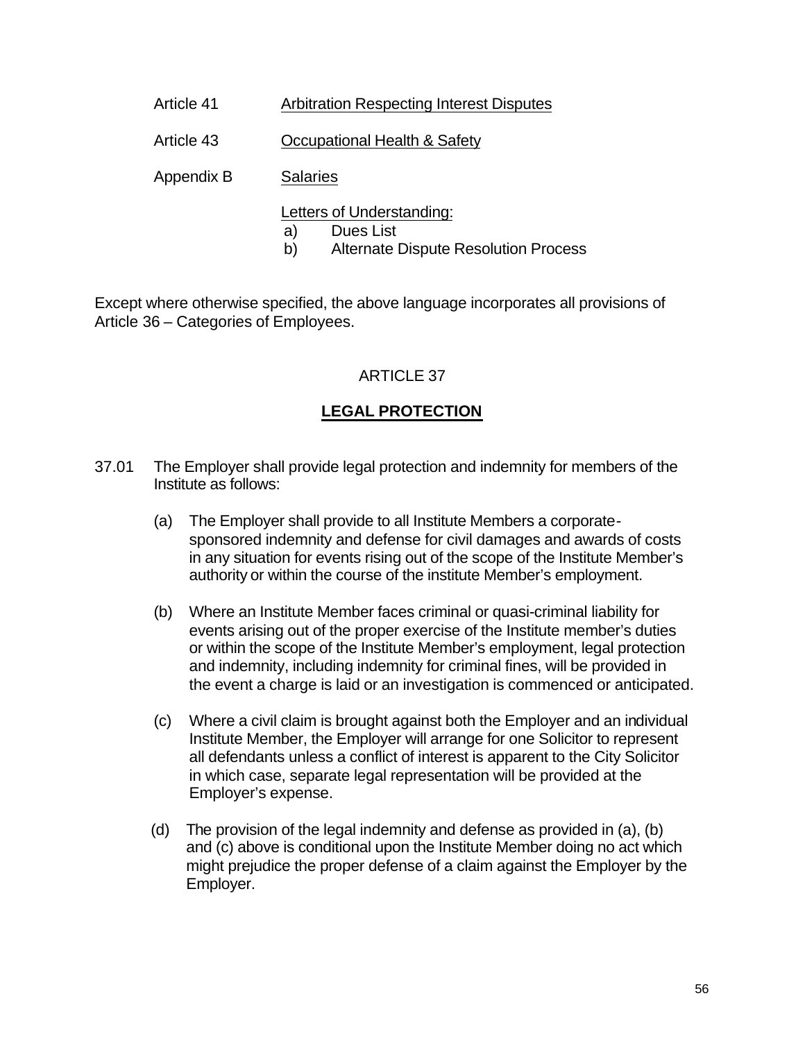| | |
|---|---|
| Article 41 | Arbitration Respecting Interest Disputes |
| Article 43 | Occupational Health & Safety |
| Appendix B | Salaries |
| | Letters of Understanding:<br>a) Dues List<br>b) Alternate Dispute Resolution Process |

Except where otherwise specified, the above language incorporates all provisions of Article 36 – Categories of Employees.

ARTICLE 37

## LEGAL PROTECTION

37.01 The Employer shall provide legal protection and indemnity for members of the Institute as follows:

(a) The Employer shall provide to all Institute Members a corporate-sponsored indemnity and defense for civil damages and awards of costs in any situation for events rising out of the scope of the Institute Member's authority or within the course of the institute Member's employment.

(b) Where an Institute Member faces criminal or quasi-criminal liability for events arising out of the proper exercise of the Institute member's duties or within the scope of the Institute Member's employment, legal protection and indemnity, including indemnity for criminal fines, will be provided in the event a charge is laid or an investigation is commenced or anticipated.

(c) Where a civil claim is brought against both the Employer and an individual Institute Member, the Employer will arrange for one Solicitor to represent all defendants unless a conflict of interest is apparent to the City Solicitor in which case, separate legal representation will be provided at the Employer's expense.

(d) The provision of the legal indemnity and defense as provided in (a), (b) and (c) above is conditional upon the Institute Member doing no act which might prejudice the proper defense of a claim against the Employer by the Employer.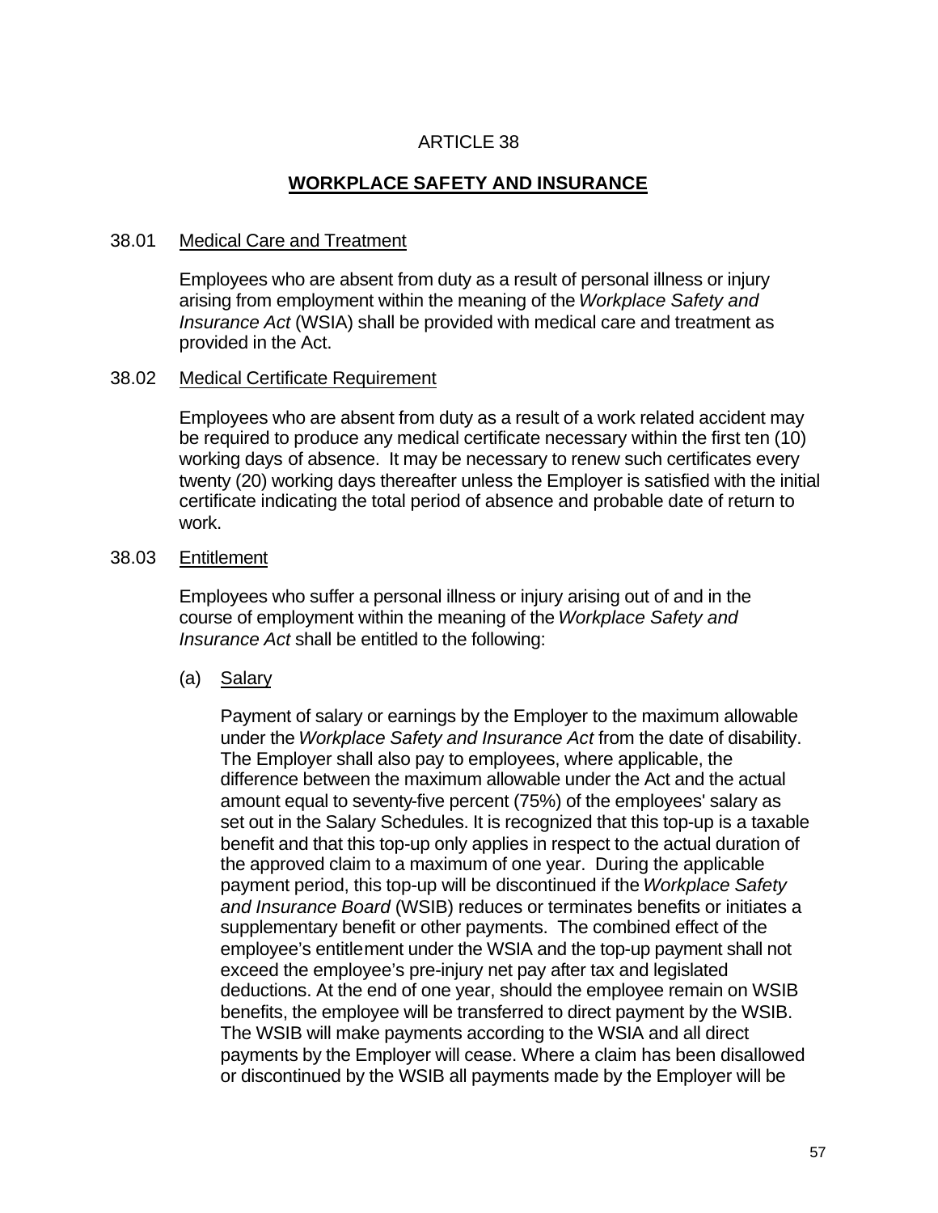# ARTICLE 38

## WORKPLACE SAFETY AND INSURANCE

### 38.01 Medical Care and Treatment

Employees who are absent from duty as a result of personal illness or injury arising from employment within the meaning of the *Workplace Safety and Insurance Act* (WSIA) shall be provided with medical care and treatment as provided in the Act.

### 38.02 Medical Certificate Requirement

Employees who are absent from duty as a result of a work related accident may be required to produce any medical certificate necessary within the first ten (10) working days of absence. It may be necessary to renew such certificates every twenty (20) working days thereafter unless the Employer is satisfied with the initial certificate indicating the total period of absence and probable date of return to work.

### 38.03 Entitlement

Employees who suffer a personal illness or injury arising out of and in the course of employment within the meaning of the *Workplace Safety and Insurance Act* shall be entitled to the following:

(a) Salary

Payment of salary or earnings by the Employer to the maximum allowable under the *Workplace Safety and Insurance Act* from the date of disability. The Employer shall also pay to employees, where applicable, the difference between the maximum allowable under the Act and the actual amount equal to seventy-five percent (75%) of the employees' salary as set out in the Salary Schedules. It is recognized that this top-up is a taxable benefit and that this top-up only applies in respect to the actual duration of the approved claim to a maximum of one year. During the applicable payment period, this top-up will be discontinued if the *Workplace Safety and Insurance Board* (WSIB) reduces or terminates benefits or initiates a supplementary benefit or other payments. The combined effect of the employee's entitlement under the WSIA and the top-up payment shall not exceed the employee's pre-injury net pay after tax and legislated deductions. At the end of one year, should the employee remain on WSIB benefits, the employee will be transferred to direct payment by the WSIB. The WSIB will make payments according to the WSIA and all direct payments by the Employer will cease. Where a claim has been disallowed or discontinued by the WSIB all payments made by the Employer will be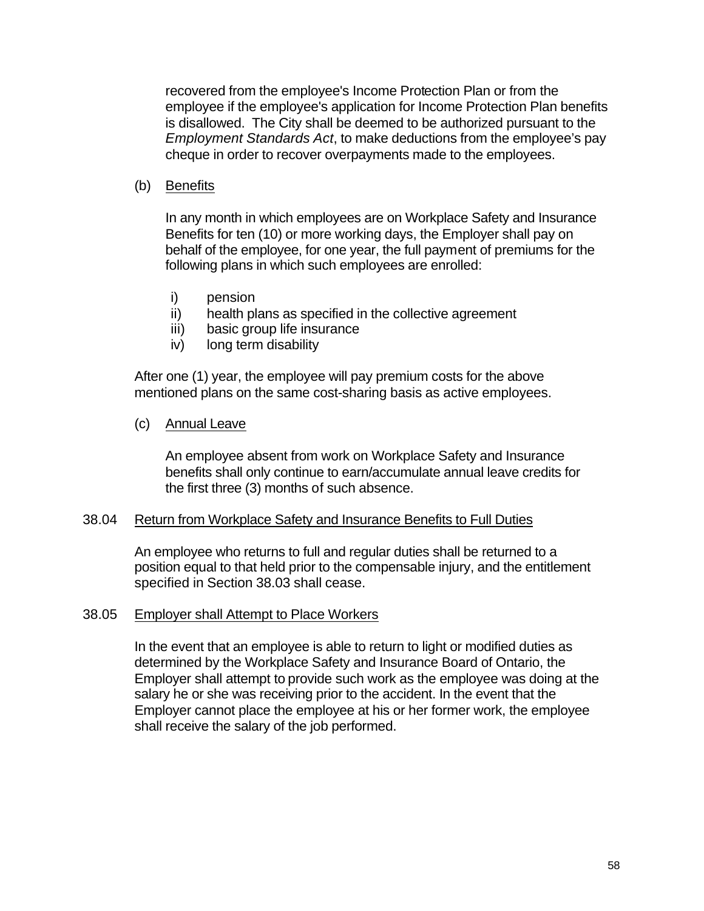recovered from the employee's Income Protection Plan or from the employee if the employee's application for Income Protection Plan benefits is disallowed. The City shall be deemed to be authorized pursuant to the *Employment Standards Act*, to make deductions from the employee's pay cheque in order to recover overpayments made to the employees.

(b) Benefits

In any month in which employees are on Workplace Safety and Insurance Benefits for ten (10) or more working days, the Employer shall pay on behalf of the employee, for one year, the full payment of premiums for the following plans in which such employees are enrolled:

i) pension
ii) health plans as specified in the collective agreement
iii) basic group life insurance
iv) long term disability

After one (1) year, the employee will pay premium costs for the above mentioned plans on the same cost-sharing basis as active employees.

(c) Annual Leave

An employee absent from work on Workplace Safety and Insurance benefits shall only continue to earn/accumulate annual leave credits for the first three (3) months of such absence.

### 38.04 Return from Workplace Safety and Insurance Benefits to Full Duties

An employee who returns to full and regular duties shall be returned to a position equal to that held prior to the compensable injury, and the entitlement specified in Section 38.03 shall cease.

### 38.05 Employer shall Attempt to Place Workers

In the event that an employee is able to return to light or modified duties as determined by the Workplace Safety and Insurance Board of Ontario, the Employer shall attempt to provide such work as the employee was doing at the salary he or she was receiving prior to the accident. In the event that the Employer cannot place the employee at his or her former work, the employee shall receive the salary of the job performed.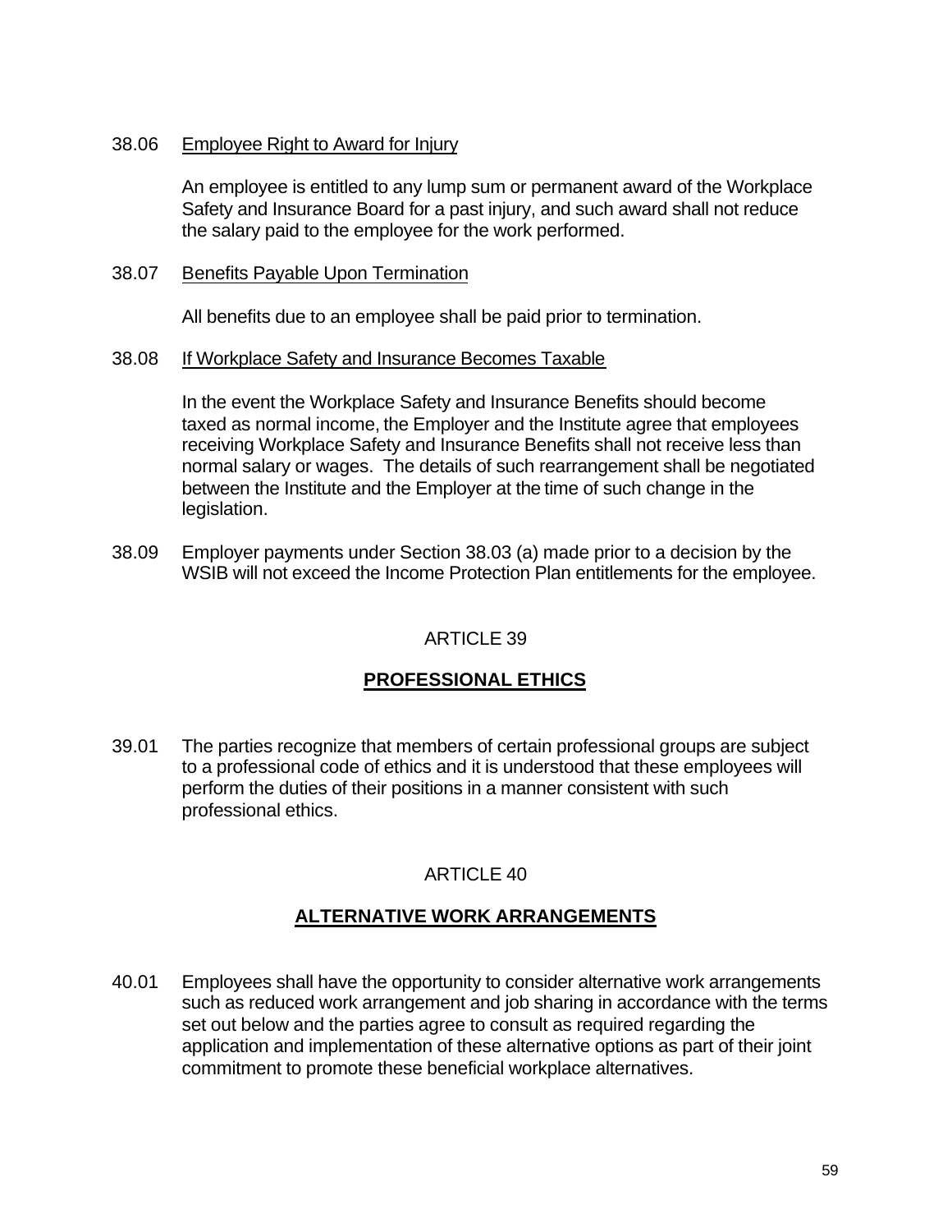38.06 Employee Right to Award for Injury

An employee is entitled to any lump sum or permanent award of the Workplace Safety and Insurance Board for a past injury, and such award shall not reduce the salary paid to the employee for the work performed.

38.07 Benefits Payable Upon Termination

All benefits due to an employee shall be paid prior to termination.

38.08 If Workplace Safety and Insurance Becomes Taxable

In the event the Workplace Safety and Insurance Benefits should become taxed as normal income, the Employer and the Institute agree that employees receiving Workplace Safety and Insurance Benefits shall not receive less than normal salary or wages. The details of such rearrangement shall be negotiated between the Institute and the Employer at the time of such change in the legislation.

38.09 Employer payments under Section 38.03 (a) made prior to a decision by the WSIB will not exceed the Income Protection Plan entitlements for the employee.

## ARTICLE 39

## PROFESSIONAL ETHICS

39.01 The parties recognize that members of certain professional groups are subject to a professional code of ethics and it is understood that these employees will perform the duties of their positions in a manner consistent with such professional ethics.

## ARTICLE 40

## ALTERNATIVE WORK ARRANGEMENTS

40.01 Employees shall have the opportunity to consider alternative work arrangements such as reduced work arrangement and job sharing in accordance with the terms set out below and the parties agree to consult as required regarding the application and implementation of these alternative options as part of their joint commitment to promote these beneficial workplace alternatives.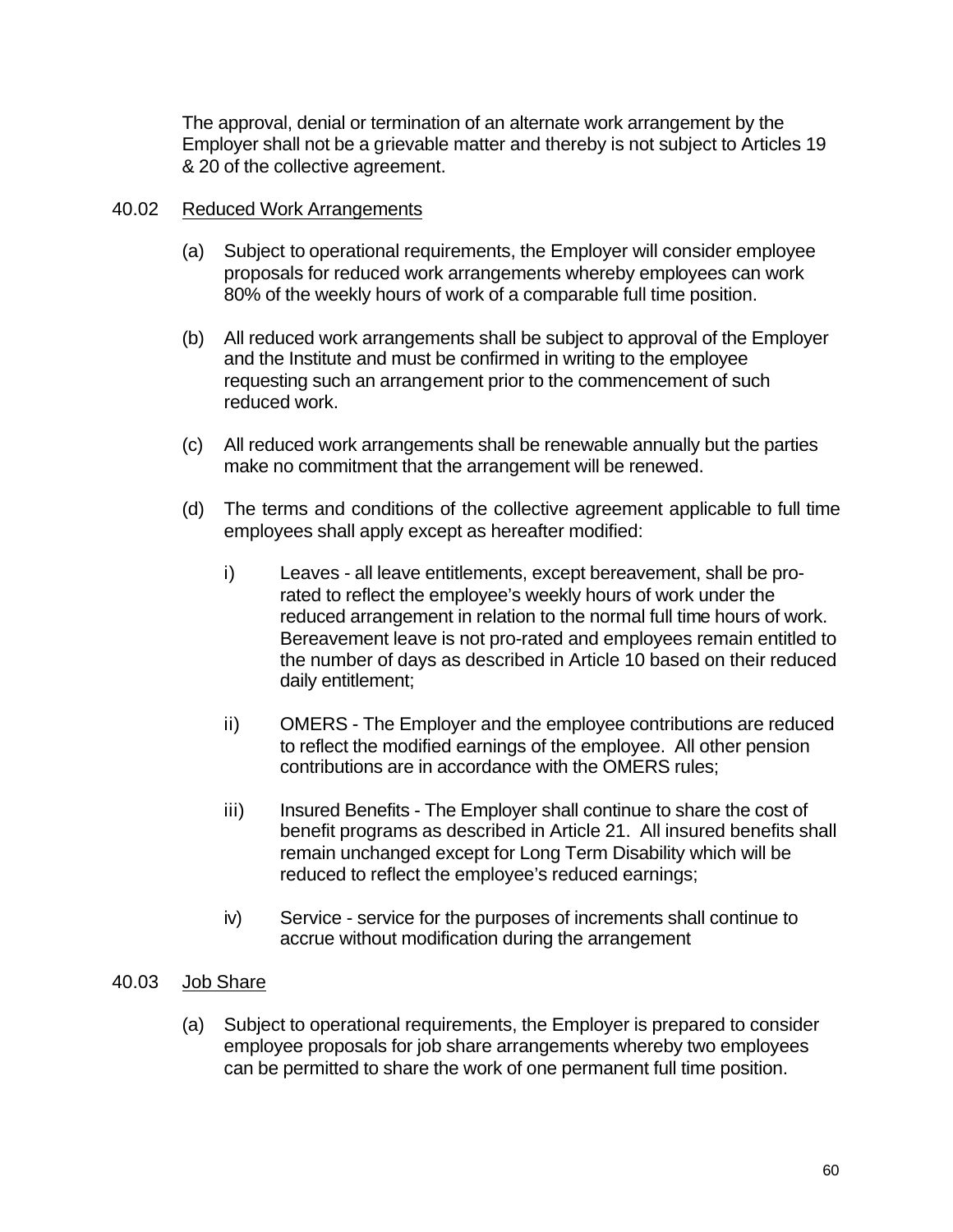The approval, denial or termination of an alternate work arrangement by the Employer shall not be a grievable matter and thereby is not subject to Articles 19 & 20 of the collective agreement.

40.02 <u>Reduced Work Arrangements</u>

(a) Subject to operational requirements, the Employer will consider employee proposals for reduced work arrangements whereby employees can work 80% of the weekly hours of work of a comparable full time position.

(b) All reduced work arrangements shall be subject to approval of the Employer and the Institute and must be confirmed in writing to the employee requesting such an arrangement prior to the commencement of such reduced work.

(c) All reduced work arrangements shall be renewable annually but the parties make no commitment that the arrangement will be renewed.

(d) The terms and conditions of the collective agreement applicable to full time employees shall apply except as hereafter modified:

i) Leaves - all leave entitlements, except bereavement, shall be pro-rated to reflect the employee's weekly hours of work under the reduced arrangement in relation to the normal full time hours of work. Bereavement leave is not pro-rated and employees remain entitled to the number of days as described in Article 10 based on their reduced daily entitlement;

ii) OMERS - The Employer and the employee contributions are reduced to reflect the modified earnings of the employee. All other pension contributions are in accordance with the OMERS rules;

iii) Insured Benefits - The Employer shall continue to share the cost of benefit programs as described in Article 21. All insured benefits shall remain unchanged except for Long Term Disability which will be reduced to reflect the employee's reduced earnings;

iv) Service - service for the purposes of increments shall continue to accrue without modification during the arrangement

40.03 <u>Job Share</u>

(a) Subject to operational requirements, the Employer is prepared to consider employee proposals for job share arrangements whereby two employees can be permitted to share the work of one permanent full time position.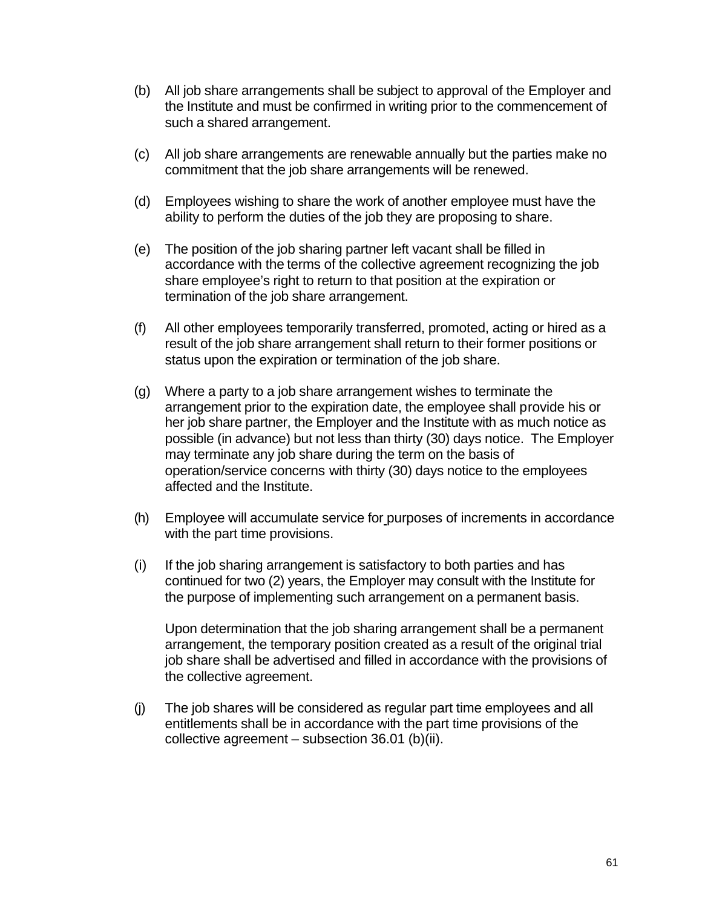(b) All job share arrangements shall be subject to approval of the Employer and the Institute and must be confirmed in writing prior to the commencement of such a shared arrangement.

(c) All job share arrangements are renewable annually but the parties make no commitment that the job share arrangements will be renewed.

(d) Employees wishing to share the work of another employee must have the ability to perform the duties of the job they are proposing to share.

(e) The position of the job sharing partner left vacant shall be filled in accordance with the terms of the collective agreement recognizing the job share employee's right to return to that position at the expiration or termination of the job share arrangement.

(f) All other employees temporarily transferred, promoted, acting or hired as a result of the job share arrangement shall return to their former positions or status upon the expiration or termination of the job share.

(g) Where a party to a job share arrangement wishes to terminate the arrangement prior to the expiration date, the employee shall provide his or her job share partner, the Employer and the Institute with as much notice as possible (in advance) but not less than thirty (30) days notice. The Employer may terminate any job share during the term on the basis of operation/service concerns with thirty (30) days notice to the employees affected and the Institute.

(h) Employee will accumulate service for purposes of increments in accordance with the part time provisions.

(i) If the job sharing arrangement is satisfactory to both parties and has continued for two (2) years, the Employer may consult with the Institute for the purpose of implementing such arrangement on a permanent basis.

Upon determination that the job sharing arrangement shall be a permanent arrangement, the temporary position created as a result of the original trial job share shall be advertised and filled in accordance with the provisions of the collective agreement.

(j) The job shares will be considered as regular part time employees and all entitlements shall be in accordance with the part time provisions of the collective agreement – subsection 36.01 (b)(ii).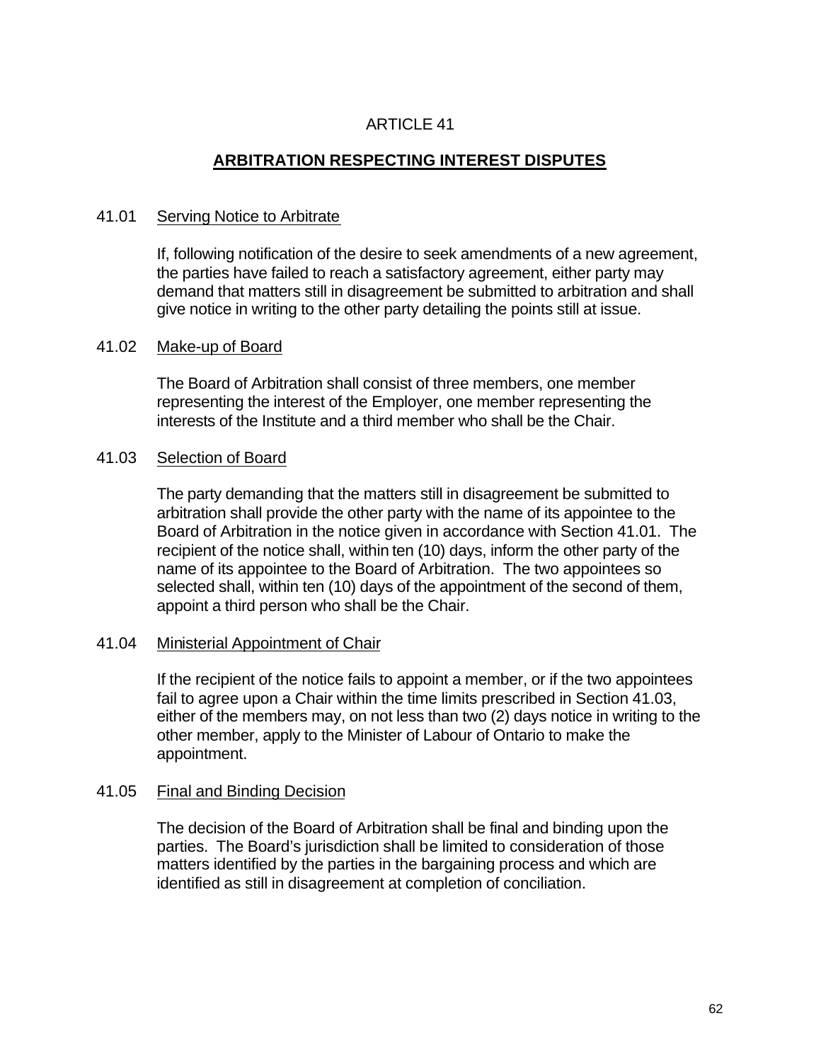# ARTICLE 41

## ARBITRATION RESPECTING INTEREST DISPUTES

### 41.01 Serving Notice to Arbitrate

If, following notification of the desire to seek amendments of a new agreement, the parties have failed to reach a satisfactory agreement, either party may demand that matters still in disagreement be submitted to arbitration and shall give notice in writing to the other party detailing the points still at issue.

### 41.02 Make-up of Board

The Board of Arbitration shall consist of three members, one member representing the interest of the Employer, one member representing the interests of the Institute and a third member who shall be the Chair.

### 41.03 Selection of Board

The party demanding that the matters still in disagreement be submitted to arbitration shall provide the other party with the name of its appointee to the Board of Arbitration in the notice given in accordance with Section 41.01. The recipient of the notice shall, within ten (10) days, inform the other party of the name of its appointee to the Board of Arbitration. The two appointees so selected shall, within ten (10) days of the appointment of the second of them, appoint a third person who shall be the Chair.

### 41.04 Ministerial Appointment of Chair

If the recipient of the notice fails to appoint a member, or if the two appointees fail to agree upon a Chair within the time limits prescribed in Section 41.03, either of the members may, on not less than two (2) days notice in writing to the other member, apply to the Minister of Labour of Ontario to make the appointment.

### 41.05 Final and Binding Decision

The decision of the Board of Arbitration shall be final and binding upon the parties. The Board's jurisdiction shall be limited to consideration of those matters identified by the parties in the bargaining process and which are identified as still in disagreement at completion of conciliation.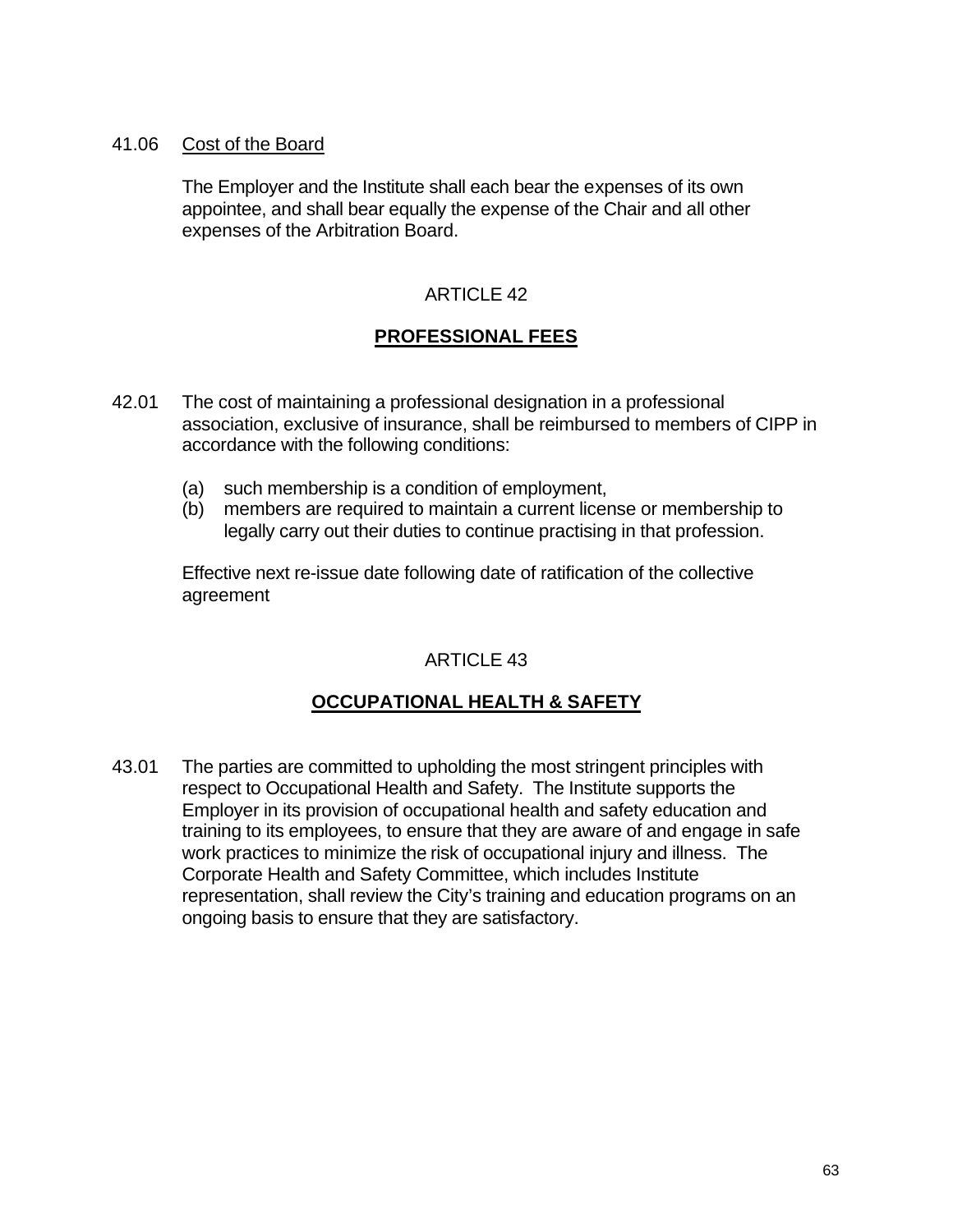41.06 Cost of the Board

The Employer and the Institute shall each bear the expenses of its own appointee, and shall bear equally the expense of the Chair and all other expenses of the Arbitration Board.

# ARTICLE 42

## PROFESSIONAL FEES

42.01 The cost of maintaining a professional designation in a professional association, exclusive of insurance, shall be reimbursed to members of CIPP in accordance with the following conditions:

(a) such membership is a condition of employment,
(b) members are required to maintain a current license or membership to legally carry out their duties to continue practising in that profession.

Effective next re-issue date following date of ratification of the collective agreement

# ARTICLE 43

## OCCUPATIONAL HEALTH & SAFETY

43.01 The parties are committed to upholding the most stringent principles with respect to Occupational Health and Safety. The Institute supports the Employer in its provision of occupational health and safety education and training to its employees, to ensure that they are aware of and engage in safe work practices to minimize the risk of occupational injury and illness. The Corporate Health and Safety Committee, which includes Institute representation, shall review the City's training and education programs on an ongoing basis to ensure that they are satisfactory.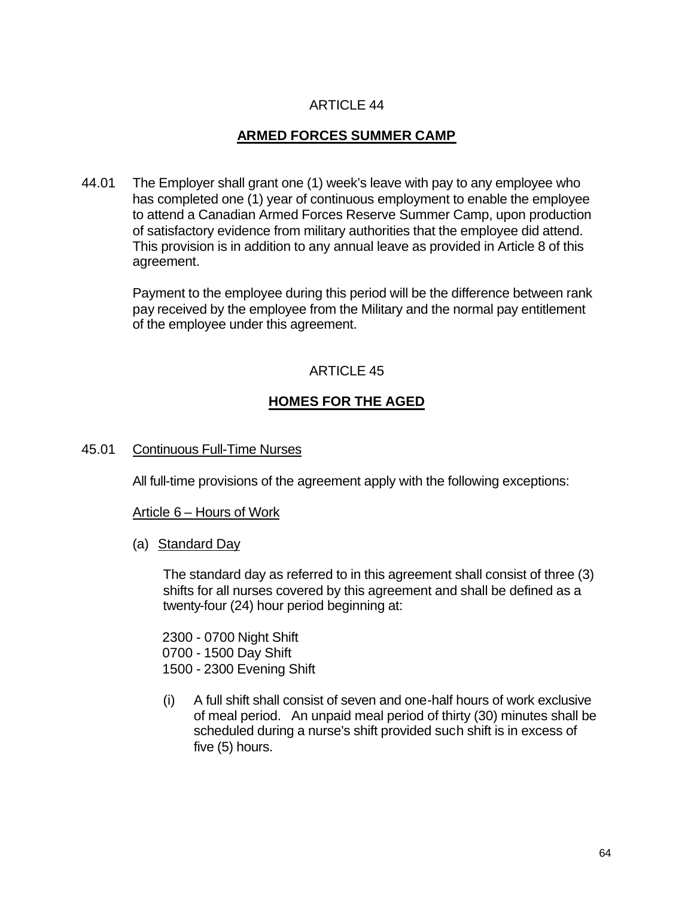## ARTICLE 44

## ARMED FORCES SUMMER CAMP

44.01 The Employer shall grant one (1) week's leave with pay to any employee who has completed one (1) year of continuous employment to enable the employee to attend a Canadian Armed Forces Reserve Summer Camp, upon production of satisfactory evidence from military authorities that the employee did attend. This provision is in addition to any annual leave as provided in Article 8 of this agreement.

Payment to the employee during this period will be the difference between rank pay received by the employee from the Military and the normal pay entitlement of the employee under this agreement.

## ARTICLE 45

## HOMES FOR THE AGED

45.01 Continuous Full-Time Nurses

All full-time provisions of the agreement apply with the following exceptions:

Article 6 – Hours of Work

(a) Standard Day

The standard day as referred to in this agreement shall consist of three (3) shifts for all nurses covered by this agreement and shall be defined as a twenty-four (24) hour period beginning at:

2300 - 0700 Night Shift
0700 - 1500 Day Shift
1500 - 2300 Evening Shift

(i) A full shift shall consist of seven and one-half hours of work exclusive of meal period. An unpaid meal period of thirty (30) minutes shall be scheduled during a nurse's shift provided such shift is in excess of five (5) hours.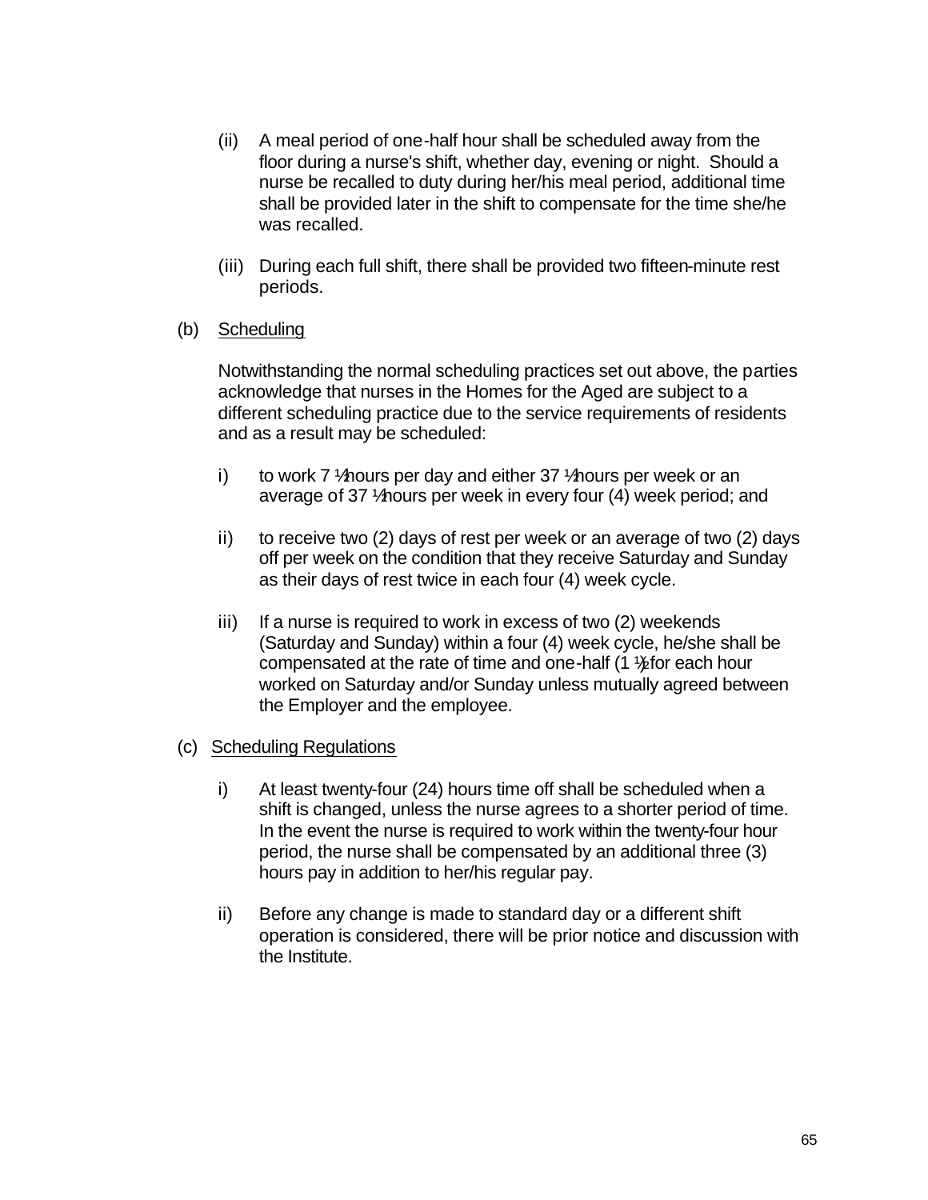(ii) A meal period of one-half hour shall be scheduled away from the floor during a nurse's shift, whether day, evening or night. Should a nurse be recalled to duty during her/his meal period, additional time shall be provided later in the shift to compensate for the time she/he was recalled.

(iii) During each full shift, there shall be provided two fifteen-minute rest periods.

(b) Scheduling

Notwithstanding the normal scheduling practices set out above, the parties acknowledge that nurses in the Homes for the Aged are subject to a different scheduling practice due to the service requirements of residents and as a result may be scheduled:

i) to work 7 ½ hours per day and either 37 ½ hours per week or an average of 37 ½ hours per week in every four (4) week period; and

ii) to receive two (2) days of rest per week or an average of two (2) days off per week on the condition that they receive Saturday and Sunday as their days of rest twice in each four (4) week cycle.

iii) If a nurse is required to work in excess of two (2) weekends (Saturday and Sunday) within a four (4) week cycle, he/she shall be compensated at the rate of time and one-half (1 ½) for each hour worked on Saturday and/or Sunday unless mutually agreed between the Employer and the employee.

(c) Scheduling Regulations

i) At least twenty-four (24) hours time off shall be scheduled when a shift is changed, unless the nurse agrees to a shorter period of time. In the event the nurse is required to work within the twenty-four hour period, the nurse shall be compensated by an additional three (3) hours pay in addition to her/his regular pay.

ii) Before any change is made to standard day or a different shift operation is considered, there will be prior notice and discussion with the Institute.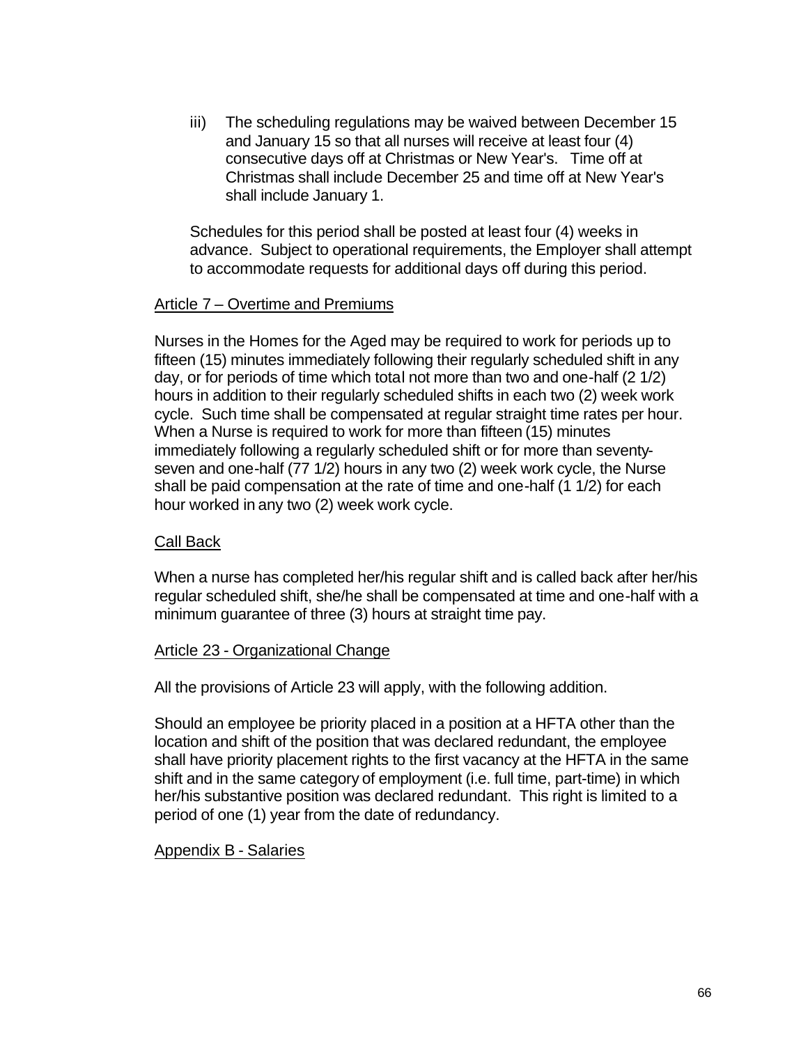iii) The scheduling regulations may be waived between December 15 and January 15 so that all nurses will receive at least four (4) consecutive days off at Christmas or New Year's. Time off at Christmas shall include December 25 and time off at New Year's shall include January 1.

Schedules for this period shall be posted at least four (4) weeks in advance. Subject to operational requirements, the Employer shall attempt to accommodate requests for additional days off during this period.

Article 7 – Overtime and Premiums

Nurses in the Homes for the Aged may be required to work for periods up to fifteen (15) minutes immediately following their regularly scheduled shift in any day, or for periods of time which total not more than two and one-half (2 1/2) hours in addition to their regularly scheduled shifts in each two (2) week work cycle. Such time shall be compensated at regular straight time rates per hour. When a Nurse is required to work for more than fifteen (15) minutes immediately following a regularly scheduled shift or for more than seventy-seven and one-half (77 1/2) hours in any two (2) week work cycle, the Nurse shall be paid compensation at the rate of time and one-half (1 1/2) for each hour worked in any two (2) week work cycle.

Call Back

When a nurse has completed her/his regular shift and is called back after her/his regular scheduled shift, she/he shall be compensated at time and one-half with a minimum guarantee of three (3) hours at straight time pay.

Article 23 - Organizational Change

All the provisions of Article 23 will apply, with the following addition.

Should an employee be priority placed in a position at a HFTA other than the location and shift of the position that was declared redundant, the employee shall have priority placement rights to the first vacancy at the HFTA in the same shift and in the same category of employment (i.e. full time, part-time) in which her/his substantive position was declared redundant. This right is limited to a period of one (1) year from the date of redundancy.

Appendix B - Salaries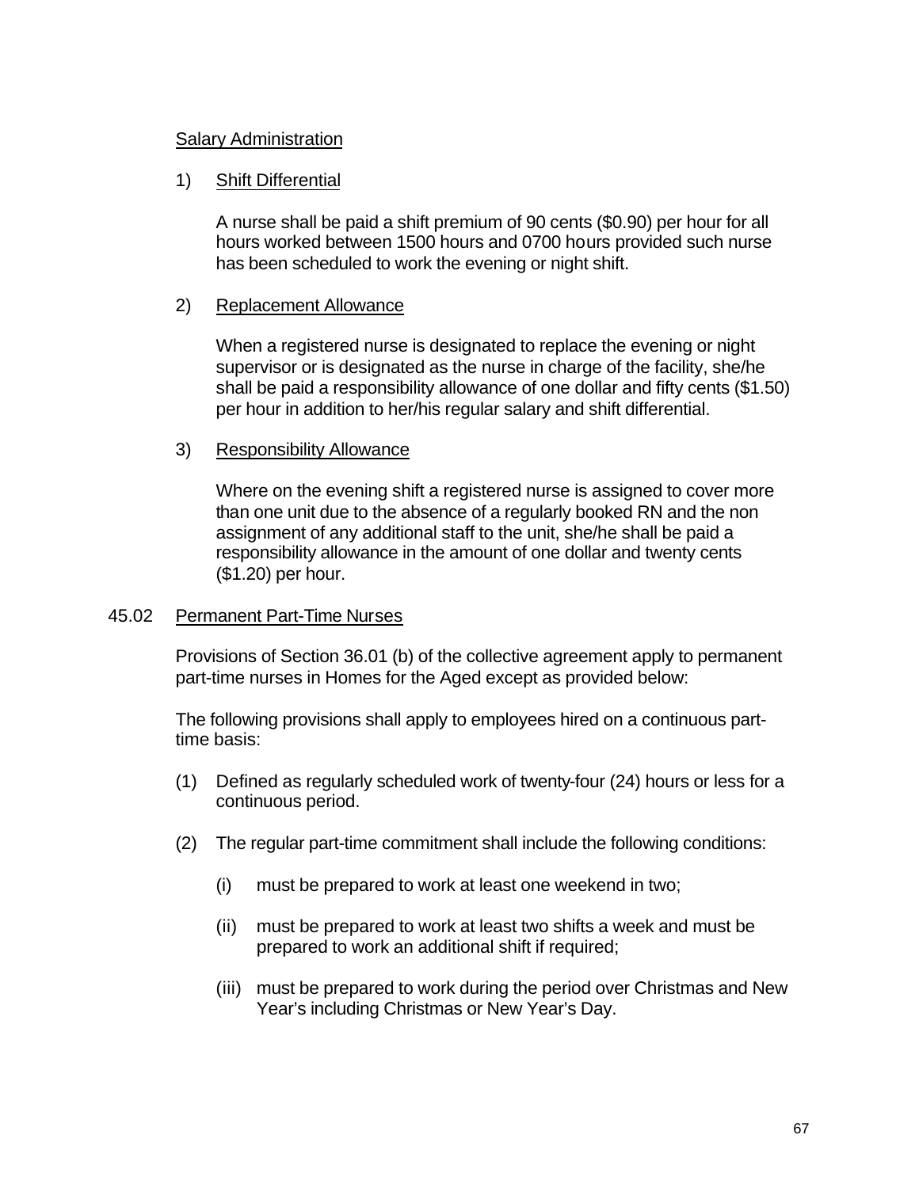Salary Administration

1) Shift Differential

   A nurse shall be paid a shift premium of 90 cents ($0.90) per hour for all hours worked between 1500 hours and 0700 hours provided such nurse has been scheduled to work the evening or night shift.

2) Replacement Allowance

   When a registered nurse is designated to replace the evening or night supervisor or is designated as the nurse in charge of the facility, she/he shall be paid a responsibility allowance of one dollar and fifty cents ($1.50) per hour in addition to her/his regular salary and shift differential.

3) Responsibility Allowance

   Where on the evening shift a registered nurse is assigned to cover more than one unit due to the absence of a regularly booked RN and the non assignment of any additional staff to the unit, she/he shall be paid a responsibility allowance in the amount of one dollar and twenty cents ($1.20) per hour.

45.02 Permanent Part-Time Nurses

Provisions of Section 36.01 (b) of the collective agreement apply to permanent part-time nurses in Homes for the Aged except as provided below:

The following provisions shall apply to employees hired on a continuous part-time basis:

(1) Defined as regularly scheduled work of twenty-four (24) hours or less for a continuous period.

(2) The regular part-time commitment shall include the following conditions:

   (i) must be prepared to work at least one weekend in two;

   (ii) must be prepared to work at least two shifts a week and must be prepared to work an additional shift if required;

   (iii) must be prepared to work during the period over Christmas and New Year's including Christmas or New Year's Day.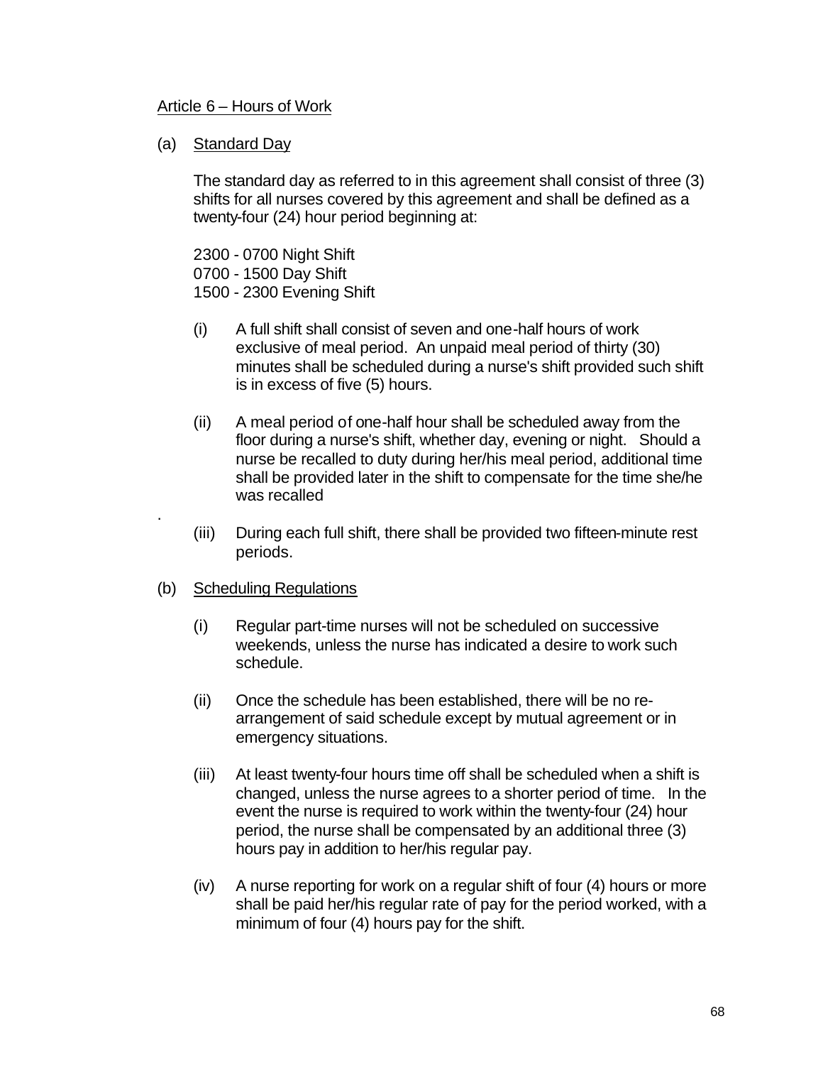Article 6 – Hours of Work

(a) Standard Day

The standard day as referred to in this agreement shall consist of three (3) shifts for all nurses covered by this agreement and shall be defined as a twenty-four (24) hour period beginning at:

2300 - 0700 Night Shift
0700 - 1500 Day Shift
1500 - 2300 Evening Shift

(i) A full shift shall consist of seven and one-half hours of work exclusive of meal period. An unpaid meal period of thirty (30) minutes shall be scheduled during a nurse's shift provided such shift is in excess of five (5) hours.

(ii) A meal period of one-half hour shall be scheduled away from the floor during a nurse's shift, whether day, evening or night. Should a nurse be recalled to duty during her/his meal period, additional time shall be provided later in the shift to compensate for the time she/he was recalled

(iii) During each full shift, there shall be provided two fifteen-minute rest periods.

(b) Scheduling Regulations

(i) Regular part-time nurses will not be scheduled on successive weekends, unless the nurse has indicated a desire to work such schedule.

(ii) Once the schedule has been established, there will be no re-arrangement of said schedule except by mutual agreement or in emergency situations.

(iii) At least twenty-four hours time off shall be scheduled when a shift is changed, unless the nurse agrees to a shorter period of time. In the event the nurse is required to work within the twenty-four (24) hour period, the nurse shall be compensated by an additional three (3) hours pay in addition to her/his regular pay.

(iv) A nurse reporting for work on a regular shift of four (4) hours or more shall be paid her/his regular rate of pay for the period worked, with a minimum of four (4) hours pay for the shift.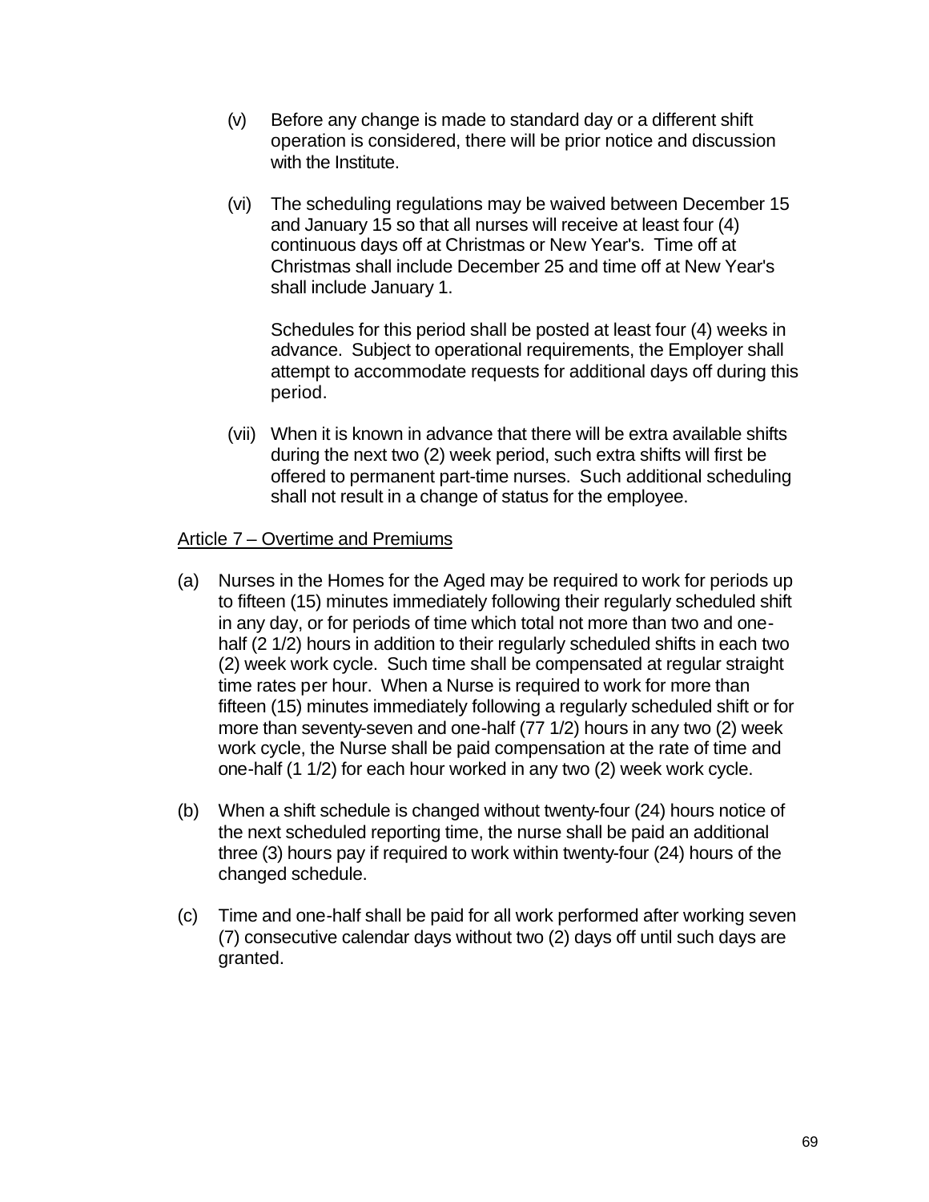(v) Before any change is made to standard day or a different shift operation is considered, there will be prior notice and discussion with the Institute.

(vi) The scheduling regulations may be waived between December 15 and January 15 so that all nurses will receive at least four (4) continuous days off at Christmas or New Year's. Time off at Christmas shall include December 25 and time off at New Year's shall include January 1.

Schedules for this period shall be posted at least four (4) weeks in advance. Subject to operational requirements, the Employer shall attempt to accommodate requests for additional days off during this period.

(vii) When it is known in advance that there will be extra available shifts during the next two (2) week period, such extra shifts will first be offered to permanent part-time nurses. Such additional scheduling shall not result in a change of status for the employee.

Article 7 – Overtime and Premiums

(a) Nurses in the Homes for the Aged may be required to work for periods up to fifteen (15) minutes immediately following their regularly scheduled shift in any day, or for periods of time which total not more than two and one-half (2 1/2) hours in addition to their regularly scheduled shifts in each two (2) week work cycle. Such time shall be compensated at regular straight time rates per hour. When a Nurse is required to work for more than fifteen (15) minutes immediately following a regularly scheduled shift or for more than seventy-seven and one-half (77 1/2) hours in any two (2) week work cycle, the Nurse shall be paid compensation at the rate of time and one-half (1 1/2) for each hour worked in any two (2) week work cycle.

(b) When a shift schedule is changed without twenty-four (24) hours notice of the next scheduled reporting time, the nurse shall be paid an additional three (3) hours pay if required to work within twenty-four (24) hours of the changed schedule.

(c) Time and one-half shall be paid for all work performed after working seven (7) consecutive calendar days without two (2) days off until such days are granted.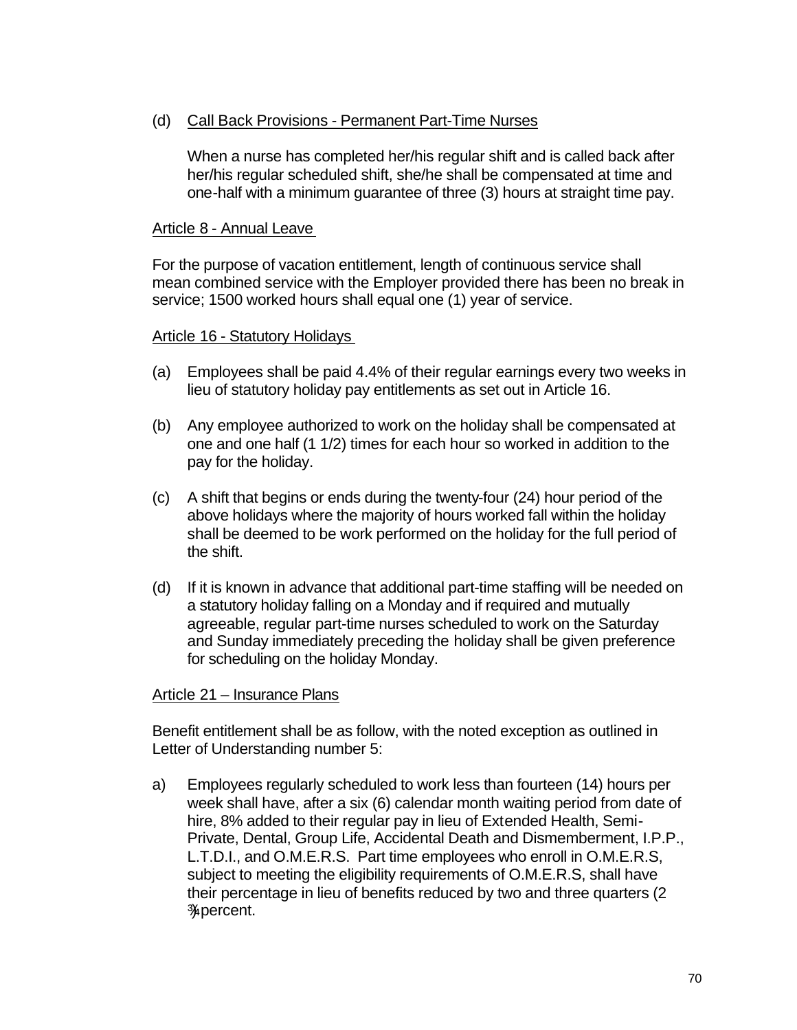(d) Call Back Provisions - Permanent Part-Time Nurses

When a nurse has completed her/his regular shift and is called back after her/his regular scheduled shift, she/he shall be compensated at time and one-half with a minimum guarantee of three (3) hours at straight time pay.

Article 8 - Annual Leave

For the purpose of vacation entitlement, length of continuous service shall mean combined service with the Employer provided there has been no break in service; 1500 worked hours shall equal one (1) year of service.

Article 16 - Statutory Holidays

(a) Employees shall be paid 4.4% of their regular earnings every two weeks in lieu of statutory holiday pay entitlements as set out in Article 16.

(b) Any employee authorized to work on the holiday shall be compensated at one and one half (1 1/2) times for each hour so worked in addition to the pay for the holiday.

(c) A shift that begins or ends during the twenty-four (24) hour period of the above holidays where the majority of hours worked fall within the holiday shall be deemed to be work performed on the holiday for the full period of the shift.

(d) If it is known in advance that additional part-time staffing will be needed on a statutory holiday falling on a Monday and if required and mutually agreeable, regular part-time nurses scheduled to work on the Saturday and Sunday immediately preceding the holiday shall be given preference for scheduling on the holiday Monday.

Article 21 – Insurance Plans

Benefit entitlement shall be as follow, with the noted exception as outlined in Letter of Understanding number 5:

a) Employees regularly scheduled to work less than fourteen (14) hours per week shall have, after a six (6) calendar month waiting period from date of hire, 8% added to their regular pay in lieu of Extended Health, Semi-Private, Dental, Group Life, Accidental Death and Dismemberment, I.P.P., L.T.D.I., and O.M.E.R.S. Part time employees who enroll in O.M.E.R.S, subject to meeting the eligibility requirements of O.M.E.R.S, shall have their percentage in lieu of benefits reduced by two and three quarters (2 ¾ percent.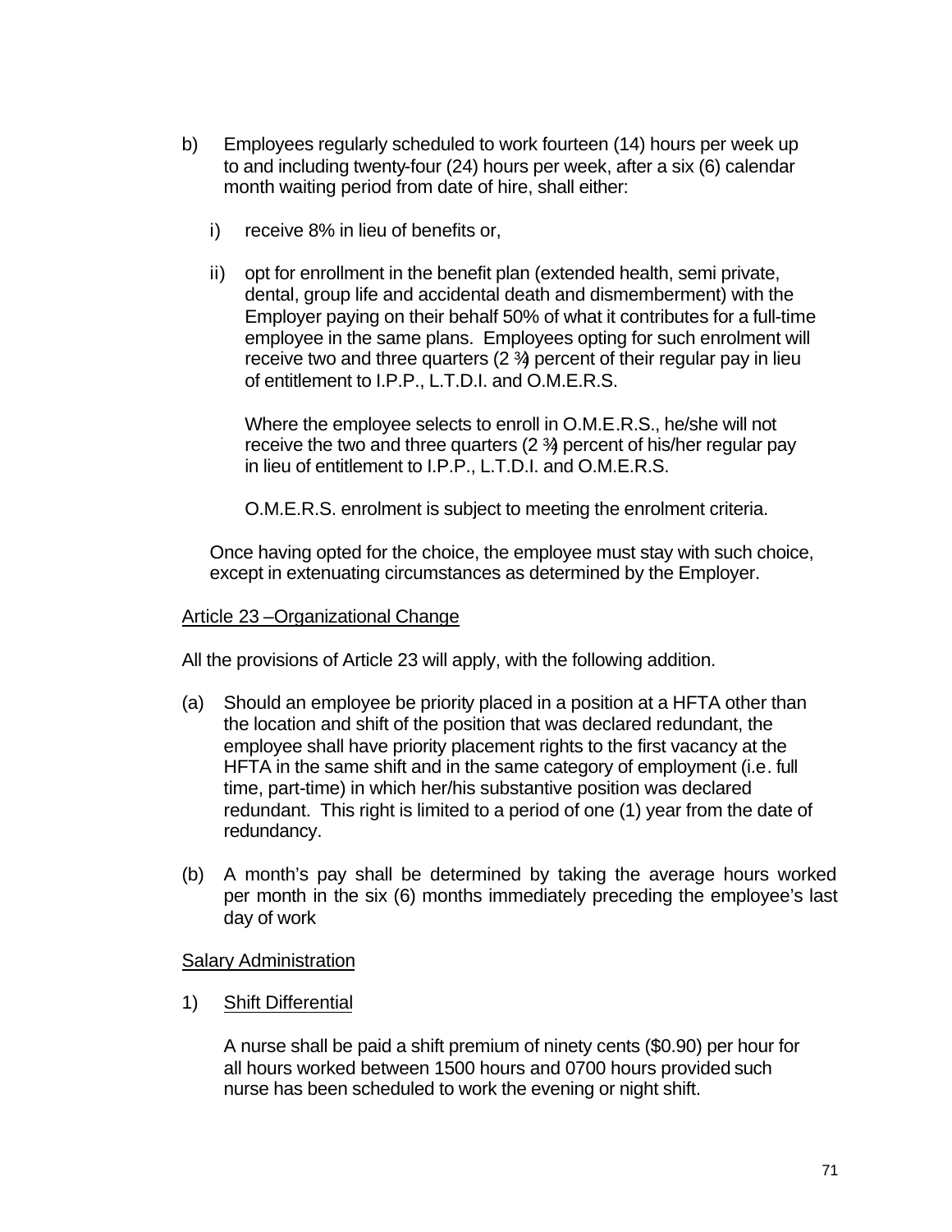b) Employees regularly scheduled to work fourteen (14) hours per week up to and including twenty-four (24) hours per week, after a six (6) calendar month waiting period from date of hire, shall either:

   i) receive 8% in lieu of benefits or,

   ii) opt for enrollment in the benefit plan (extended health, semi private, dental, group life and accidental death and dismemberment) with the Employer paying on their behalf 50% of what it contributes for a full-time employee in the same plans. Employees opting for such enrolment will receive two and three quarters (2 ¾) percent of their regular pay in lieu of entitlement to I.P.P., L.T.D.I. and O.M.E.R.S.

      Where the employee selects to enroll in O.M.E.R.S., he/she will not receive the two and three quarters (2 ¾) percent of his/her regular pay in lieu of entitlement to I.P.P., L.T.D.I. and O.M.E.R.S.

      O.M.E.R.S. enrolment is subject to meeting the enrolment criteria.

   Once having opted for the choice, the employee must stay with such choice, except in extenuating circumstances as determined by the Employer.

Article 23 –Organizational Change

All the provisions of Article 23 will apply, with the following addition.

(a) Should an employee be priority placed in a position at a HFTA other than the location and shift of the position that was declared redundant, the employee shall have priority placement rights to the first vacancy at the HFTA in the same shift and in the same category of employment (i.e. full time, part-time) in which her/his substantive position was declared redundant. This right is limited to a period of one (1) year from the date of redundancy.

(b) A month's pay shall be determined by taking the average hours worked per month in the six (6) months immediately preceding the employee's last day of work

Salary Administration

1) Shift Differential

   A nurse shall be paid a shift premium of ninety cents ($0.90) per hour for all hours worked between 1500 hours and 0700 hours provided such nurse has been scheduled to work the evening or night shift.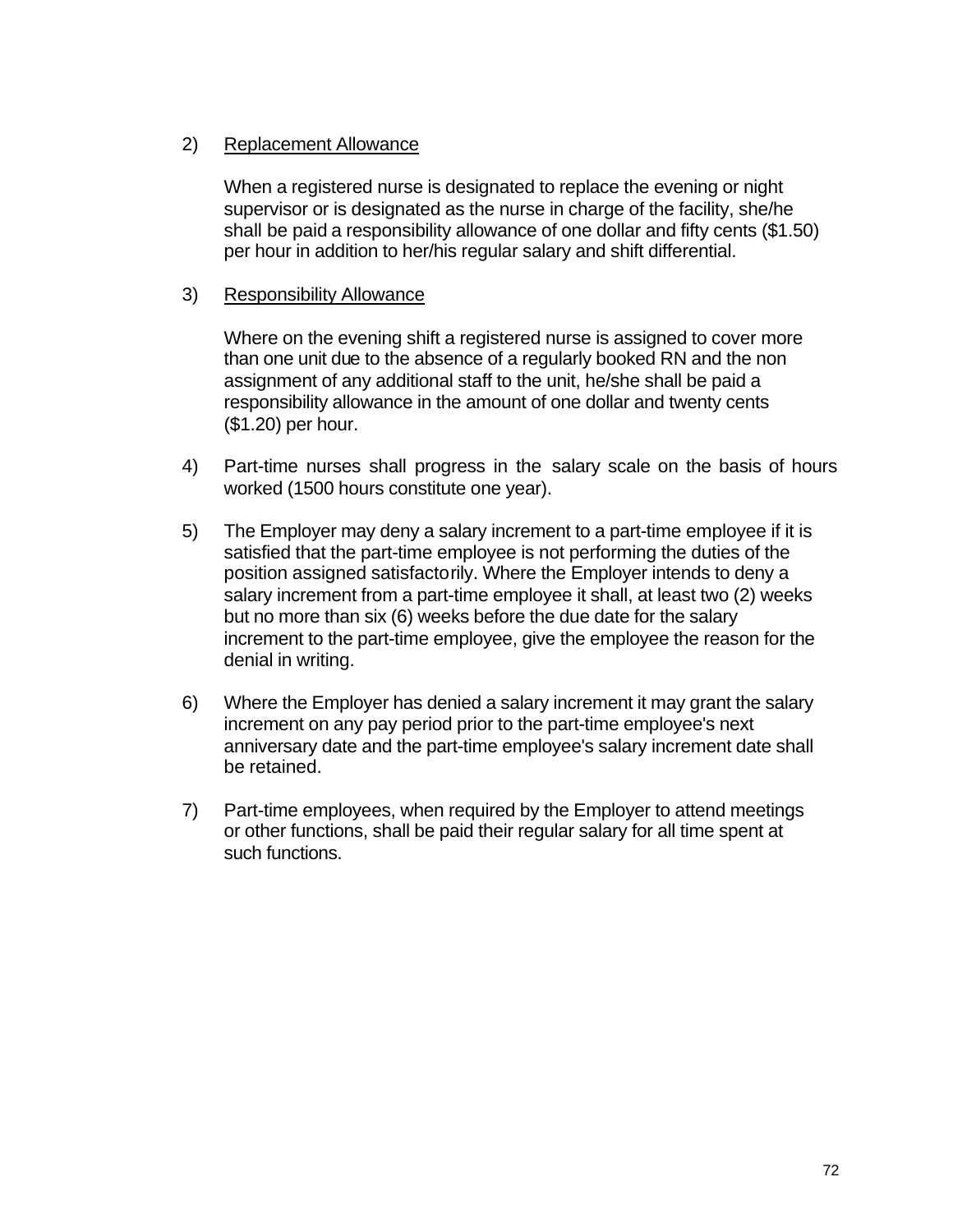2) <u>Replacement Allowance</u>

   When a registered nurse is designated to replace the evening or night supervisor or is designated as the nurse in charge of the facility, she/he shall be paid a responsibility allowance of one dollar and fifty cents ($1.50) per hour in addition to her/his regular salary and shift differential.

3) <u>Responsibility Allowance</u>

   Where on the evening shift a registered nurse is assigned to cover more than one unit due to the absence of a regularly booked RN and the non assignment of any additional staff to the unit, he/she shall be paid a responsibility allowance in the amount of one dollar and twenty cents ($1.20) per hour.

4) Part-time nurses shall progress in the salary scale on the basis of hours worked (1500 hours constitute one year).

5) The Employer may deny a salary increment to a part-time employee if it is satisfied that the part-time employee is not performing the duties of the position assigned satisfactorily. Where the Employer intends to deny a salary increment from a part-time employee it shall, at least two (2) weeks but no more than six (6) weeks before the due date for the salary increment to the part-time employee, give the employee the reason for the denial in writing.

6) Where the Employer has denied a salary increment it may grant the salary increment on any pay period prior to the part-time employee's next anniversary date and the part-time employee's salary increment date shall be retained.

7) Part-time employees, when required by the Employer to attend meetings or other functions, shall be paid their regular salary for all time spent at such functions.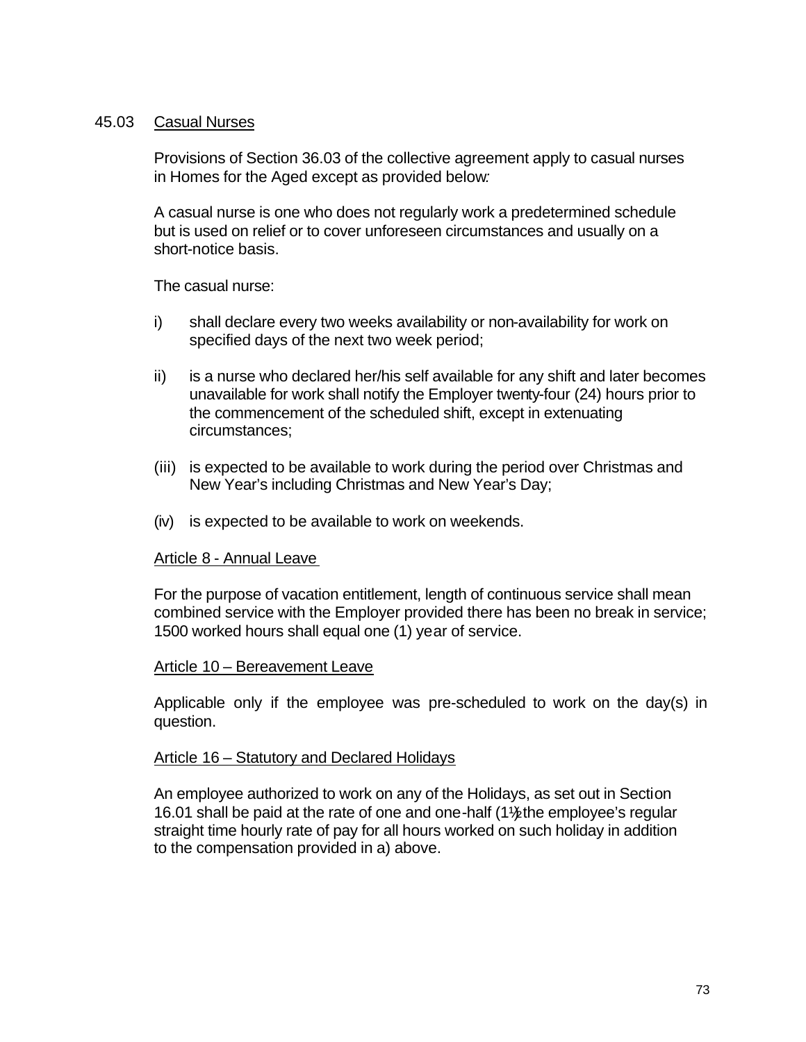45.03 Casual Nurses

Provisions of Section 36.03 of the collective agreement apply to casual nurses in Homes for the Aged except as provided below:

A casual nurse is one who does not regularly work a predetermined schedule but is used on relief or to cover unforeseen circumstances and usually on a short-notice basis.

The casual nurse:

i) shall declare every two weeks availability or non-availability for work on specified days of the next two week period;

ii) is a nurse who declared her/his self available for any shift and later becomes unavailable for work shall notify the Employer twenty-four (24) hours prior to the commencement of the scheduled shift, except in extenuating circumstances;

(iii) is expected to be available to work during the period over Christmas and New Year's including Christmas and New Year's Day;

(iv) is expected to be available to work on weekends.

Article 8 - Annual Leave

For the purpose of vacation entitlement, length of continuous service shall mean combined service with the Employer provided there has been no break in service; 1500 worked hours shall equal one (1) year of service.

Article 10 – Bereavement Leave

Applicable only if the employee was pre-scheduled to work on the day(s) in question.

Article 16 – Statutory and Declared Holidays

An employee authorized to work on any of the Holidays, as set out in Section 16.01 shall be paid at the rate of one and one-half (1½) the employee's regular straight time hourly rate of pay for all hours worked on such holiday in addition to the compensation provided in a) above.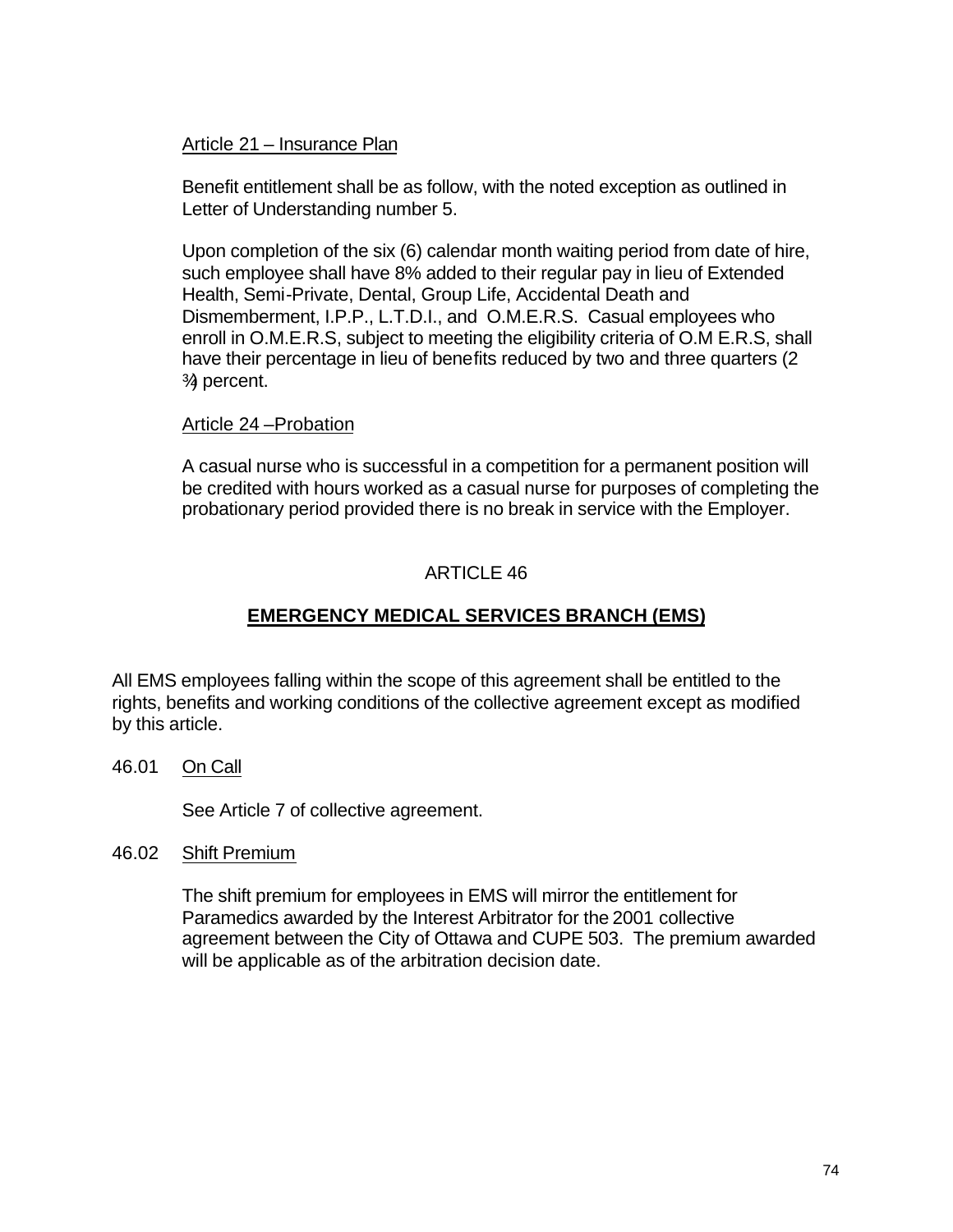Article 21 – Insurance Plan

Benefit entitlement shall be as follow, with the noted exception as outlined in Letter of Understanding number 5.

Upon completion of the six (6) calendar month waiting period from date of hire, such employee shall have 8% added to their regular pay in lieu of Extended Health, Semi-Private, Dental, Group Life, Accidental Death and Dismemberment, I.P.P., L.T.D.I., and O.M.E.R.S. Casual employees who enroll in O.M.E.R.S, subject to meeting the eligibility criteria of O.M E.R.S, shall have their percentage in lieu of benefits reduced by two and three quarters (2 ¾) percent.

Article 24 –Probation

A casual nurse who is successful in a competition for a permanent position will be credited with hours worked as a casual nurse for purposes of completing the probationary period provided there is no break in service with the Employer.

# ARTICLE 46

## EMERGENCY MEDICAL SERVICES BRANCH (EMS)

All EMS employees falling within the scope of this agreement shall be entitled to the rights, benefits and working conditions of the collective agreement except as modified by this article.

46.01 On Call

See Article 7 of collective agreement.

46.02 Shift Premium

The shift premium for employees in EMS will mirror the entitlement for Paramedics awarded by the Interest Arbitrator for the 2001 collective agreement between the City of Ottawa and CUPE 503. The premium awarded will be applicable as of the arbitration decision date.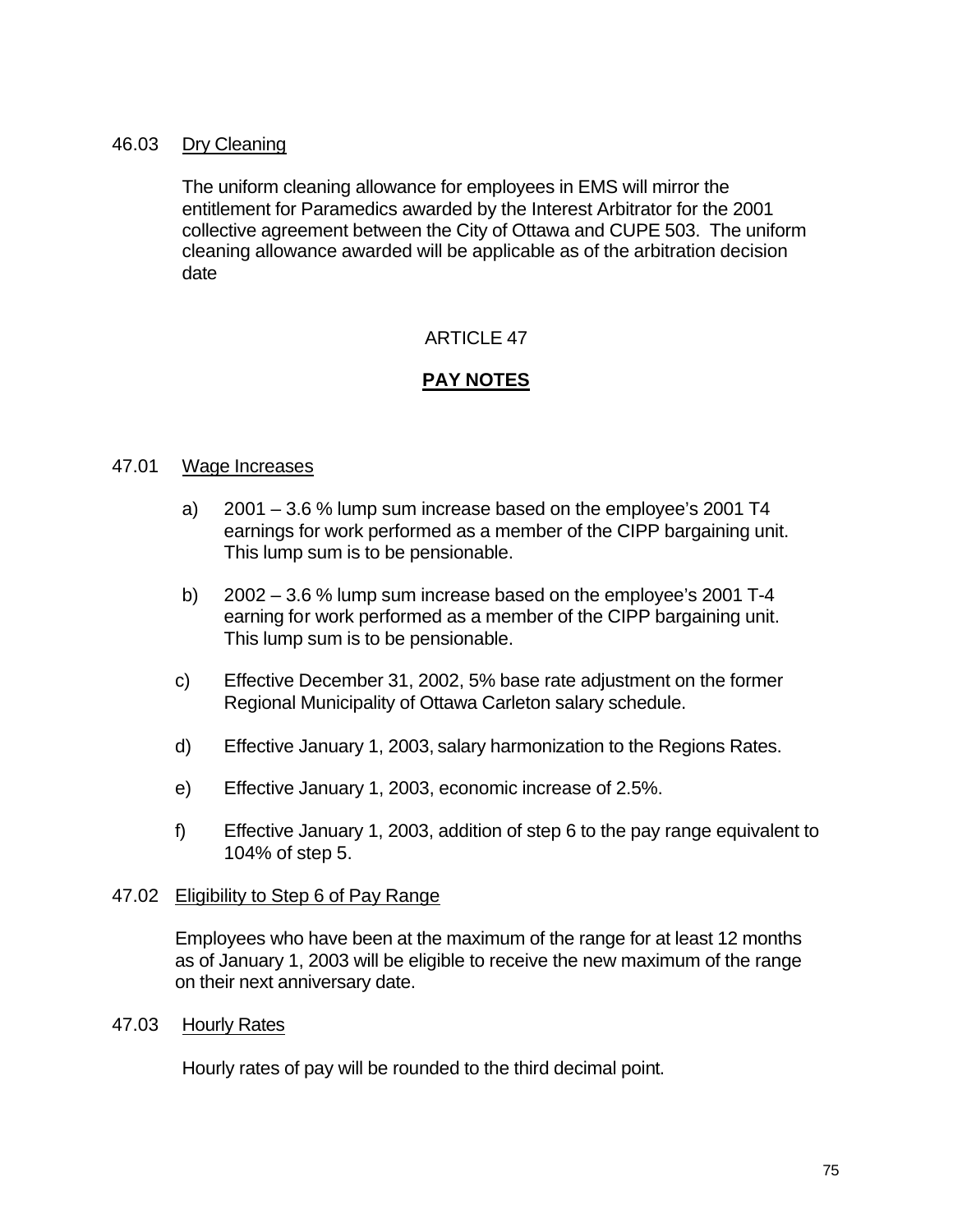46.03 Dry Cleaning

The uniform cleaning allowance for employees in EMS will mirror the entitlement for Paramedics awarded by the Interest Arbitrator for the 2001 collective agreement between the City of Ottawa and CUPE 503. The uniform cleaning allowance awarded will be applicable as of the arbitration decision date

ARTICLE 47

## PAY NOTES

47.01 Wage Increases

a) 2001 – 3.6 % lump sum increase based on the employee's 2001 T4 earnings for work performed as a member of the CIPP bargaining unit. This lump sum is to be pensionable.

b) 2002 – 3.6 % lump sum increase based on the employee's 2001 T-4 earning for work performed as a member of the CIPP bargaining unit. This lump sum is to be pensionable.

c) Effective December 31, 2002, 5% base rate adjustment on the former Regional Municipality of Ottawa Carleton salary schedule.

d) Effective January 1, 2003, salary harmonization to the Regions Rates.

e) Effective January 1, 2003, economic increase of 2.5%.

f) Effective January 1, 2003, addition of step 6 to the pay range equivalent to 104% of step 5.

47.02 Eligibility to Step 6 of Pay Range

Employees who have been at the maximum of the range for at least 12 months as of January 1, 2003 will be eligible to receive the new maximum of the range on their next anniversary date.

47.03 Hourly Rates

Hourly rates of pay will be rounded to the third decimal point.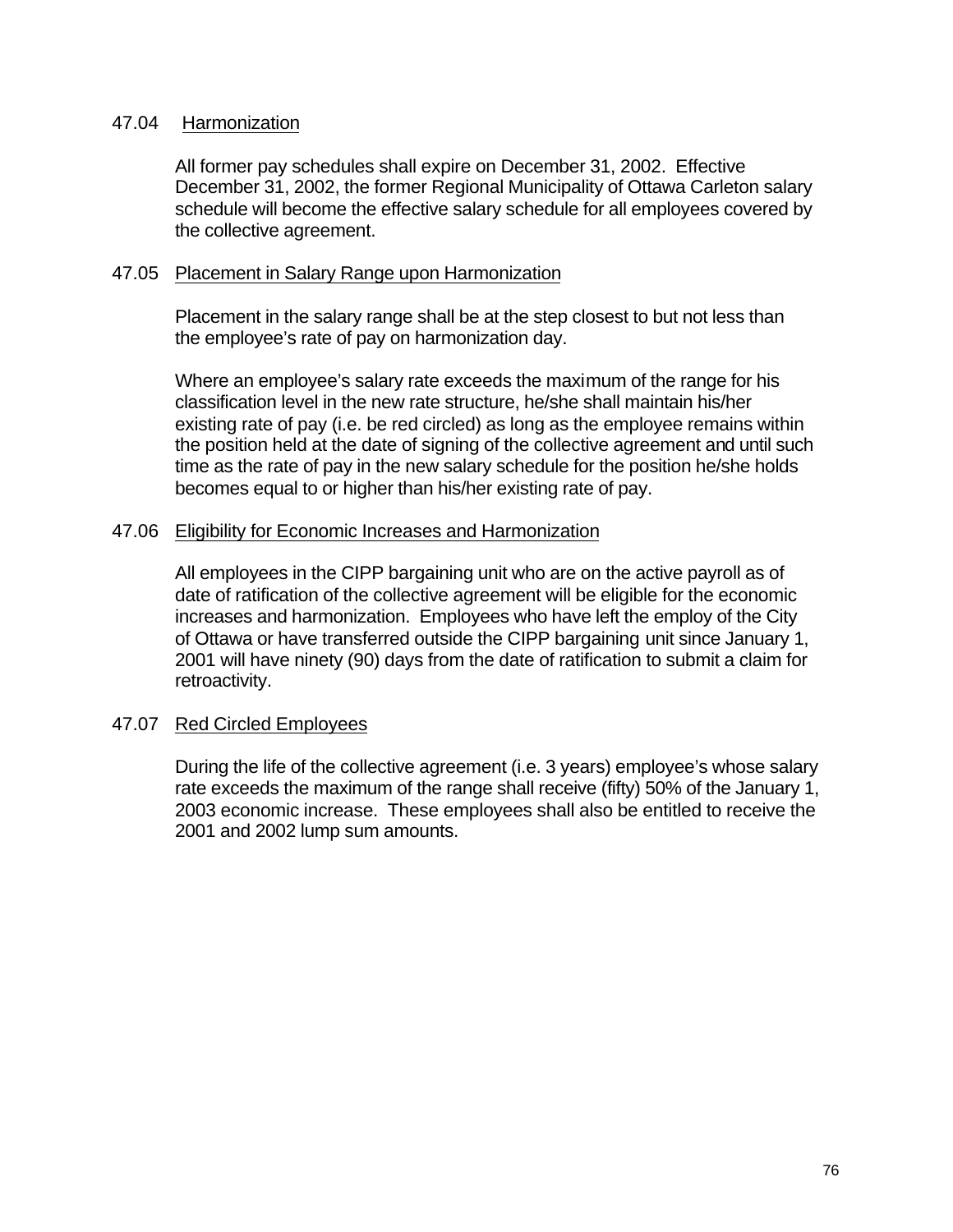### 47.04 Harmonization

All former pay schedules shall expire on December 31, 2002. Effective December 31, 2002, the former Regional Municipality of Ottawa Carleton salary schedule will become the effective salary schedule for all employees covered by the collective agreement.

### 47.05 Placement in Salary Range upon Harmonization

Placement in the salary range shall be at the step closest to but not less than the employee's rate of pay on harmonization day.

Where an employee's salary rate exceeds the maximum of the range for his classification level in the new rate structure, he/she shall maintain his/her existing rate of pay (i.e. be red circled) as long as the employee remains within the position held at the date of signing of the collective agreement and until such time as the rate of pay in the new salary schedule for the position he/she holds becomes equal to or higher than his/her existing rate of pay.

### 47.06 Eligibility for Economic Increases and Harmonization

All employees in the CIPP bargaining unit who are on the active payroll as of date of ratification of the collective agreement will be eligible for the economic increases and harmonization. Employees who have left the employ of the City of Ottawa or have transferred outside the CIPP bargaining unit since January 1, 2001 will have ninety (90) days from the date of ratification to submit a claim for retroactivity.

### 47.07 Red Circled Employees

During the life of the collective agreement (i.e. 3 years) employee's whose salary rate exceeds the maximum of the range shall receive (fifty) 50% of the January 1, 2003 economic increase. These employees shall also be entitled to receive the 2001 and 2002 lump sum amounts.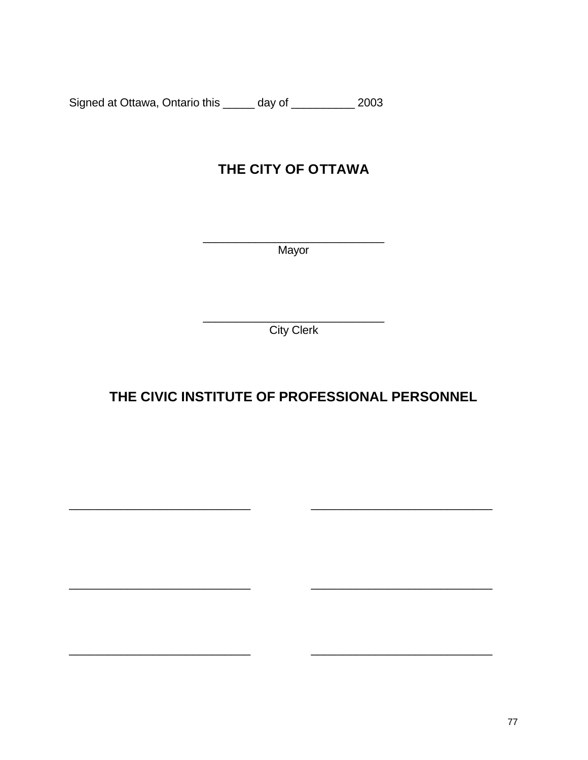Signed at Ottawa, Ontario this _____ day of __________ 2003

**THE CITY OF OTTAWA**

____________________________
Mayor

____________________________
City Clerk

**THE CIVIC INSTITUTE OF PROFESSIONAL PERSONNEL**

____________________________ ____________________________

____________________________ ____________________________

____________________________ ____________________________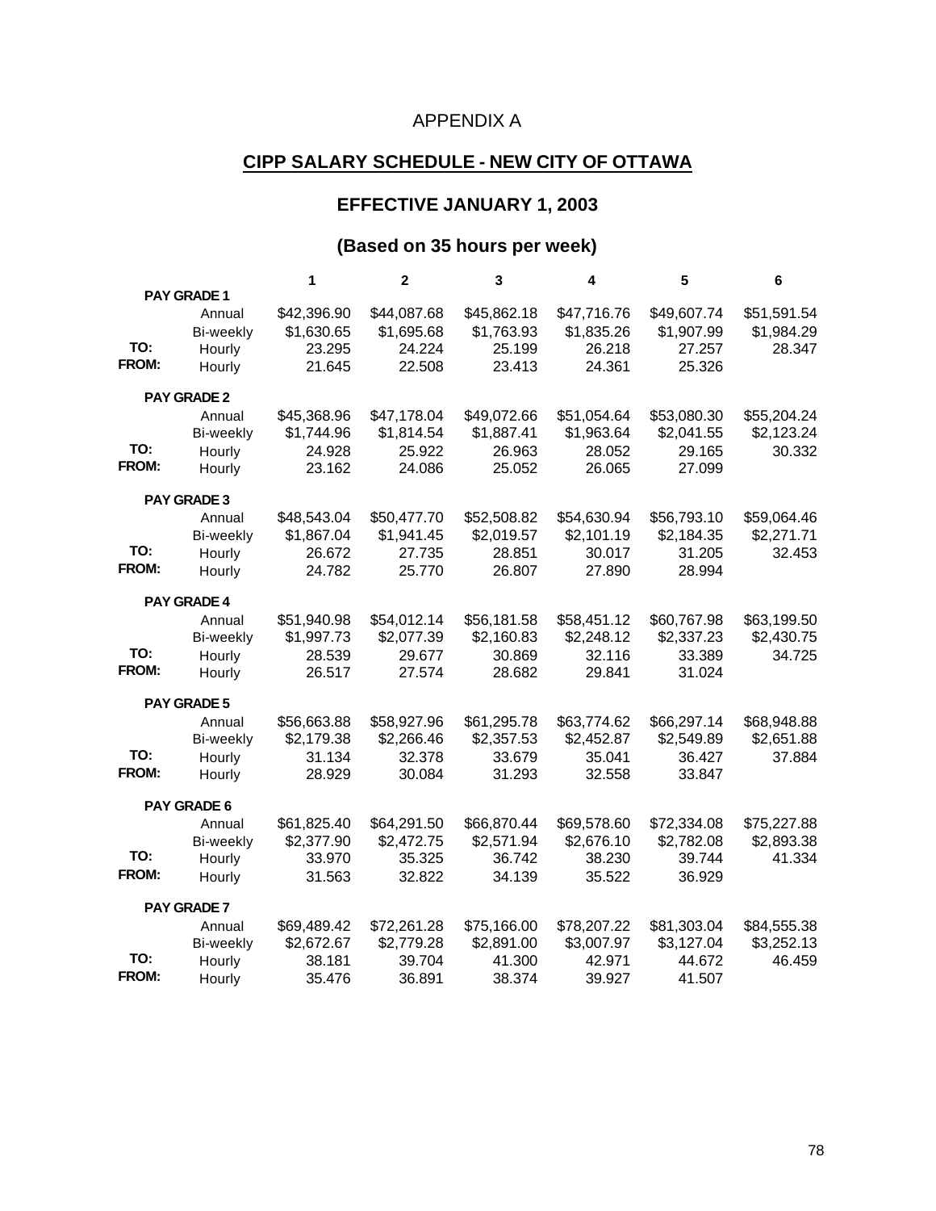APPENDIX A

## CIPP SALARY SCHEDULE - NEW CITY OF OTTAWA

### EFFECTIVE JANUARY 1, 2003

### (Based on 35 hours per week)

| | | 1 | 2 | 3 | 4 | 5 | 6 |
|---|---|---|---|---|---|---|---|
| **PAY GRADE 1** | | | | | | | |
| | Annual | $42,396.90 | $44,087.68 | $45,862.18 | $47,716.76 | $49,607.74 | $51,591.54 |
| | Bi-weekly | $1,630.65 | $1,695.68 | $1,763.93 | $1,835.26 | $1,907.99 | $1,984.29 |
| **TO:** | Hourly | 23.295 | 24.224 | 25.199 | 26.218 | 27.257 | 28.347 |
| **FROM:** | Hourly | 21.645 | 22.508 | 23.413 | 24.361 | 25.326 | |
| **PAY GRADE 2** | | | | | | | |
| | Annual | $45,368.96 | $47,178.04 | $49,072.66 | $51,054.64 | $53,080.30 | $55,204.24 |
| | Bi-weekly | $1,744.96 | $1,814.54 | $1,887.41 | $1,963.64 | $2,041.55 | $2,123.24 |
| **TO:** | Hourly | 24.928 | 25.922 | 26.963 | 28.052 | 29.165 | 30.332 |
| **FROM:** | Hourly | 23.162 | 24.086 | 25.052 | 26.065 | 27.099 | |
| **PAY GRADE 3** | | | | | | | |
| | Annual | $48,543.04 | $50,477.70 | $52,508.82 | $54,630.94 | $56,793.10 | $59,064.46 |
| | Bi-weekly | $1,867.04 | $1,941.45 | $2,019.57 | $2,101.19 | $2,184.35 | $2,271.71 |
| **TO:** | Hourly | 26.672 | 27.735 | 28.851 | 30.017 | 31.205 | 32.453 |
| **FROM:** | Hourly | 24.782 | 25.770 | 26.807 | 27.890 | 28.994 | |
| **PAY GRADE 4** | | | | | | | |
| | Annual | $51,940.98 | $54,012.14 | $56,181.58 | $58,451.12 | $60,767.98 | $63,199.50 |
| | Bi-weekly | $1,997.73 | $2,077.39 | $2,160.83 | $2,248.12 | $2,337.23 | $2,430.75 |
| **TO:** | Hourly | 28.539 | 29.677 | 30.869 | 32.116 | 33.389 | 34.725 |
| **FROM:** | Hourly | 26.517 | 27.574 | 28.682 | 29.841 | 31.024 | |
| **PAY GRADE 5** | | | | | | | |
| | Annual | $56,663.88 | $58,927.96 | $61,295.78 | $63,774.62 | $66,297.14 | $68,948.88 |
| | Bi-weekly | $2,179.38 | $2,266.46 | $2,357.53 | $2,452.87 | $2,549.89 | $2,651.88 |
| **TO:** | Hourly | 31.134 | 32.378 | 33.679 | 35.041 | 36.427 | 37.884 |
| **FROM:** | Hourly | 28.929 | 30.084 | 31.293 | 32.558 | 33.847 | |
| **PAY GRADE 6** | | | | | | | |
| | Annual | $61,825.40 | $64,291.50 | $66,870.44 | $69,578.60 | $72,334.08 | $75,227.88 |
| | Bi-weekly | $2,377.90 | $2,472.75 | $2,571.94 | $2,676.10 | $2,782.08 | $2,893.38 |
| **TO:** | Hourly | 33.970 | 35.325 | 36.742 | 38.230 | 39.744 | 41.334 |
| **FROM:** | Hourly | 31.563 | 32.822 | 34.139 | 35.522 | 36.929 | |
| **PAY GRADE 7** | | | | | | | |
| | Annual | $69,489.42 | $72,261.28 | $75,166.00 | $78,207.22 | $81,303.04 | $84,555.38 |
| | Bi-weekly | $2,672.67 | $2,779.28 | $2,891.00 | $3,007.97 | $3,127.04 | $3,252.13 |
| **TO:** | Hourly | 38.181 | 39.704 | 41.300 | 42.971 | 44.672 | 46.459 |
| **FROM:** | Hourly | 35.476 | 36.891 | 38.374 | 39.927 | 41.507 | |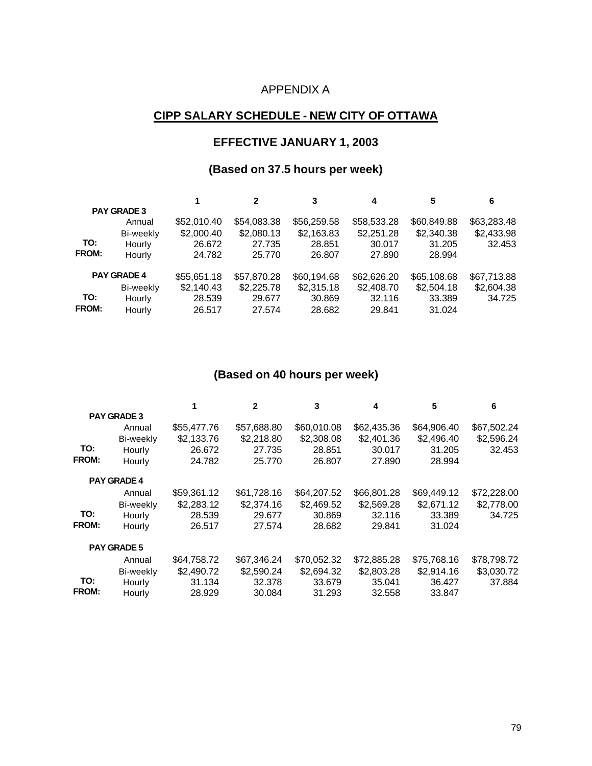APPENDIX A

## CIPP SALARY SCHEDULE - NEW CITY OF OTTAWA

### EFFECTIVE JANUARY 1, 2003

### (Based on 37.5 hours per week)

| | | 1 | 2 | 3 | 4 | 5 | 6 |
|---|---|---|---|---|---|---|---|
| **PAY GRADE 3** | | | | | | | |
| | Annual | $52,010.40 | $54,083.38 | $56,259.58 | $58,533.28 | $60,849.88 | $63,283.48 |
| | Bi-weekly | $2,000.40 | $2,080.13 | $2,163.83 | $2,251.28 | $2,340.38 | $2,433.98 |
| **TO:** | Hourly | 26.672 | 27.735 | 28.851 | 30.017 | 31.205 | 32.453 |
| **FROM:** | Hourly | 24.782 | 25.770 | 26.807 | 27.890 | 28.994 | |
| **PAY GRADE 4** | | $55,651.18 | $57,870.28 | $60,194.68 | $62,626.20 | $65,108.68 | $67,713.88 |
| | Bi-weekly | $2,140.43 | $2,225.78 | $2,315.18 | $2,408.70 | $2,504.18 | $2,604.38 |
| **TO:** | Hourly | 28.539 | 29.677 | 30.869 | 32.116 | 33.389 | 34.725 |
| **FROM:** | Hourly | 26.517 | 27.574 | 28.682 | 29.841 | 31.024 | |

### (Based on 40 hours per week)

| | | 1 | 2 | 3 | 4 | 5 | 6 |
|---|---|---|---|---|---|---|---|
| **PAY GRADE 3** | | | | | | | |
| | Annual | $55,477.76 | $57,688.80 | $60,010.08 | $62,435.36 | $64,906.40 | $67,502.24 |
| | Bi-weekly | $2,133.76 | $2,218.80 | $2,308.08 | $2,401.36 | $2,496.40 | $2,596.24 |
| **TO:** | Hourly | 26.672 | 27.735 | 28.851 | 30.017 | 31.205 | 32.453 |
| **FROM:** | Hourly | 24.782 | 25.770 | 26.807 | 27.890 | 28.994 | |
| **PAY GRADE 4** | | | | | | | |
| | Annual | $59,361.12 | $61,728.16 | $64,207.52 | $66,801.28 | $69,449.12 | $72,228.00 |
| | Bi-weekly | $2,283.12 | $2,374.16 | $2,469.52 | $2,569.28 | $2,671.12 | $2,778.00 |
| **TO:** | Hourly | 28.539 | 29.677 | 30.869 | 32.116 | 33.389 | 34.725 |
| **FROM:** | Hourly | 26.517 | 27.574 | 28.682 | 29.841 | 31.024 | |
| **PAY GRADE 5** | | | | | | | |
| | Annual | $64,758.72 | $67,346.24 | $70,052.32 | $72,885.28 | $75,768.16 | $78,798.72 |
| | Bi-weekly | $2,490.72 | $2,590.24 | $2,694.32 | $2,803.28 | $2,914.16 | $3,030.72 |
| **TO:** | Hourly | 31.134 | 32.378 | 33.679 | 35.041 | 36.427 | 37.884 |
| **FROM:** | Hourly | 28.929 | 30.084 | 31.293 | 32.558 | 33.847 | |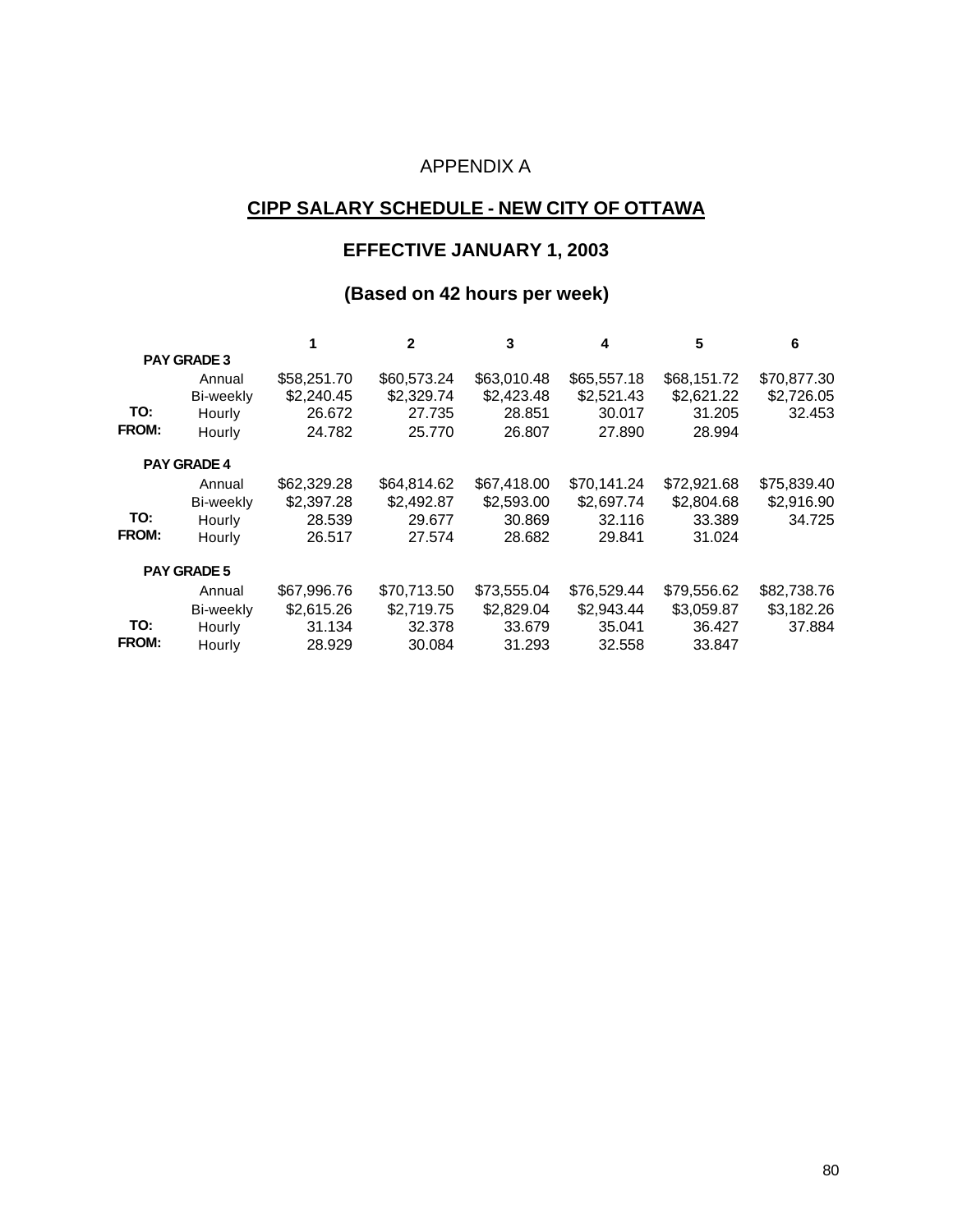APPENDIX A

## CIPP SALARY SCHEDULE - NEW CITY OF OTTAWA

### EFFECTIVE JANUARY 1, 2003

### (Based on 42 hours per week)

| | | 1 | 2 | 3 | 4 | 5 | 6 |
|---|---|---|---|---|---|---|---|
| **PAY GRADE 3** | | | | | | | |
| | Annual | $58,251.70 | $60,573.24 | $63,010.48 | $65,557.18 | $68,151.72 | $70,877.30 |
| | Bi-weekly | $2,240.45 | $2,329.74 | $2,423.48 | $2,521.43 | $2,621.22 | $2,726.05 |
| **TO:** | Hourly | 26.672 | 27.735 | 28.851 | 30.017 | 31.205 | 32.453 |
| **FROM:** | Hourly | 24.782 | 25.770 | 26.807 | 27.890 | 28.994 | |
| **PAY GRADE 4** | | | | | | | |
| | Annual | $62,329.28 | $64,814.62 | $67,418.00 | $70,141.24 | $72,921.68 | $75,839.40 |
| | Bi-weekly | $2,397.28 | $2,492.87 | $2,593.00 | $2,697.74 | $2,804.68 | $2,916.90 |
| **TO:** | Hourly | 28.539 | 29.677 | 30.869 | 32.116 | 33.389 | 34.725 |
| **FROM:** | Hourly | 26.517 | 27.574 | 28.682 | 29.841 | 31.024 | |
| **PAY GRADE 5** | | | | | | | |
| | Annual | $67,996.76 | $70,713.50 | $73,555.04 | $76,529.44 | $79,556.62 | $82,738.76 |
| | Bi-weekly | $2,615.26 | $2,719.75 | $2,829.04 | $2,943.44 | $3,059.87 | $3,182.26 |
| **TO:** | Hourly | 31.134 | 32.378 | 33.679 | 35.041 | 36.427 | 37.884 |
| **FROM:** | Hourly | 28.929 | 30.084 | 31.293 | 32.558 | 33.847 | |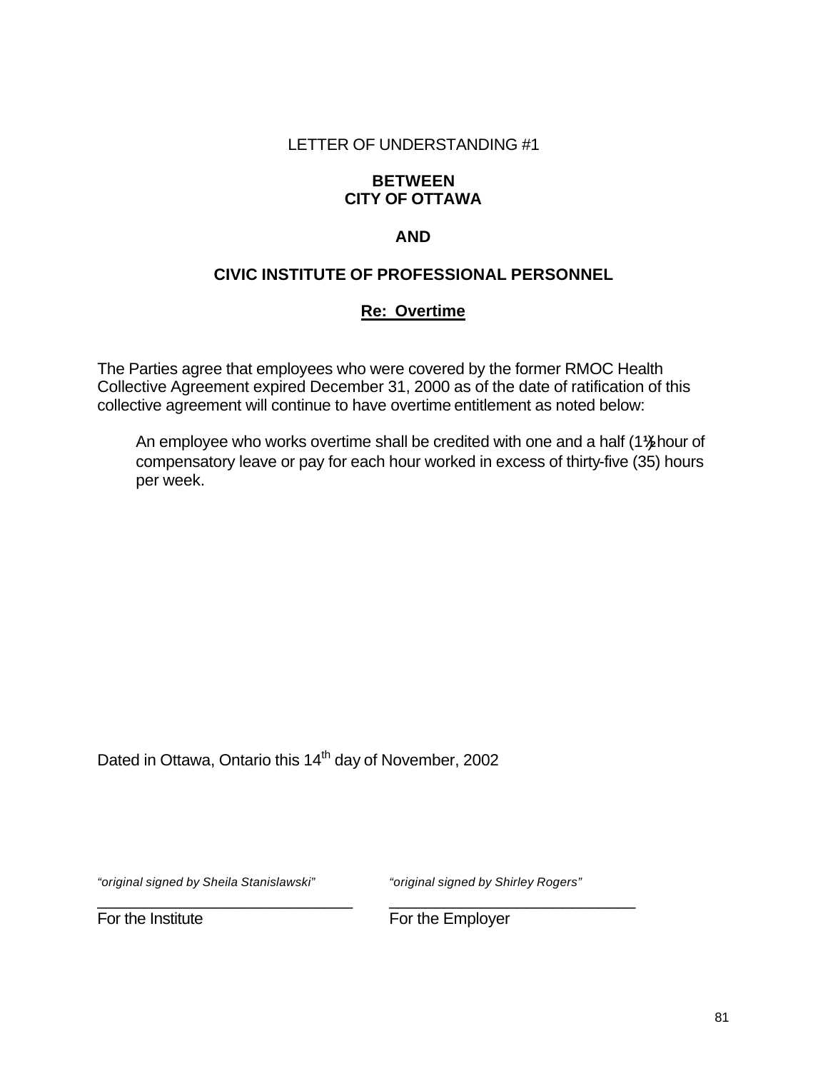LETTER OF UNDERSTANDING #1

**BETWEEN**
**CITY OF OTTAWA**

**AND**

**CIVIC INSTITUTE OF PROFESSIONAL PERSONNEL**

**Re: Overtime**

The Parties agree that employees who were covered by the former RMOC Health Collective Agreement expired December 31, 2000 as of the date of ratification of this collective agreement will continue to have overtime entitlement as noted below:

> An employee who works overtime shall be credited with one and a half (1½) hour of compensatory leave or pay for each hour worked in excess of thirty-five (35) hours per week.

Dated in Ottawa, Ontario this 14th day of November, 2002

*"original signed by Sheila Stanislawski"*
_______________________________
For the Institute

*"original signed by Shirley Rogers"*
_______________________________
For the Employer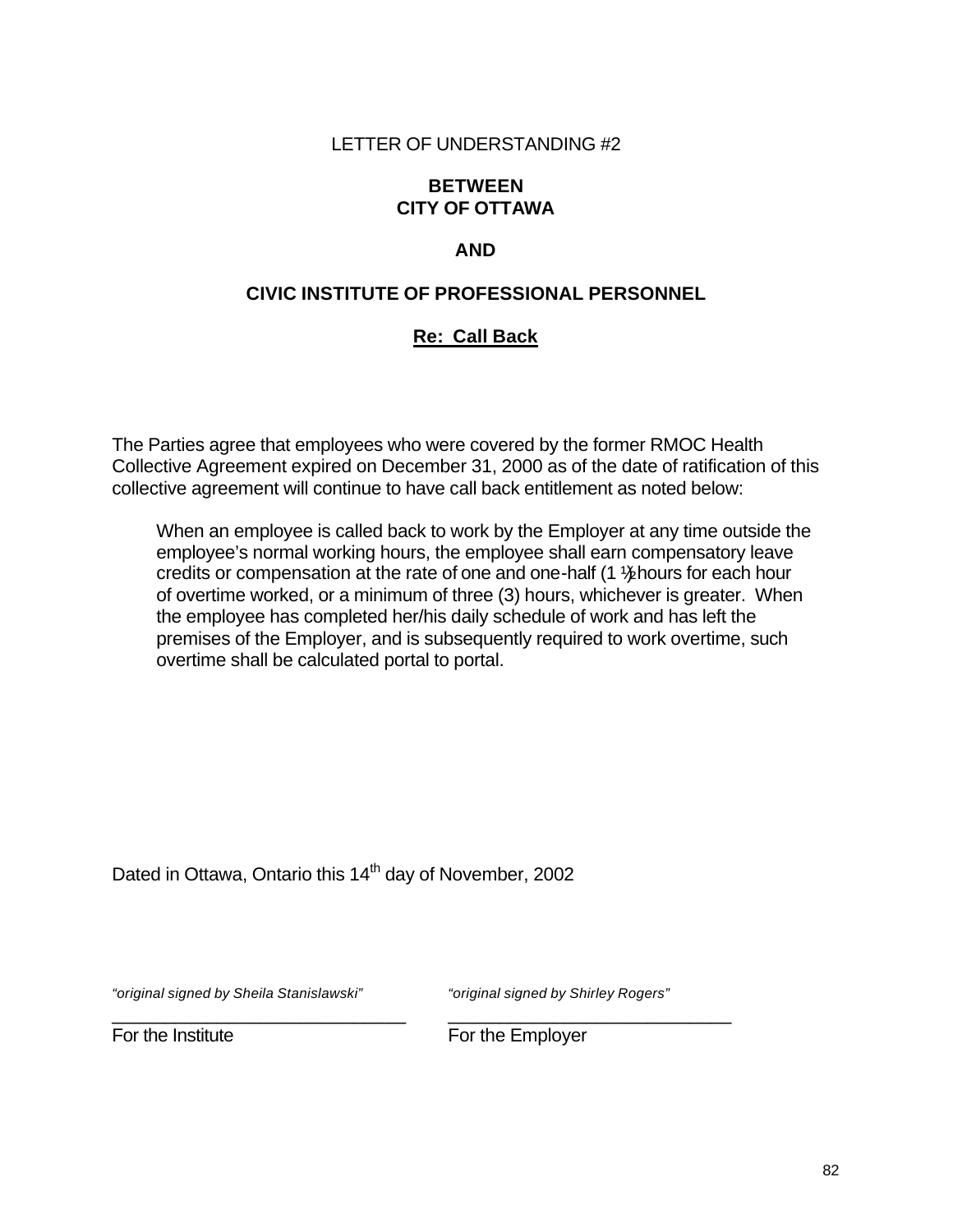LETTER OF UNDERSTANDING #2

**BETWEEN**
**CITY OF OTTAWA**

**AND**

**CIVIC INSTITUTE OF PROFESSIONAL PERSONNEL**

**Re: Call Back**

The Parties agree that employees who were covered by the former RMOC Health Collective Agreement expired on December 31, 2000 as of the date of ratification of this collective agreement will continue to have call back entitlement as noted below:

> When an employee is called back to work by the Employer at any time outside the employee's normal working hours, the employee shall earn compensatory leave credits or compensation at the rate of one and one-half (1 ½) hours for each hour of overtime worked, or a minimum of three (3) hours, whichever is greater. When the employee has completed her/his daily schedule of work and has left the premises of the Employer, and is subsequently required to work overtime, such overtime shall be calculated portal to portal.

Dated in Ottawa, Ontario this 14th day of November, 2002

| *"original signed by Sheila Stanislawski"* | *"original signed by Shirley Rogers"* |
|---|---|
| For the Institute | For the Employer |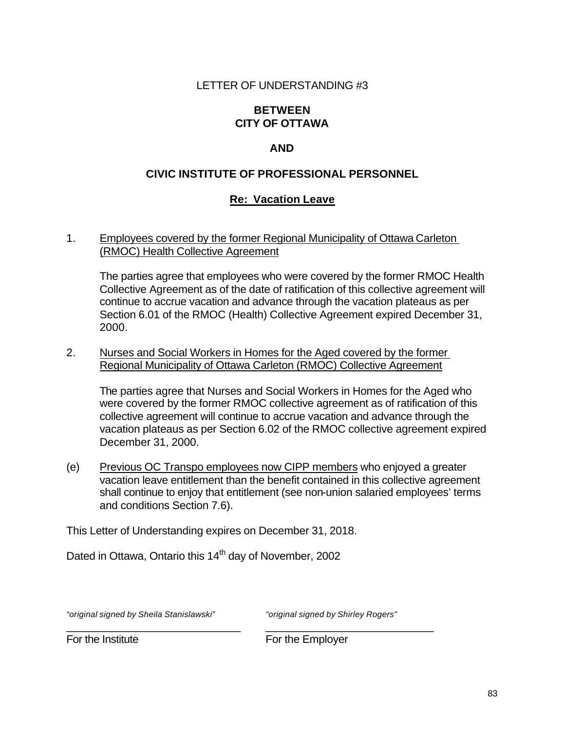LETTER OF UNDERSTANDING #3

**BETWEEN**
**CITY OF OTTAWA**

**AND**

**CIVIC INSTITUTE OF PROFESSIONAL PERSONNEL**

**Re: Vacation Leave**

1. Employees covered by the former Regional Municipality of Ottawa Carleton (RMOC) Health Collective Agreement

   The parties agree that employees who were covered by the former RMOC Health Collective Agreement as of the date of ratification of this collective agreement will continue to accrue vacation and advance through the vacation plateaus as per Section 6.01 of the RMOC (Health) Collective Agreement expired December 31, 2000.

2. Nurses and Social Workers in Homes for the Aged covered by the former Regional Municipality of Ottawa Carleton (RMOC) Collective Agreement

   The parties agree that Nurses and Social Workers in Homes for the Aged who were covered by the former RMOC collective agreement as of ratification of this collective agreement will continue to accrue vacation and advance through the vacation plateaus as per Section 6.02 of the RMOC collective agreement expired December 31, 2000.

(e) Previous OC Transpo employees now CIPP members who enjoyed a greater vacation leave entitlement than the benefit contained in this collective agreement shall continue to enjoy that entitlement (see non-union salaried employees' terms and conditions Section 7.6).

This Letter of Understanding expires on December 31, 2018.

Dated in Ottawa, Ontario this 14th day of November, 2002

| *"original signed by Sheila Stanislawski"* | *"original signed by Shirley Rogers"* |
|---|---|
| For the Institute | For the Employer |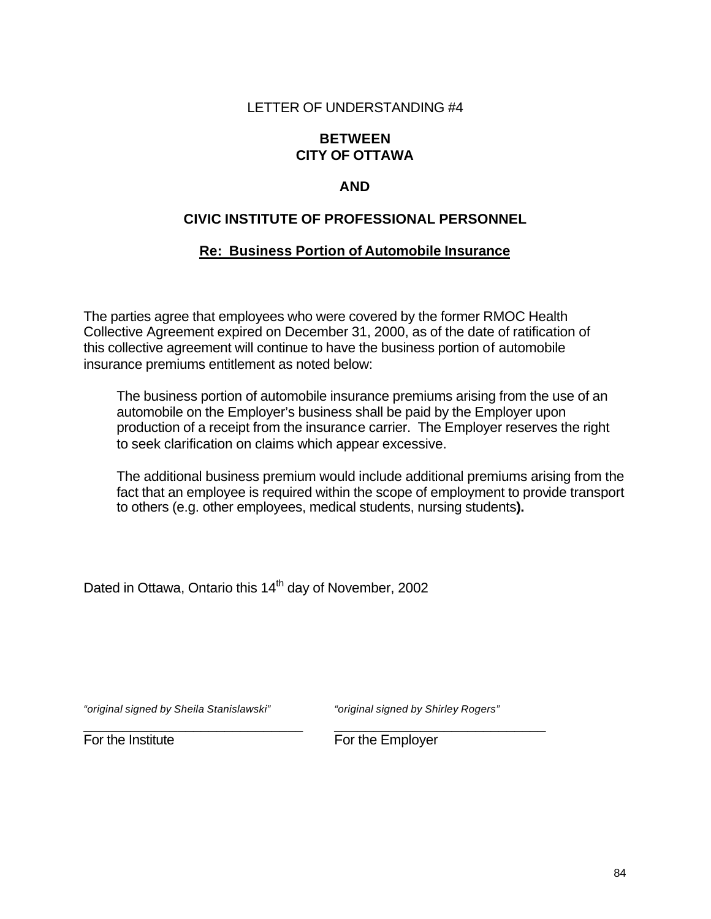LETTER OF UNDERSTANDING #4

**BETWEEN**
**CITY OF OTTAWA**

**AND**

**CIVIC INSTITUTE OF PROFESSIONAL PERSONNEL**

**Re: Business Portion of Automobile Insurance**

The parties agree that employees who were covered by the former RMOC Health Collective Agreement expired on December 31, 2000, as of the date of ratification of this collective agreement will continue to have the business portion of automobile insurance premiums entitlement as noted below:

> The business portion of automobile insurance premiums arising from the use of an automobile on the Employer's business shall be paid by the Employer upon production of a receipt from the insurance carrier. The Employer reserves the right to seek clarification on claims which appear excessive.
>
> The additional business premium would include additional premiums arising from the fact that an employee is required within the scope of employment to provide transport to others (e.g. other employees, medical students, nursing students**).**

Dated in Ottawa, Ontario this 14th day of November, 2002

| *"original signed by Sheila Stanislawski"* | *"original signed by Shirley Rogers"* |
|---|---|
| For the Institute | For the Employer |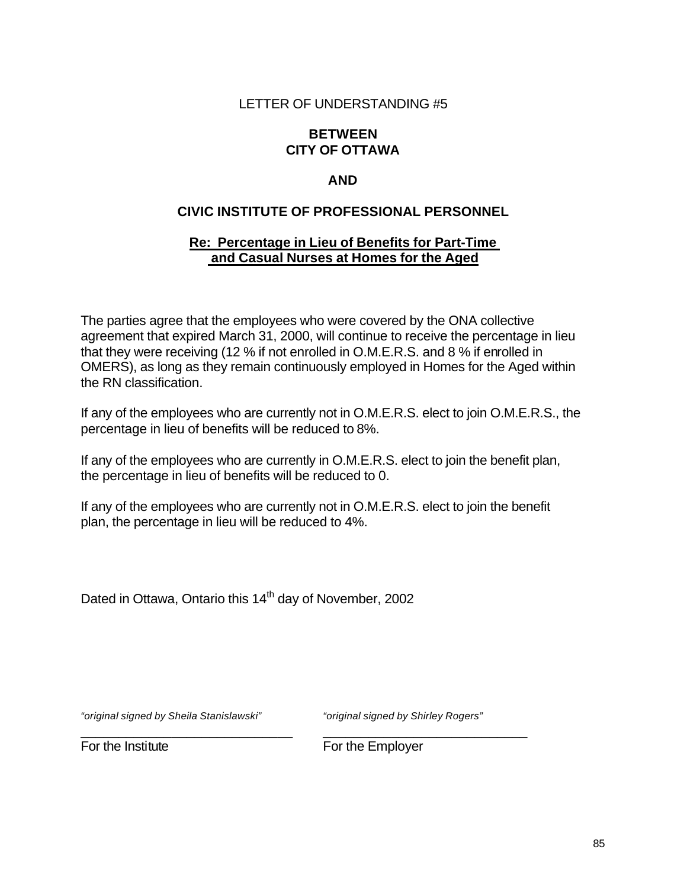LETTER OF UNDERSTANDING #5

**BETWEEN**
**CITY OF OTTAWA**

**AND**

**CIVIC INSTITUTE OF PROFESSIONAL PERSONNEL**

**Re: Percentage in Lieu of Benefits for Part-Time and Casual Nurses at Homes for the Aged**

The parties agree that the employees who were covered by the ONA collective agreement that expired March 31, 2000, will continue to receive the percentage in lieu that they were receiving (12 % if not enrolled in O.M.E.R.S. and 8 % if enrolled in OMERS), as long as they remain continuously employed in Homes for the Aged within the RN classification.

If any of the employees who are currently not in O.M.E.R.S. elect to join O.M.E.R.S., the percentage in lieu of benefits will be reduced to 8%.

If any of the employees who are currently in O.M.E.R.S. elect to join the benefit plan, the percentage in lieu of benefits will be reduced to 0.

If any of the employees who are currently not in O.M.E.R.S. elect to join the benefit plan, the percentage in lieu will be reduced to 4%.

Dated in Ottawa, Ontario this 14th day of November, 2002

| *"original signed by Sheila Stanislawski"* | *"original signed by Shirley Rogers"* |
| --- | --- |
| For the Institute | For the Employer |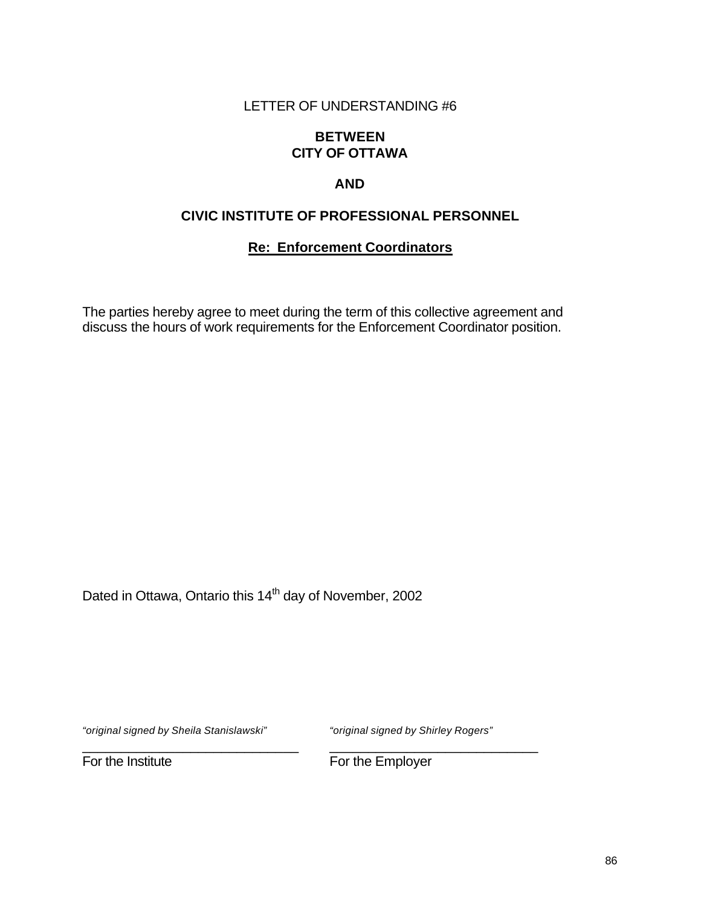LETTER OF UNDERSTANDING #6

**BETWEEN**
**CITY OF OTTAWA**

**AND**

**CIVIC INSTITUTE OF PROFESSIONAL PERSONNEL**

**Re: Enforcement Coordinators**

The parties hereby agree to meet during the term of this collective agreement and discuss the hours of work requirements for the Enforcement Coordinator position.

Dated in Ottawa, Ontario this 14th day of November, 2002

*"original signed by Sheila Stanislawski"*
For the Institute

*"original signed by Shirley Rogers"*
For the Employer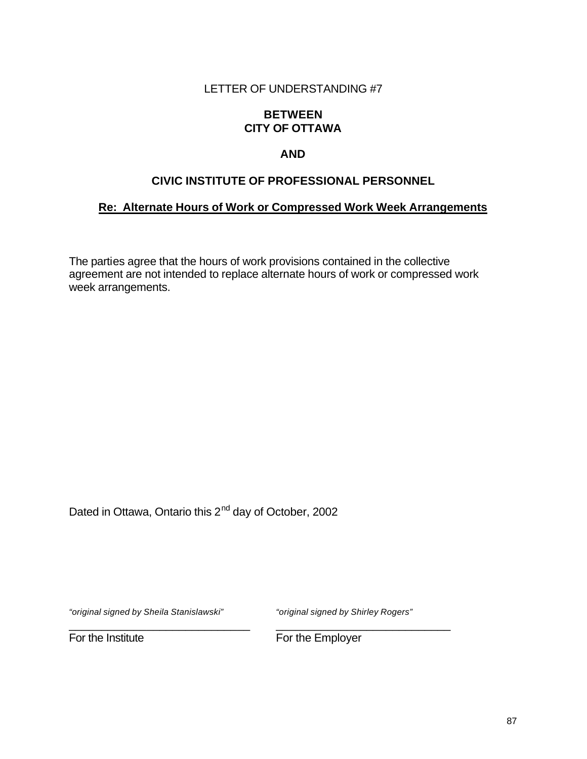LETTER OF UNDERSTANDING #7

**BETWEEN**
**CITY OF OTTAWA**

**AND**

**CIVIC INSTITUTE OF PROFESSIONAL PERSONNEL**

**Re: Alternate Hours of Work or Compressed Work Week Arrangements**

The parties agree that the hours of work provisions contained in the collective agreement are not intended to replace alternate hours of work or compressed work week arrangements.

Dated in Ottawa, Ontario this 2nd day of October, 2002

| *"original signed by Sheila Stanislawski"* | *"original signed by Shirley Rogers"* |
|---|---|
| For the Institute | For the Employer |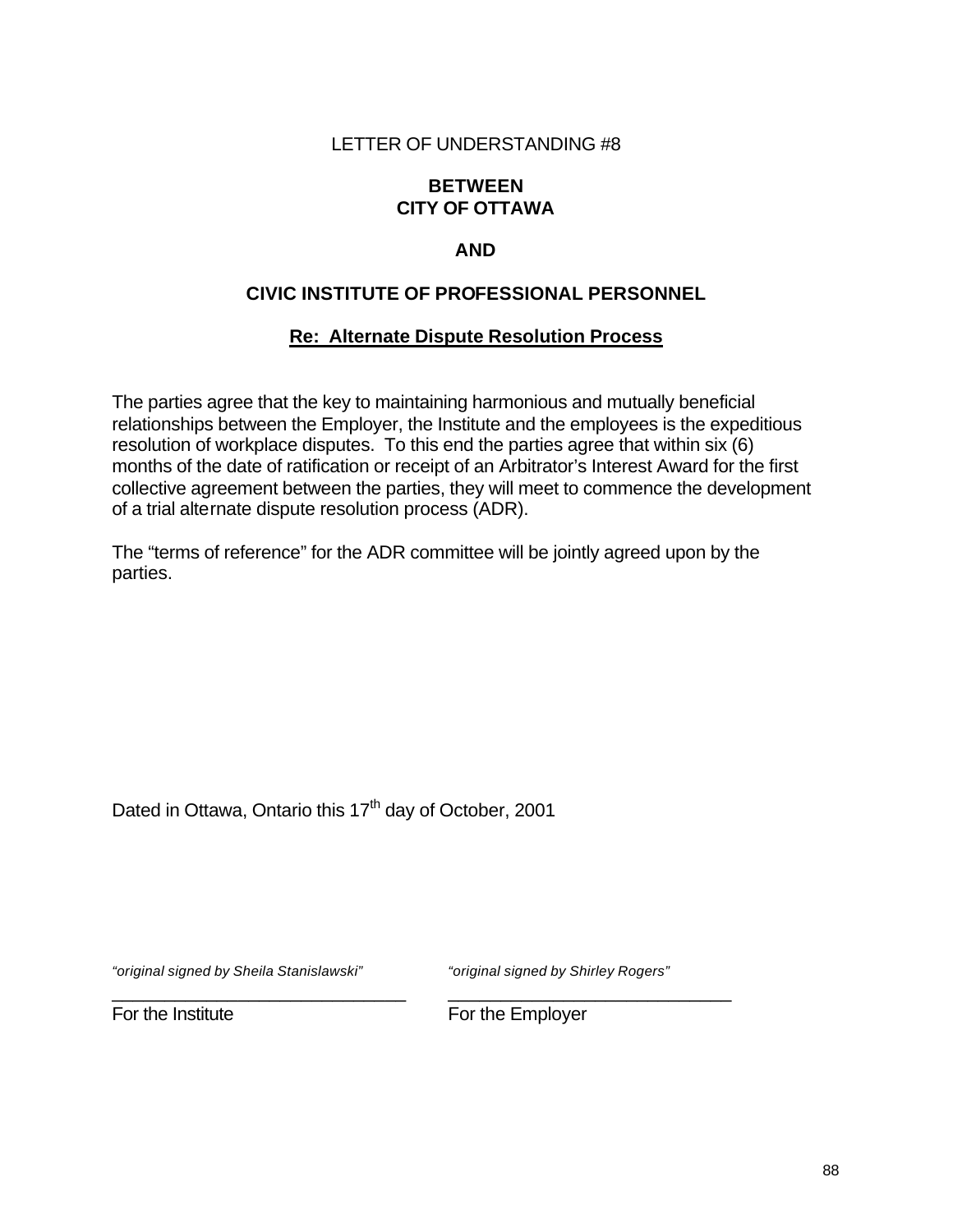LETTER OF UNDERSTANDING #8

**BETWEEN**
**CITY OF OTTAWA**

**AND**

**CIVIC INSTITUTE OF PROFESSIONAL PERSONNEL**

**Re: Alternate Dispute Resolution Process**

The parties agree that the key to maintaining harmonious and mutually beneficial relationships between the Employer, the Institute and the employees is the expeditious resolution of workplace disputes. To this end the parties agree that within six (6) months of the date of ratification or receipt of an Arbitrator's Interest Award for the first collective agreement between the parties, they will meet to commence the development of a trial alternate dispute resolution process (ADR).

The "terms of reference" for the ADR committee will be jointly agreed upon by the parties.

Dated in Ottawa, Ontario this 17th day of October, 2001

*"original signed by Sheila Stanislawski"*
For the Institute

*"original signed by Shirley Rogers"*
For the Employer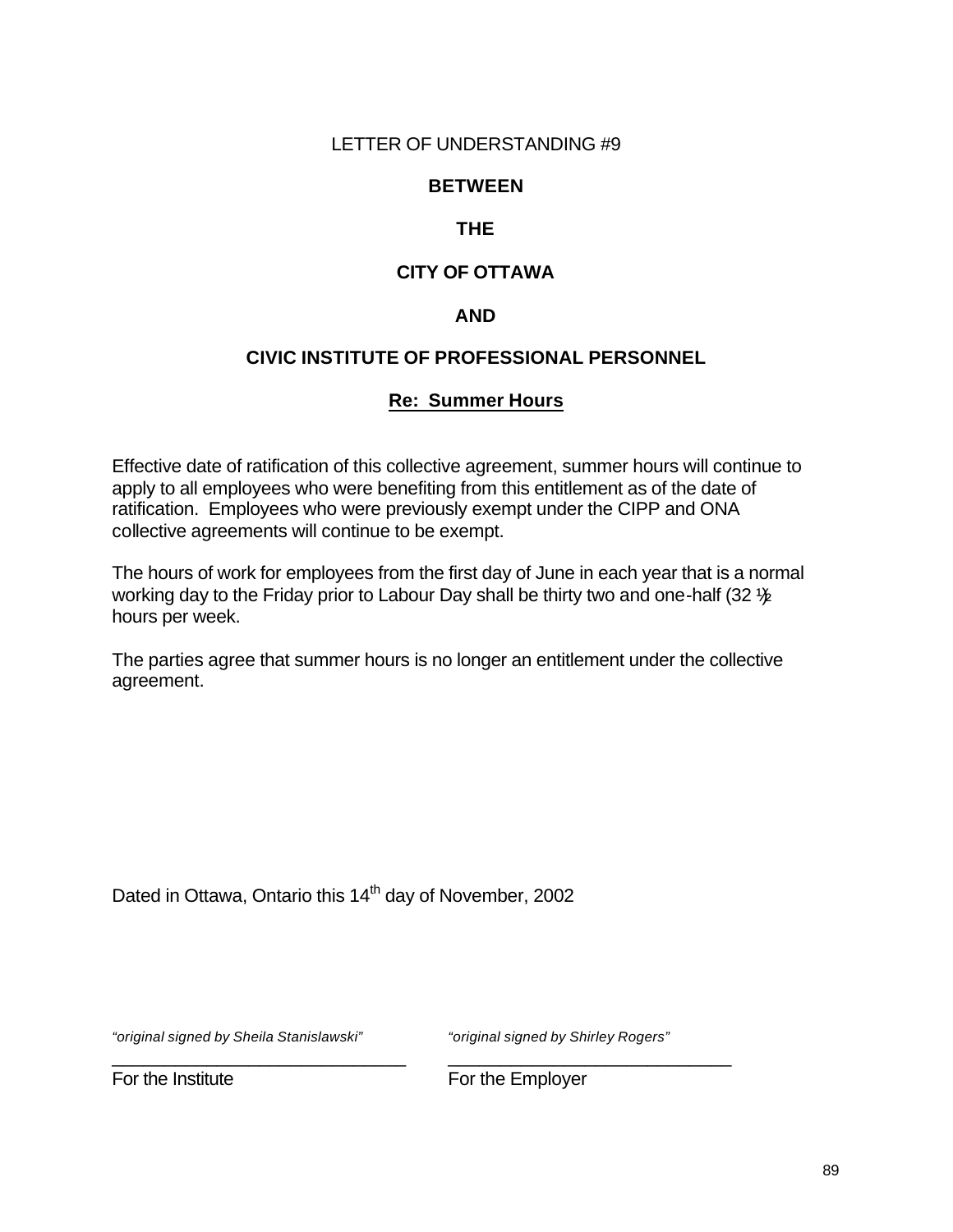LETTER OF UNDERSTANDING #9

**BETWEEN**

**THE**

**CITY OF OTTAWA**

**AND**

**CIVIC INSTITUTE OF PROFESSIONAL PERSONNEL**

**Re: Summer Hours**

Effective date of ratification of this collective agreement, summer hours will continue to apply to all employees who were benefiting from this entitlement as of the date of ratification. Employees who were previously exempt under the CIPP and ONA collective agreements will continue to be exempt.

The hours of work for employees from the first day of June in each year that is a normal working day to the Friday prior to Labour Day shall be thirty two and one-half (32 ½) hours per week.

The parties agree that summer hours is no longer an entitlement under the collective agreement.

Dated in Ottawa, Ontario this 14th day of November, 2002

| *"original signed by Sheila Stanislawski"* | *"original signed by Shirley Rogers"* |
|---|---|
| For the Institute | For the Employer |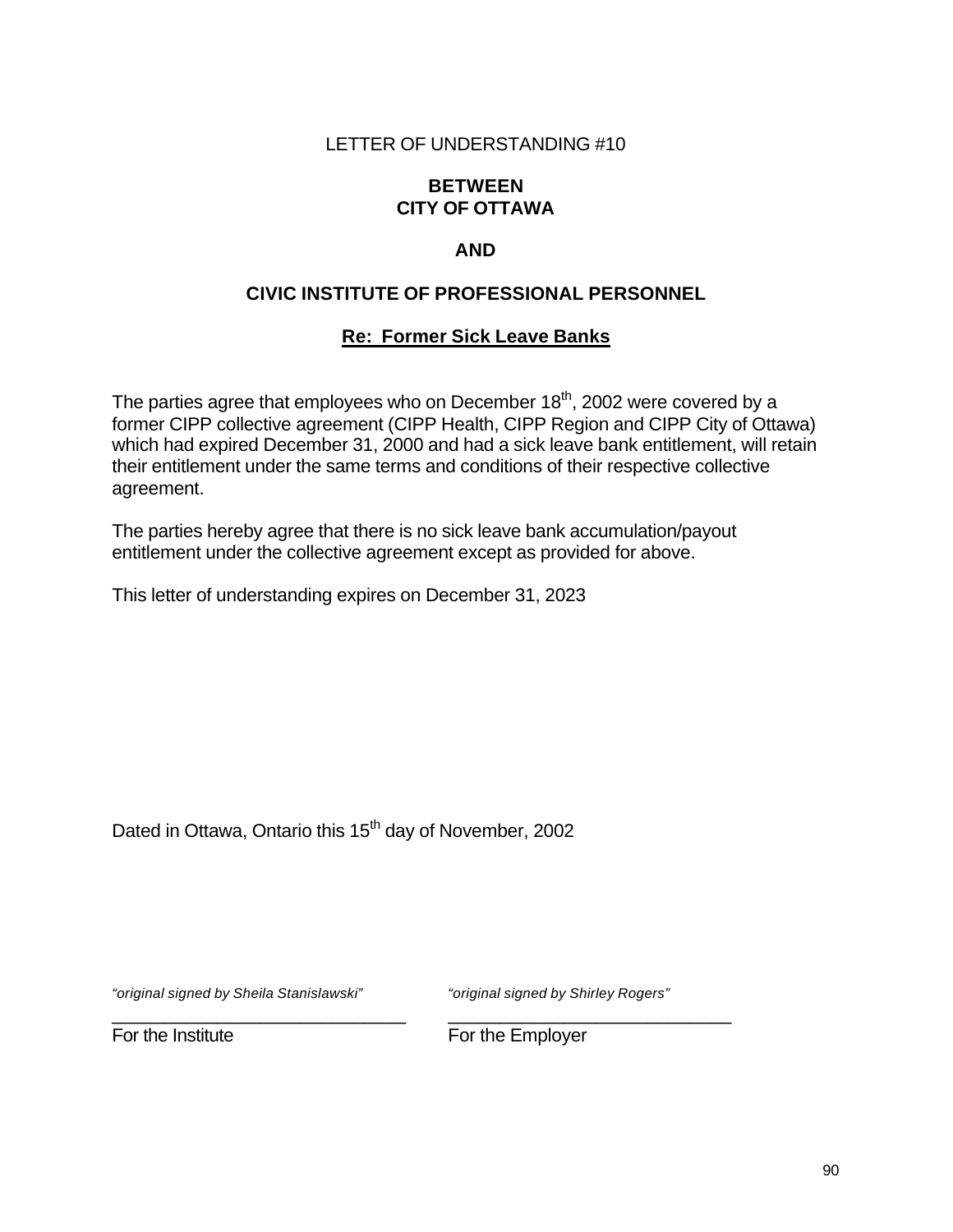LETTER OF UNDERSTANDING #10

**BETWEEN**
**CITY OF OTTAWA**

**AND**

**CIVIC INSTITUTE OF PROFESSIONAL PERSONNEL**

**Re: Former Sick Leave Banks**

The parties agree that employees who on December 18th, 2002 were covered by a former CIPP collective agreement (CIPP Health, CIPP Region and CIPP City of Ottawa) which had expired December 31, 2000 and had a sick leave bank entitlement, will retain their entitlement under the same terms and conditions of their respective collective agreement.

The parties hereby agree that there is no sick leave bank accumulation/payout entitlement under the collective agreement except as provided for above.

This letter of understanding expires on December 31, 2023

Dated in Ottawa, Ontario this 15th day of November, 2002

| | |
|---|---|
| *"original signed by Sheila Stanislawski"* | *"original signed by Shirley Rogers"* |
| For the Institute | For the Employer |